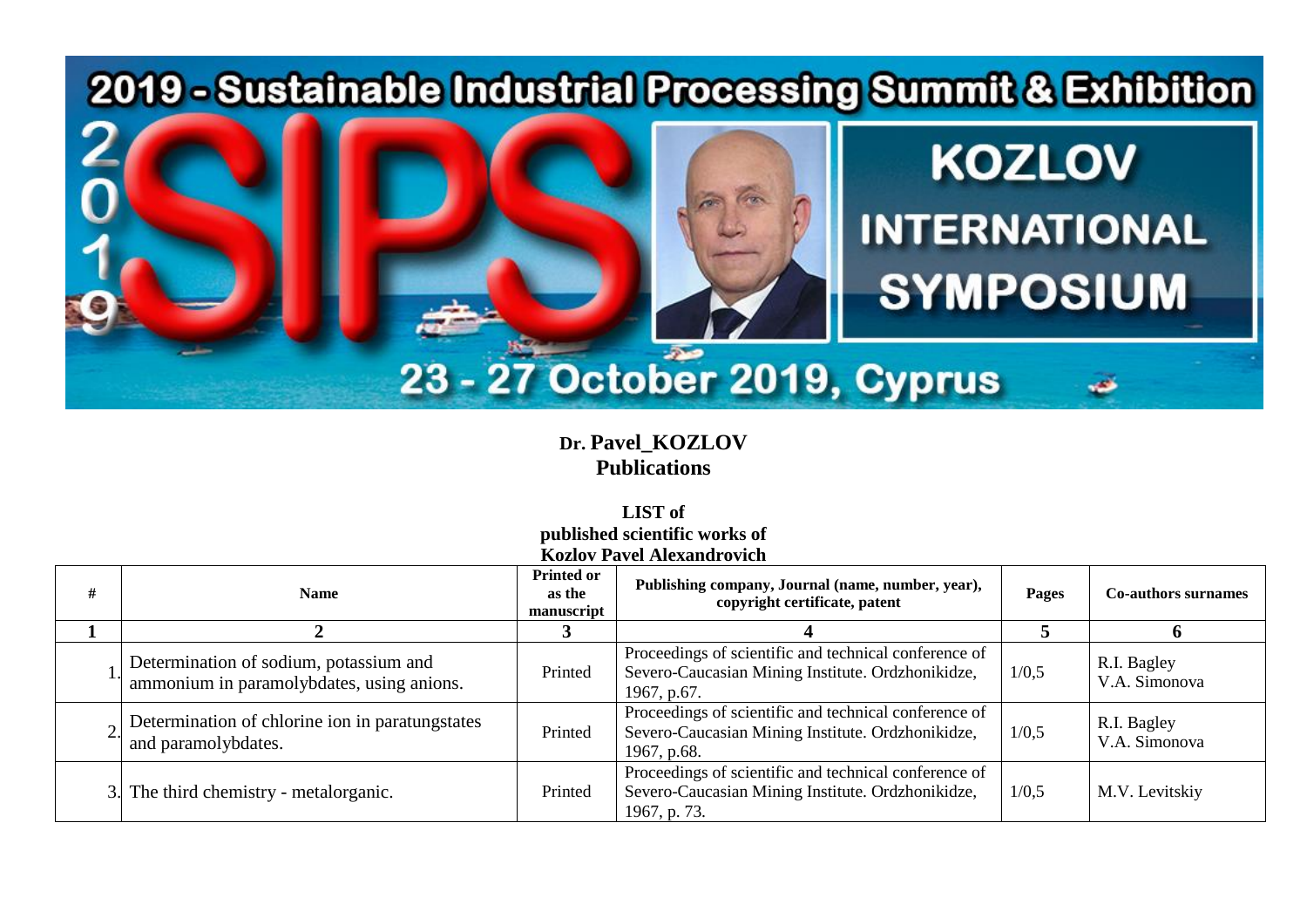**Dr. Pavel_KOZLOV**
**Publications**

**LIST of**
**published scientific works of**
**Kozlov Pavel Alexandrovich**

| # | Name | Printed or as the manuscript | Publishing company, Journal (name, number, year), copyright certificate, patent | Pages | Co-authors surnames |
|---|---|---|---|---|---|
| **1** | **2** | **3** | **4** | **5** | **6** |
| 1. | Determination of sodium, potassium and ammonium in paramolybdates, using anions. | Printed | Proceedings of scientific and technical conference of Severo-Caucasian Mining Institute. Ordzhonikidze, 1967, p.67. | 1/0,5 | R.I. Bagley V.A. Simonova |
| 2. | Determination of chlorine ion in paratungstates and paramolybdates. | Printed | Proceedings of scientific and technical conference of Severo-Caucasian Mining Institute. Ordzhonikidze, 1967, p.68. | 1/0,5 | R.I. Bagley V.A. Simonova |
| 3. | The third chemistry - metalorganic. | Printed | Proceedings of scientific and technical conference of Severo-Caucasian Mining Institute. Ordzhonikidze, 1967, p. 73. | 1/0,5 | M.V. Levitskiy |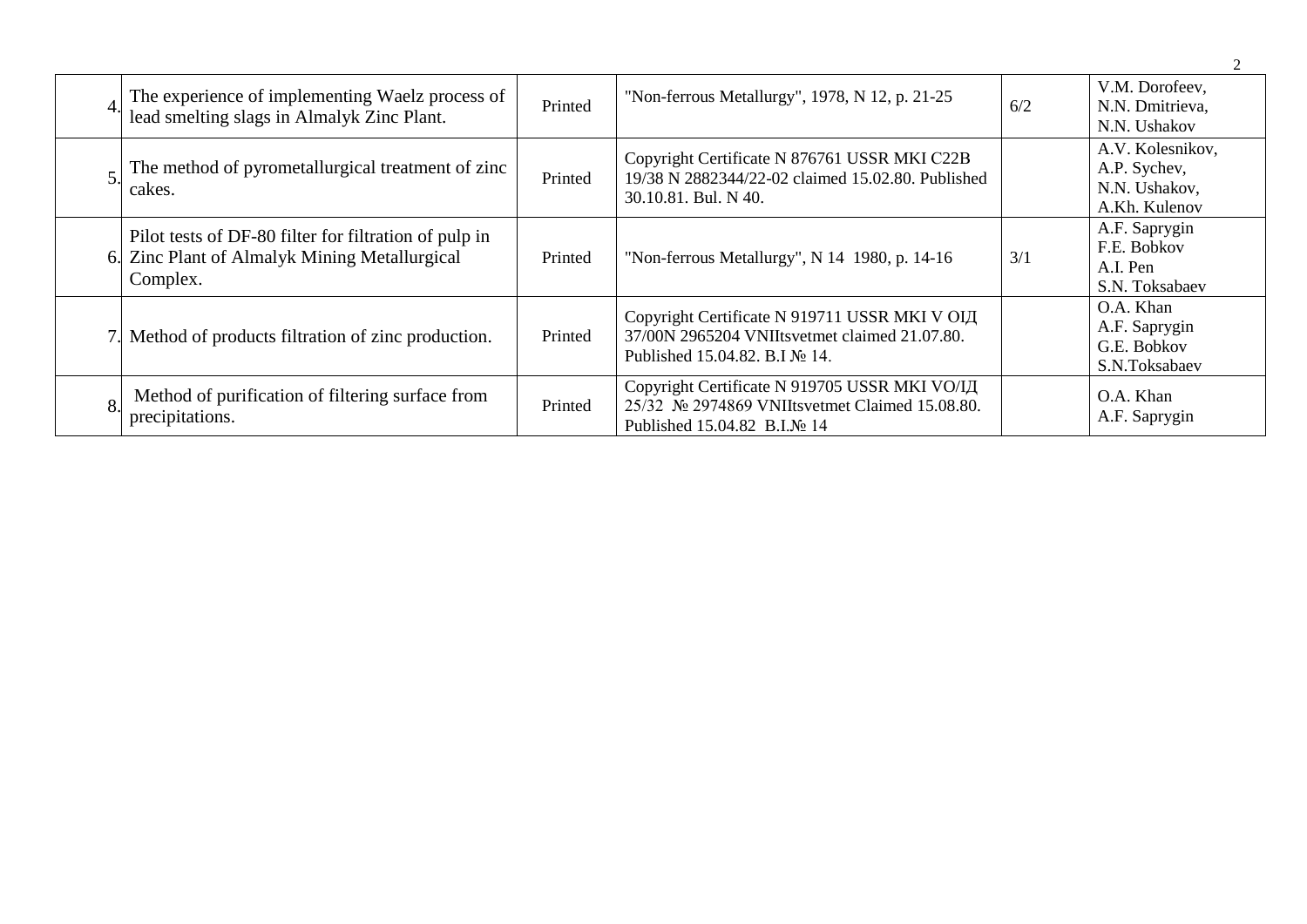| 4. | The experience of implementing Waelz process of lead smelting slags in Almalyk Zinc Plant. | Printed | "Non-ferrous Metallurgy", 1978, N 12, p. 21-25 | 6/2 | V.M. Dorofeev, N.N. Dmitrieva, N.N. Ushakov |
|---|---|---|---|---|---|
| 5. | The method of pyrometallurgical treatment of zinc cakes. | Printed | Copyright Certificate N 876761 USSR MKI C22B 19/38 N 2882344/22-02 claimed 15.02.80. Published 30.10.81. Bul. N 40. | | A.V. Kolesnikov, A.P. Sychev, N.N. Ushakov, A.Kh. Kulenov |
| 6. | Pilot tests of DF-80 filter for filtration of pulp in Zinc Plant of Almalyk Mining Metallurgical Complex. | Printed | "Non-ferrous Metallurgy", N 14 1980, p. 14-16 | 3/1 | A.F. Saprygin F.E. Bobkov A.I. Pen S.N. Toksabaev |
| 7. | Method of products filtration of zinc production. | Printed | Copyright Certificate N 919711 USSR MKI V OIД 37/00N 2965204 VNIItsvetmet claimed 21.07.80. Published 15.04.82. B.I № 14. | | O.A. Khan A.F. Saprygin G.E. Bobkov S.N.Toksabaev |
| 8. | Method of purification of filtering surface from precipitations. | Printed | Copyright Certificate N 919705 USSR MKI VO/IД 25/32 № 2974869 VNIItsvetmet Claimed 15.08.80. Published 15.04.82 B.I.№ 14 | | O.A. Khan A.F. Saprygin |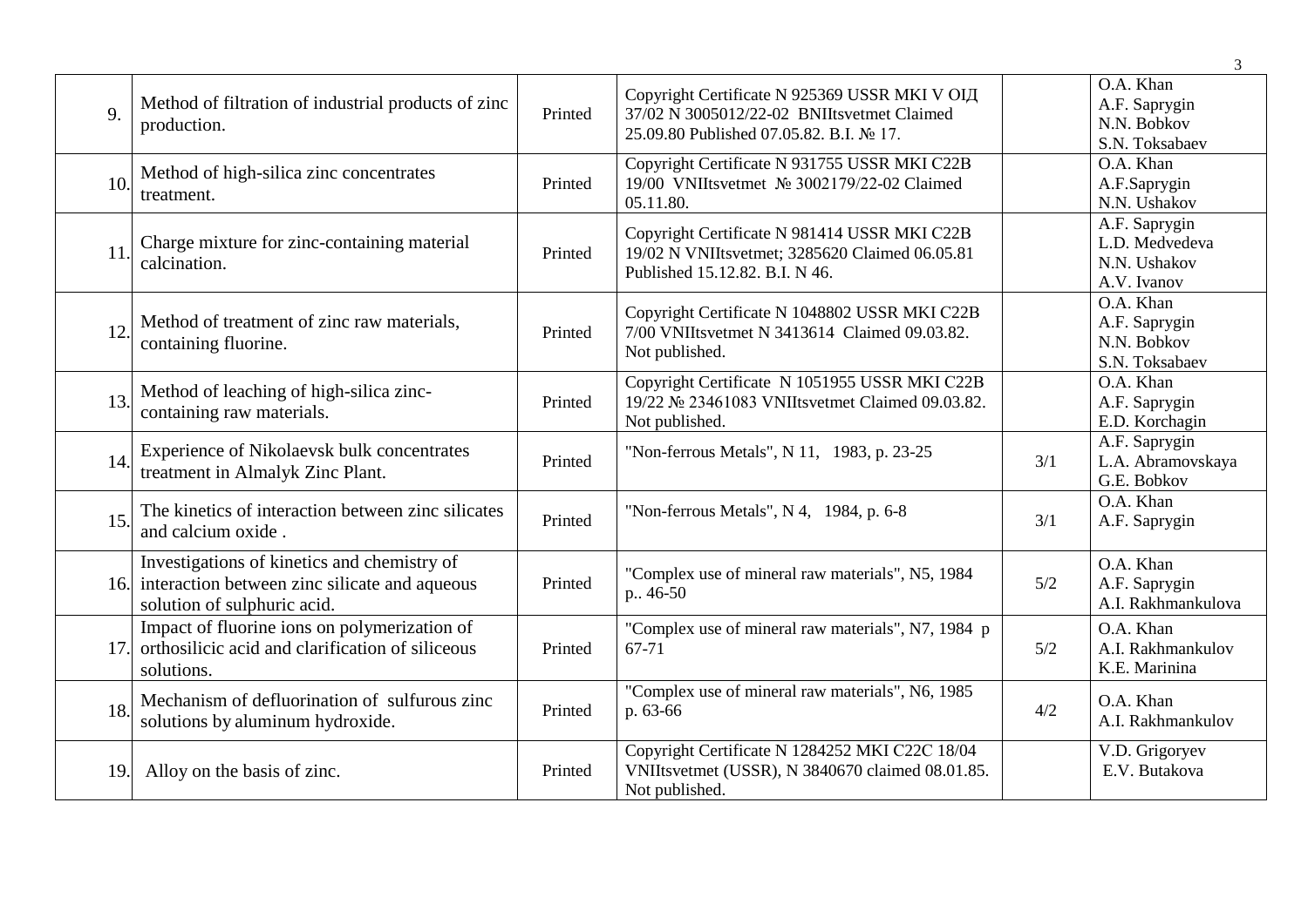| 9. | Method of filtration of industrial products of zinc production. | Printed | Copyright Certificate N 925369 USSR MKI V OIД 37/02 N 3005012/22-02 BNIItsvetmet Claimed 25.09.80 Published 07.05.82. B.I. № 17. | | O.A. Khan A.F. Saprygin N.N. Bobkov S.N. Toksabaev |
|---|---|---|---|---|---|
| 10. | Method of high-silica zinc concentrates treatment. | Printed | Copyright Certificate N 931755 USSR MKI C22B 19/00 VNIItsvetmet № 3002179/22-02 Claimed 05.11.80. | | O.A. Khan A.F.Saprygin N.N. Ushakov |
| 11. | Charge mixture for zinc-containing material calcination. | Printed | Copyright Certificate N 981414 USSR MKI C22B 19/02 N VNIItsvetmet; 3285620 Claimed 06.05.81 Published 15.12.82. B.I. N 46. | | A.F. Saprygin L.D. Medvedeva N.N. Ushakov A.V. Ivanov |
| 12. | Method of treatment of zinc raw materials, containing fluorine. | Printed | Copyright Certificate N 1048802 USSR MKI C22B 7/00 VNIItsvetmet N 3413614 Claimed 09.03.82. Not published. | | O.A. Khan A.F. Saprygin N.N. Bobkov S.N. Toksabaev |
| 13. | Method of leaching of high-silica zinc-containing raw materials. | Printed | Copyright Certificate N 1051955 USSR MKI C22B 19/22 № 23461083 VNIItsvetmet Claimed 09.03.82. Not published. | | O.A. Khan A.F. Saprygin E.D. Korchagin |
| 14. | Experience of Nikolaevsk bulk concentrates treatment in Almalyk Zinc Plant. | Printed | "Non-ferrous Metals", N 11, 1983, p. 23-25 | 3/1 | A.F. Saprygin L.A. Abramovskaya G.E. Bobkov |
| 15. | The kinetics of interaction between zinc silicates and calcium oxide . | Printed | "Non-ferrous Metals", N 4, 1984, p. 6-8 | 3/1 | O.A. Khan A.F. Saprygin |
| 16. | Investigations of kinetics and chemistry of interaction between zinc silicate and aqueous solution of sulphuric acid. | Printed | "Complex use of mineral raw materials", N5, 1984 p.. 46-50 | 5/2 | O.A. Khan A.F. Saprygin A.I. Rakhmankulova |
| 17. | Impact of fluorine ions on polymerization of orthosilicic acid and clarification of siliceous solutions. | Printed | "Complex use of mineral raw materials", N7, 1984 p 67-71 | 5/2 | O.A. Khan A.I. Rakhmankulov K.E. Marinina |
| 18. | Mechanism of defluorination of sulfurous zinc solutions by aluminum hydroxide. | Printed | "Complex use of mineral raw materials", N6, 1985 p. 63-66 | 4/2 | O.A. Khan A.I. Rakhmankulov |
| 19. | Alloy on the basis of zinc. | Printed | Copyright Certificate N 1284252 MKI C22C 18/04 VNIItsvetmet (USSR), N 3840670 claimed 08.01.85. Not published. | | V.D. Grigoryev E.V. Butakova |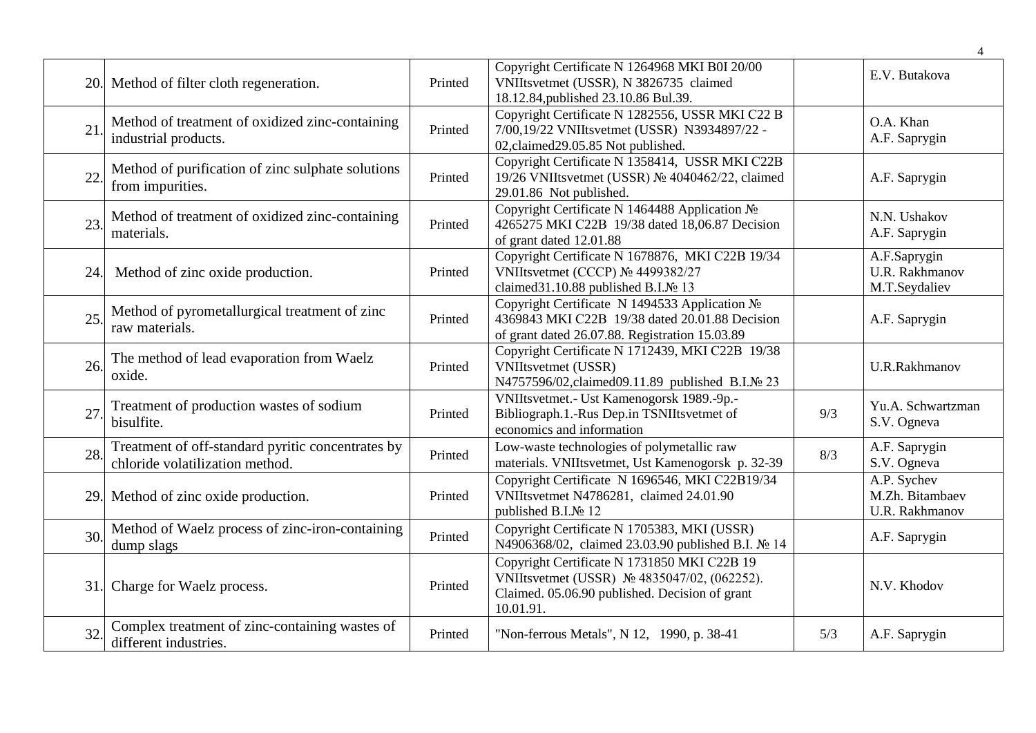| | | | | | |
|---|---|---|---|---|---|
| 20. | Method of filter cloth regeneration. | Printed | Copyright Certificate N 1264968 MKI B0I 20/00 VNIItsvetmet (USSR), N 3826735 claimed 18.12.84,published 23.10.86 Bul.39. | | E.V. Butakova |
| 21. | Method of treatment of oxidized zinc-containing industrial products. | Printed | Copyright Certificate N 1282556, USSR MKI C22 B 7/00,19/22 VNIItsvetmet (USSR) N3934897/22 - 02,claimed29.05.85 Not published. | | O.A. Khan<br>A.F. Saprygin |
| 22. | Method of purification of zinc sulphate solutions from impurities. | Printed | Copyright Certificate N 1358414, USSR MKI C22B 19/26 VNIItsvetmet (USSR) № 4040462/22, claimed 29.01.86 Not published. | | A.F. Saprygin |
| 23. | Method of treatment of oxidized zinc-containing materials. | Printed | Copyright Certificate N 1464488 Application № 4265275 MKI C22B 19/38 dated 18,06.87 Decision of grant dated 12.01.88 | | N.N. Ushakov<br>A.F. Saprygin |
| 24. | Method of zinc oxide production. | Printed | Copyright Certificate N 1678876, MKI C22B 19/34 VNIItsvetmet (СССР) № 4499382/27 claimed31.10.88 published B.I.№ 13 | | A.F.Saprygin<br>U.R. Rakhmanov<br>M.T.Seydaliev |
| 25. | Method of pyrometallurgical treatment of zinc raw materials. | Printed | Copyright Certificate N 1494533 Application № 4369843 MKI C22B 19/38 dated 20.01.88 Decision of grant dated 26.07.88. Registration 15.03.89 | | A.F. Saprygin |
| 26. | The method of lead evaporation from Waelz oxide. | Printed | Copyright Certificate N 1712439, MKI C22B 19/38 VNIItsvetmet (USSR) N4757596/02,claimed09.11.89 published B.I.№ 23 | | U.R.Rakhmanov |
| 27. | Treatment of production wastes of sodium bisulfite. | Printed | VNIItsvetmet.- Ust Kamenogorsk 1989.-9p.- Bibliograph.1.-Rus Dep.in TSNIItsvetmet of economics and information | 9/3 | Yu.A. Schwartzman<br>S.V. Ogneva |
| 28. | Treatment of off-standard pyritic concentrates by chloride volatilization method. | Printed | Low-waste technologies of polymetallic raw materials. VNIItsvetmet, Ust Kamenogorsk p. 32-39 | 8/3 | A.F. Saprygin<br>S.V. Ogneva |
| 29. | Method of zinc oxide production. | Printed | Copyright Certificate N 1696546, MKI C22B19/34 VNIItsvetmet N4786281, claimed 24.01.90 published B.I.№ 12 | | A.P. Sychev<br>M.Zh. Bitambaev<br>U.R. Rakhmanov |
| 30. | Method of Waelz process of zinc-iron-containing dump slags | Printed | Copyright Certificate N 1705383, MKI (USSR) N4906368/02, claimed 23.03.90 published B.I. № 14 | | A.F. Saprygin |
| 31. | Charge for Waelz process. | Printed | Copyright Certificate N 1731850 MKI C22B 19 VNIItsvetmet (USSR) № 4835047/02, (062252). Claimed. 05.06.90 published. Decision of grant 10.01.91. | | N.V. Khodov |
| 32. | Complex treatment of zinc-containing wastes of different industries. | Printed | "Non-ferrous Metals", N 12, 1990, p. 38-41 | 5/3 | A.F. Saprygin |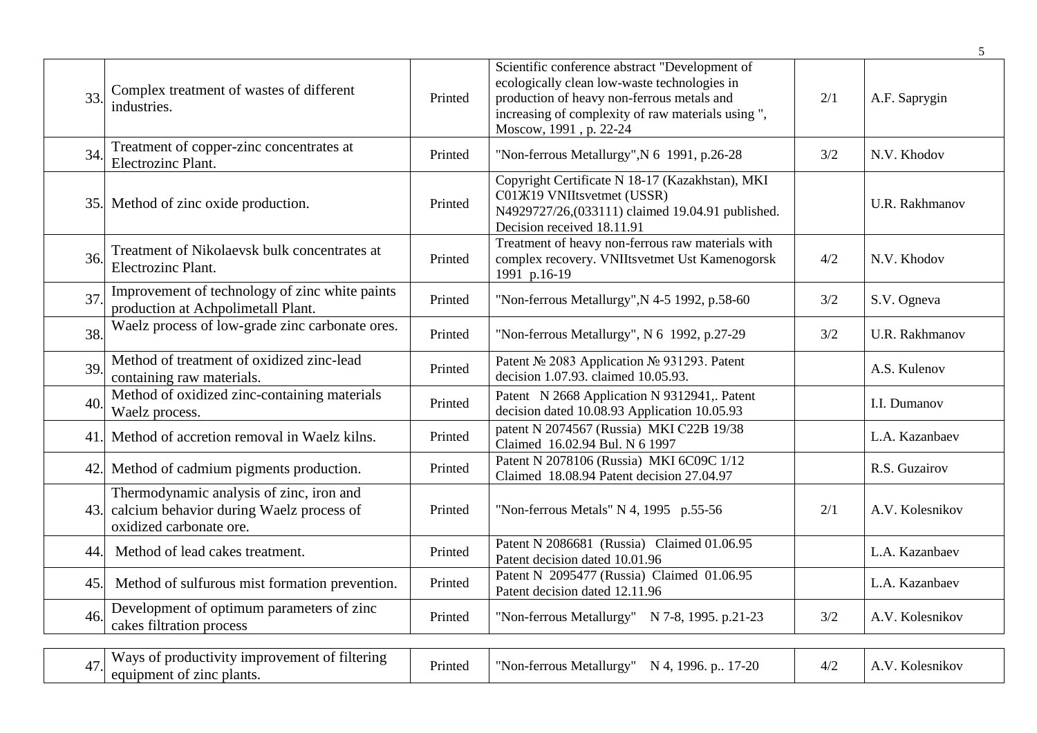| | | | | | |
|---|---|---|---|---|---|
| 33. | Complex treatment of wastes of different industries. | Printed | Scientific conference abstract "Development of ecologically clean low-waste technologies in production of heavy non-ferrous metals and increasing of complexity of raw materials using ", Moscow, 1991 , p. 22-24 | 2/1 | A.F. Saprygin |
| 34. | Treatment of copper-zinc concentrates at Electrozinc Plant. | Printed | "Non-ferrous Metallurgy",N 6 1991, p.26-28 | 3/2 | N.V. Khodov |
| 35. | Method of zinc oxide production. | Printed | Copyright Certificate N 18-17 (Kazakhstan), MKI C01Ж19 VNIItsvetmet (USSR) N4929727/26,(033111) claimed 19.04.91 published. Decision received 18.11.91 | | U.R. Rakhmanov |
| 36. | Treatment of Nikolaevsk bulk concentrates at Electrozinc Plant. | Printed | Treatment of heavy non-ferrous raw materials with complex recovery. VNIItsvetmet Ust Kamenogorsk 1991 p.16-19 | 4/2 | N.V. Khodov |
| 37. | Improvement of technology of zinc white paints production at Achpolimetall Plant. | Printed | "Non-ferrous Metallurgy",N 4-5 1992, p.58-60 | 3/2 | S.V. Ogneva |
| 38. | Waelz process of low-grade zinc carbonate ores. | Printed | "Non-ferrous Metallurgy", N 6 1992, p.27-29 | 3/2 | U.R. Rakhmanov |
| 39. | Method of treatment of oxidized zinc-lead containing raw materials. | Printed | Patent № 2083 Application № 931293. Patent decision 1.07.93. claimed 10.05.93. | | A.S. Kulenov |
| 40. | Method of oxidized zinc-containing materials Waelz process. | Printed | Patent N 2668 Application N 9312941,. Patent decision dated 10.08.93 Application 10.05.93 | | I.I. Dumanov |
| 41. | Method of accretion removal in Waelz kilns. | Printed | patent N 2074567 (Russia) MKI C22B 19/38 Claimed 16.02.94 Bul. N 6 1997 | | L.A. Kazanbaev |
| 42. | Method of cadmium pigments production. | Printed | Patent N 2078106 (Russia) MKI 6C09C 1/12 Claimed 18.08.94 Patent decision 27.04.97 | | R.S. Guzairov |
| 43. | Thermodynamic analysis of zinc, iron and calcium behavior during Waelz process of oxidized carbonate ore. | Printed | "Non-ferrous Metals" N 4, 1995 p.55-56 | 2/1 | A.V. Kolesnikov |
| 44. | Method of lead cakes treatment. | Printed | Patent N 2086681 (Russia) Claimed 01.06.95 Patent decision dated 10.01.96 | | L.A. Kazanbaev |
| 45. | Method of sulfurous mist formation prevention. | Printed | Patent N 2095477 (Russia) Claimed 01.06.95 Patent decision dated 12.11.96 | | L.A. Kazanbaev |
| 46. | Development of optimum parameters of zinc cakes filtration process | Printed | "Non-ferrous Metallurgy" N 7-8, 1995. p.21-23 | 3/2 | A.V. Kolesnikov |
| 47. | Ways of productivity improvement of filtering equipment of zinc plants. | Printed | "Non-ferrous Metallurgy" N 4, 1996. p.. 17-20 | 4/2 | A.V. Kolesnikov |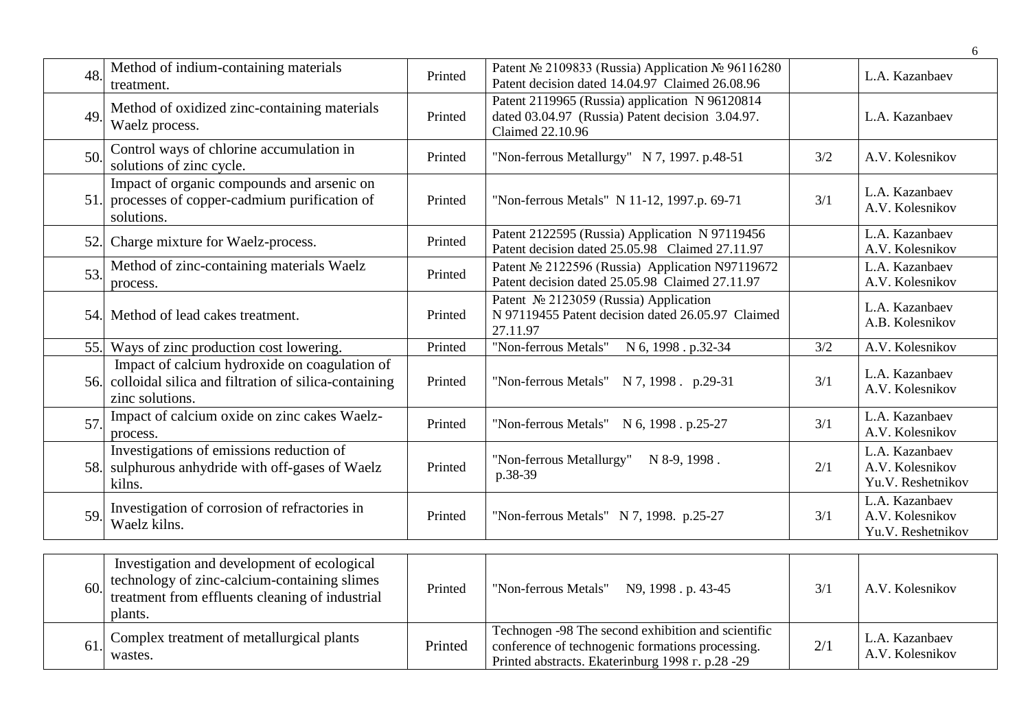| | | | | | |
|---|---|---|---|---|---|
| 48. | Method of indium-containing materials treatment. | Printed | Patent № 2109833 (Russia) Application № 96116280 Patent decision dated 14.04.97 Claimed 26.08.96 | | L.A. Kazanbaev |
| 49. | Method of oxidized zinc-containing materials Waelz process. | Printed | Patent 2119965 (Russia) application N 96120814 dated 03.04.97 (Russia) Patent decision 3.04.97. Claimed 22.10.96 | | L.A. Kazanbaev |
| 50. | Control ways of chlorine accumulation in solutions of zinc cycle. | Printed | "Non-ferrous Metallurgy" N 7, 1997. p.48-51 | 3/2 | A.V. Kolesnikov |
| 51. | Impact of organic compounds and arsenic on processes of copper-cadmium purification of solutions. | Printed | "Non-ferrous Metals" N 11-12, 1997.p. 69-71 | 3/1 | L.A. Kazanbaev A.V. Kolesnikov |
| 52. | Charge mixture for Waelz-process. | Printed | Patent 2122595 (Russia) Application N 97119456 Patent decision dated 25.05.98 Claimed 27.11.97 | | L.A. Kazanbaev A.V. Kolesnikov |
| 53. | Method of zinc-containing materials Waelz process. | Printed | Patent № 2122596 (Russia) Application N97119672 Patent decision dated 25.05.98 Claimed 27.11.97 | | L.A. Kazanbaev A.V. Kolesnikov |
| 54. | Method of lead cakes treatment. | Printed | Patent № 2123059 (Russia) Application N 97119455 Patent decision dated 26.05.97 Claimed 27.11.97 | | L.A. Kazanbaev A.B. Kolesnikov |
| 55. | Ways of zinc production cost lowering. | Printed | "Non-ferrous Metals" N 6, 1998 . p.32-34 | 3/2 | A.V. Kolesnikov |
| 56. | Impact of calcium hydroxide on coagulation of colloidal silica and filtration of silica-containing zinc solutions. | Printed | "Non-ferrous Metals" N 7, 1998 . p.29-31 | 3/1 | L.A. Kazanbaev A.V. Kolesnikov |
| 57. | Impact of calcium oxide on zinc cakes Waelz-process. | Printed | "Non-ferrous Metals" N 6, 1998 . p.25-27 | 3/1 | L.A. Kazanbaev A.V. Kolesnikov |
| 58. | Investigations of emissions reduction of sulphurous anhydride with off-gases of Waelz kilns. | Printed | "Non-ferrous Metallurgy" N 8-9, 1998 . p.38-39 | 2/1 | L.A. Kazanbaev A.V. Kolesnikov Yu.V. Reshetnikov |
| 59. | Investigation of corrosion of refractories in Waelz kilns. | Printed | "Non-ferrous Metals" N 7, 1998. p.25-27 | 3/1 | L.A. Kazanbaev A.V. Kolesnikov Yu.V. Reshetnikov |
| 60. | Investigation and development of ecological technology of zinc-calcium-containing slimes treatment from effluents cleaning of industrial plants. | Printed | "Non-ferrous Metals" N9, 1998 . p. 43-45 | 3/1 | A.V. Kolesnikov |
| 61. | Complex treatment of metallurgical plants wastes. | Printed | Technogen -98 The second exhibition and scientific conference of technogenic formations processing. Printed abstracts. Ekaterinburg 1998 г. p.28 -29 | 2/1 | L.A. Kazanbaev A.V. Kolesnikov |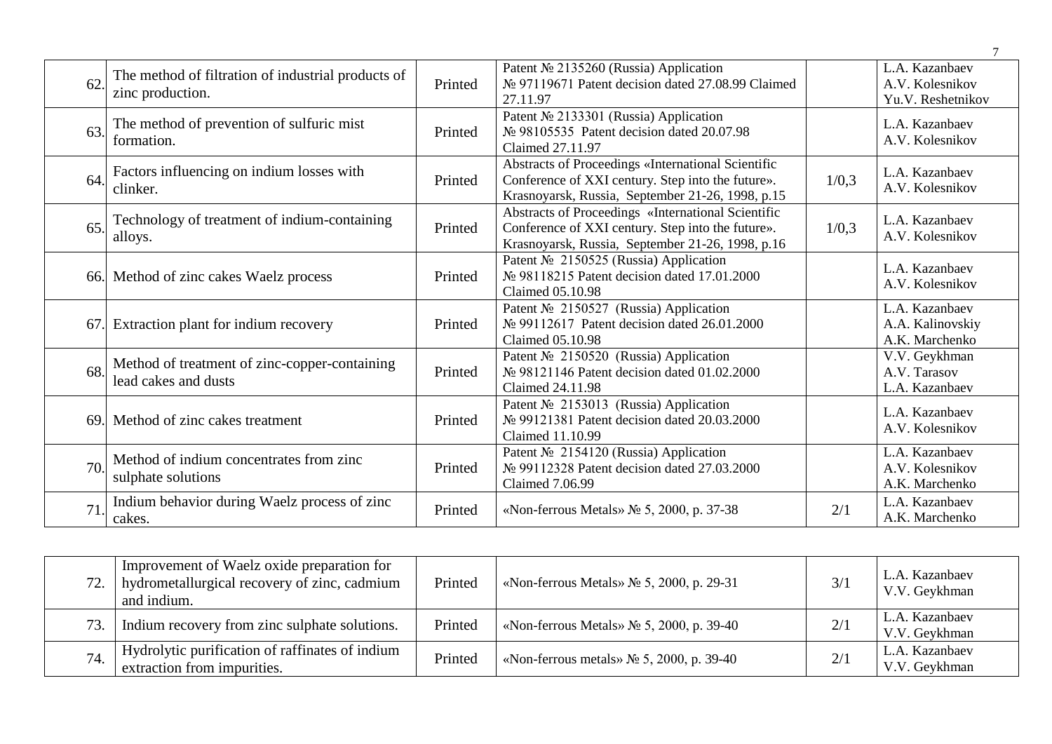| | | | | | |
|---|---|---|---|---|---|
| 62. | The method of filtration of industrial products of zinc production. | Printed | Patent № 2135260 (Russia) Application № 97119671 Patent decision dated 27.08.99 Claimed 27.11.97 | | L.A. Kazanbaev A.V. Kolesnikov Yu.V. Reshetnikov |
| 63. | The method of prevention of sulfuric mist formation. | Printed | Patent № 2133301 (Russia) Application № 98105535 Patent decision dated 20.07.98 Claimed 27.11.97 | | L.A. Kazanbaev A.V. Kolesnikov |
| 64. | Factors influencing on indium losses with clinker. | Printed | Abstracts of Proceedings «International Scientific Conference of XXI century. Step into the future». Krasnoyarsk, Russia, September 21-26, 1998, p.15 | 1/0,3 | L.A. Kazanbaev A.V. Kolesnikov |
| 65. | Technology of treatment of indium-containing alloys. | Printed | Abstracts of Proceedings «International Scientific Conference of XXI century. Step into the future». Krasnoyarsk, Russia, September 21-26, 1998, p.16 | 1/0,3 | L.A. Kazanbaev A.V. Kolesnikov |
| 66. | Method of zinc cakes Waelz process | Printed | Patent № 2150525 (Russia) Application № 98118215 Patent decision dated 17.01.2000 Claimed 05.10.98 | | L.A. Kazanbaev A.V. Kolesnikov |
| 67. | Extraction plant for indium recovery | Printed | Patent № 2150527 (Russia) Application № 99112617 Patent decision dated 26.01.2000 Claimed 05.10.98 | | L.A. Kazanbaev A.A. Kalinovskiy A.K. Marchenko |
| 68. | Method of treatment of zinc-copper-containing lead cakes and dusts | Printed | Patent № 2150520 (Russia) Application № 98121146 Patent decision dated 01.02.2000 Claimed 24.11.98 | | V.V. Geykhman A.V. Tarasov L.A. Kazanbaev |
| 69. | Method of zinc cakes treatment | Printed | Patent № 2153013 (Russia) Application № 99121381 Patent decision dated 20.03.2000 Claimed 11.10.99 | | L.A. Kazanbaev A.V. Kolesnikov |
| 70. | Method of indium concentrates from zinc sulphate solutions | Printed | Patent № 2154120 (Russia) Application № 99112328 Patent decision dated 27.03.2000 Claimed 7.06.99 | | L.A. Kazanbaev A.V. Kolesnikov A.K. Marchenko |
| 71. | Indium behavior during Waelz process of zinc cakes. | Printed | «Non-ferrous Metals» № 5, 2000, p. 37-38 | 2/1 | L.A. Kazanbaev A.K. Marchenko |
| 72. | Improvement of Waelz oxide preparation for hydrometallurgical recovery of zinc, cadmium and indium. | Printed | «Non-ferrous Metals» № 5, 2000, p. 29-31 | 3/1 | L.A. Kazanbaev V.V. Geykhman |
| 73. | Indium recovery from zinc sulphate solutions. | Printed | «Non-ferrous Metals» № 5, 2000, p. 39-40 | 2/1 | L.A. Kazanbaev V.V. Geykhman |
| 74. | Hydrolytic purification of raffinates of indium extraction from impurities. | Printed | «Non-ferrous metals» № 5, 2000, p. 39-40 | 2/1 | L.A. Kazanbaev V.V. Geykhman |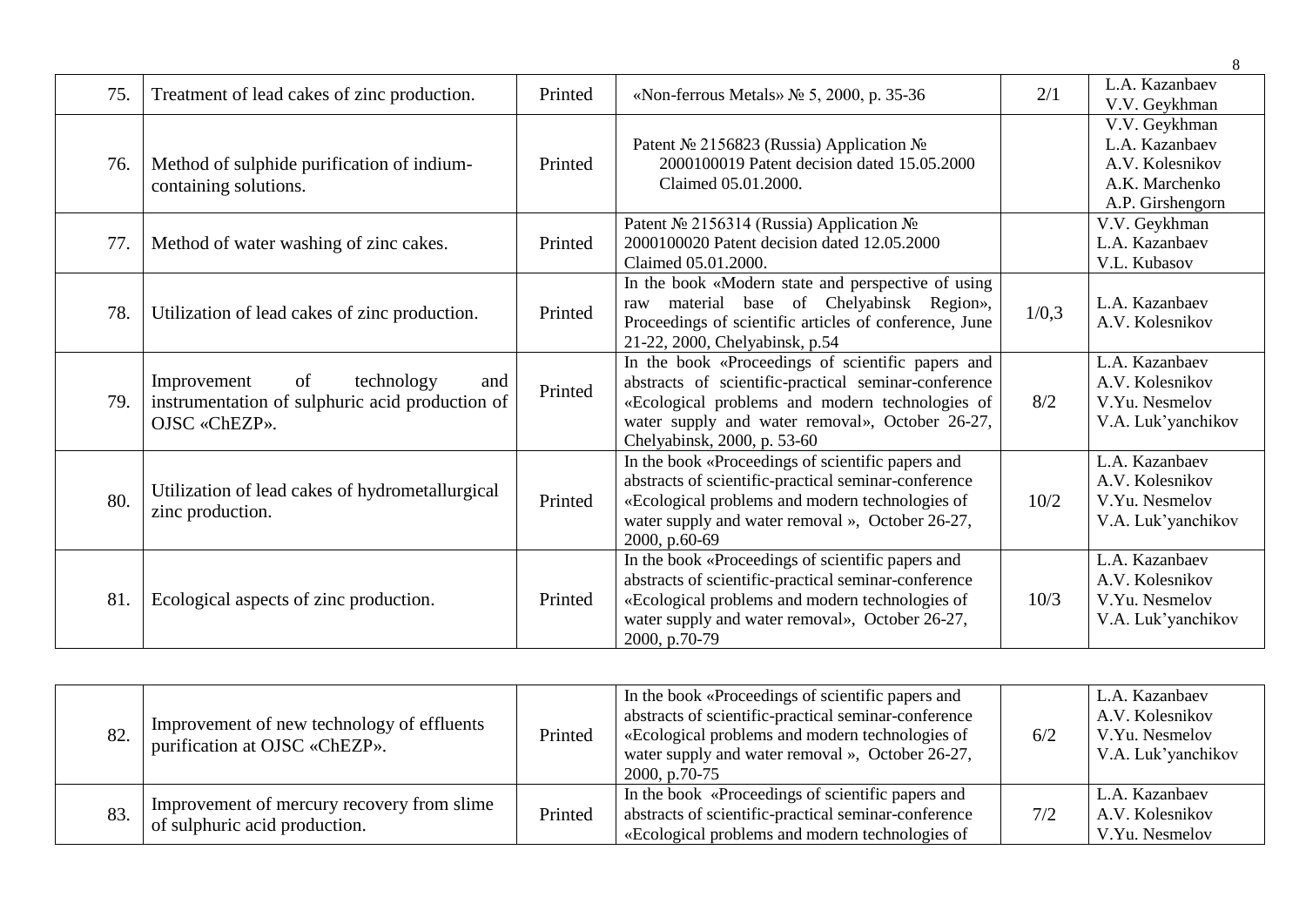| 75. | Treatment of lead cakes of zinc production. | Printed | «Non-ferrous Metals» № 5, 2000, p. 35-36 | 2/1 | L.A. Kazanbaev V.V. Geykhman |
|---|---|---|---|---|---|
| 76. | Method of sulphide purification of indium-containing solutions. | Printed | Patent № 2156823 (Russia) Application № 2000100019 Patent decision dated 15.05.2000 Claimed 05.01.2000. | | V.V. Geykhman L.A. Kazanbaev A.V. Kolesnikov A.K. Marchenko A.P. Girshengorn |
| 77. | Method of water washing of zinc cakes. | Printed | Patent № 2156314 (Russia) Application № 2000100020 Patent decision dated 12.05.2000 Claimed 05.01.2000. | | V.V. Geykhman L.A. Kazanbaev V.L. Kubasov |
| 78. | Utilization of lead cakes of zinc production. | Printed | In the book «Modern state and perspective of using raw material base of Chelyabinsk Region», Proceedings of scientific articles of conference, June 21-22, 2000, Chelyabinsk, p.54 | 1/0,3 | L.A. Kazanbaev A.V. Kolesnikov |
| 79. | Improvement of technology and instrumentation of sulphuric acid production of OJSC «ChEZP». | Printed | In the book «Proceedings of scientific papers and abstracts of scientific-practical seminar-conference «Ecological problems and modern technologies of water supply and water removal», October 26-27, Chelyabinsk, 2000, p. 53-60 | 8/2 | L.A. Kazanbaev A.V. Kolesnikov V.Yu. Nesmelov V.A. Luk'yanchikov |
| 80. | Utilization of lead cakes of hydrometallurgical zinc production. | Printed | In the book «Proceedings of scientific papers and abstracts of scientific-practical seminar-conference «Ecological problems and modern technologies of water supply and water removal », October 26-27, 2000, p.60-69 | 10/2 | L.A. Kazanbaev A.V. Kolesnikov V.Yu. Nesmelov V.A. Luk'yanchikov |
| 81. | Ecological aspects of zinc production. | Printed | In the book «Proceedings of scientific papers and abstracts of scientific-practical seminar-conference «Ecological problems and modern technologies of water supply and water removal», October 26-27, 2000, p.70-79 | 10/3 | L.A. Kazanbaev A.V. Kolesnikov V.Yu. Nesmelov V.A. Luk'yanchikov |
| 82. | Improvement of new technology of effluents purification at OJSC «ChEZP». | Printed | In the book «Proceedings of scientific papers and abstracts of scientific-practical seminar-conference «Ecological problems and modern technologies of water supply and water removal », October 26-27, 2000, p.70-75 | 6/2 | L.A. Kazanbaev A.V. Kolesnikov V.Yu. Nesmelov V.A. Luk'yanchikov |
| 83. | Improvement of mercury recovery from slime of sulphuric acid production. | Printed | In the book «Proceedings of scientific papers and abstracts of scientific-practical seminar-conference «Ecological problems and modern technologies of | 7/2 | L.A. Kazanbaev A.V. Kolesnikov V.Yu. Nesmelov |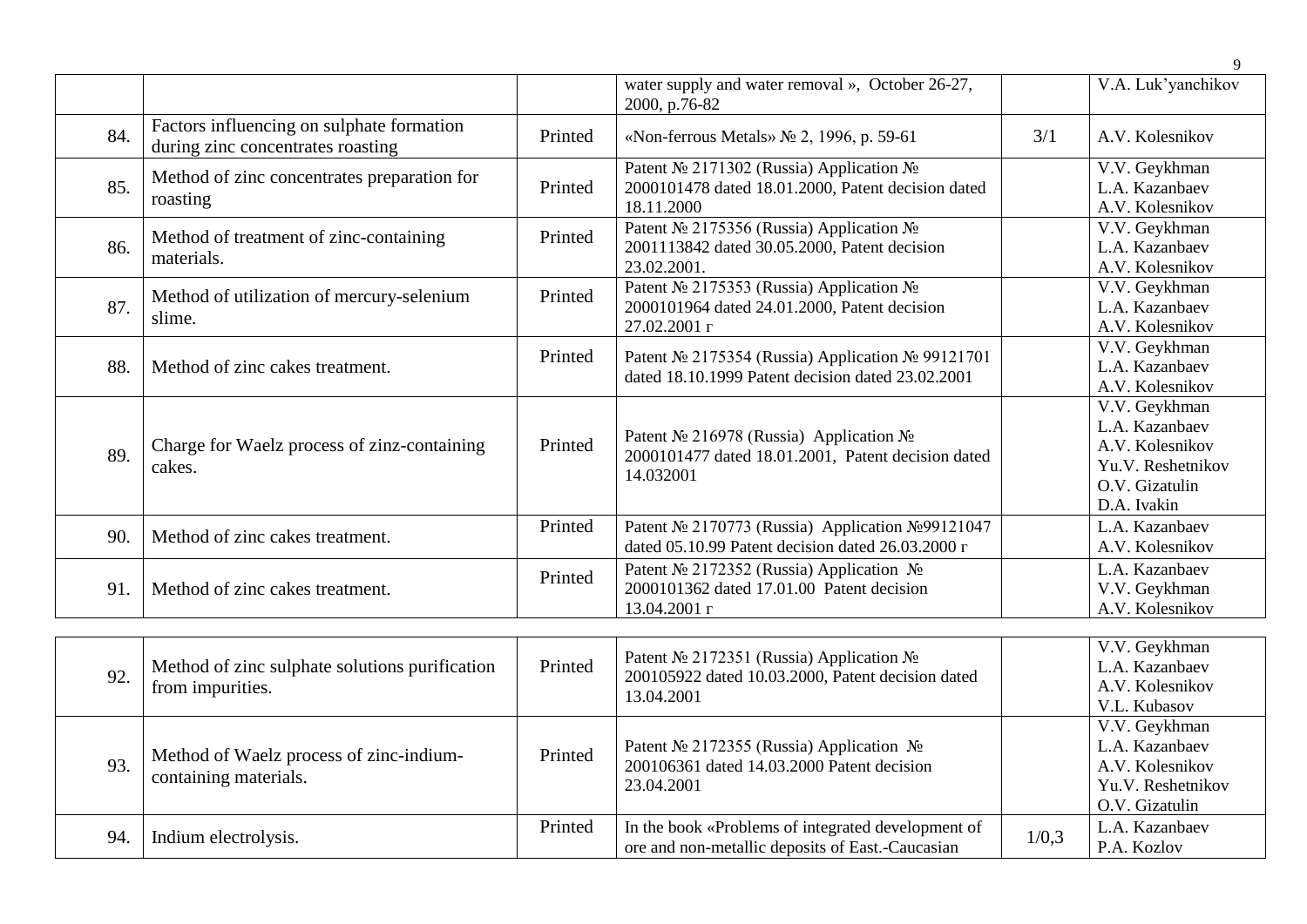| | | | | | |
|---|---|---|---|---|---|
| | | | water supply and water removal », October 26-27, 2000, p.76-82 | | V.A. Luk'yanchikov |
| 84. | Factors influencing on sulphate formation during zinc concentrates roasting | Printed | «Non-ferrous Metals» № 2, 1996, p. 59-61 | 3/1 | A.V. Kolesnikov |
| 85. | Method of zinc concentrates preparation for roasting | Printed | Patent № 2171302 (Russia) Application № 2000101478 dated 18.01.2000, Patent decision dated 18.11.2000 | | V.V. Geykhman<br>L.A. Kazanbaev<br>A.V. Kolesnikov |
| 86. | Method of treatment of zinc-containing materials. | Printed | Patent № 2175356 (Russia) Application № 2001113842 dated 30.05.2000, Patent decision 23.02.2001. | | V.V. Geykhman<br>L.A. Kazanbaev<br>A.V. Kolesnikov |
| 87. | Method of utilization of mercury-selenium slime. | Printed | Patent № 2175353 (Russia) Application № 2000101964 dated 24.01.2000, Patent decision 27.02.2001 г | | V.V. Geykhman<br>L.A. Kazanbaev<br>A.V. Kolesnikov |
| 88. | Method of zinc cakes treatment. | Printed | Patent № 2175354 (Russia) Application № 99121701 dated 18.10.1999 Patent decision dated 23.02.2001 | | V.V. Geykhman<br>L.A. Kazanbaev<br>A.V. Kolesnikov |
| 89. | Charge for Waelz process of zinz-containing cakes. | Printed | Patent № 216978 (Russia) Application № 2000101477 dated 18.01.2001, Patent decision dated 14.032001 | | V.V. Geykhman<br>L.A. Kazanbaev<br>A.V. Kolesnikov<br>Yu.V. Reshetnikov<br>O.V. Gizatulin<br>D.A. Ivakin |
| 90. | Method of zinc cakes treatment. | Printed | Patent № 2170773 (Russia) Application №99121047 dated 05.10.99 Patent decision dated 26.03.2000 г | | L.A. Kazanbaev<br>A.V. Kolesnikov |
| 91. | Method of zinc cakes treatment. | Printed | Patent № 2172352 (Russia) Application № 2000101362 dated 17.01.00 Patent decision 13.04.2001 г | | L.A. Kazanbaev<br>V.V. Geykhman<br>A.V. Kolesnikov |
| 92. | Method of zinc sulphate solutions purification from impurities. | Printed | Patent № 2172351 (Russia) Application № 200105922 dated 10.03.2000, Patent decision dated 13.04.2001 | | V.V. Geykhman<br>L.A. Kazanbaev<br>A.V. Kolesnikov<br>V.L. Kubasov |
| 93. | Method of Waelz process of zinc-indium-containing materials. | Printed | Patent № 2172355 (Russia) Application № 200106361 dated 14.03.2000 Patent decision 23.04.2001 | | V.V. Geykhman<br>L.A. Kazanbaev<br>A.V. Kolesnikov<br>Yu.V. Reshetnikov<br>O.V. Gizatulin |
| 94. | Indium electrolysis. | Printed | In the book «Problems of integrated development of ore and non-metallic deposits of East.-Caucasian | 1/0,3 | L.A. Kazanbaev<br>P.A. Kozlov |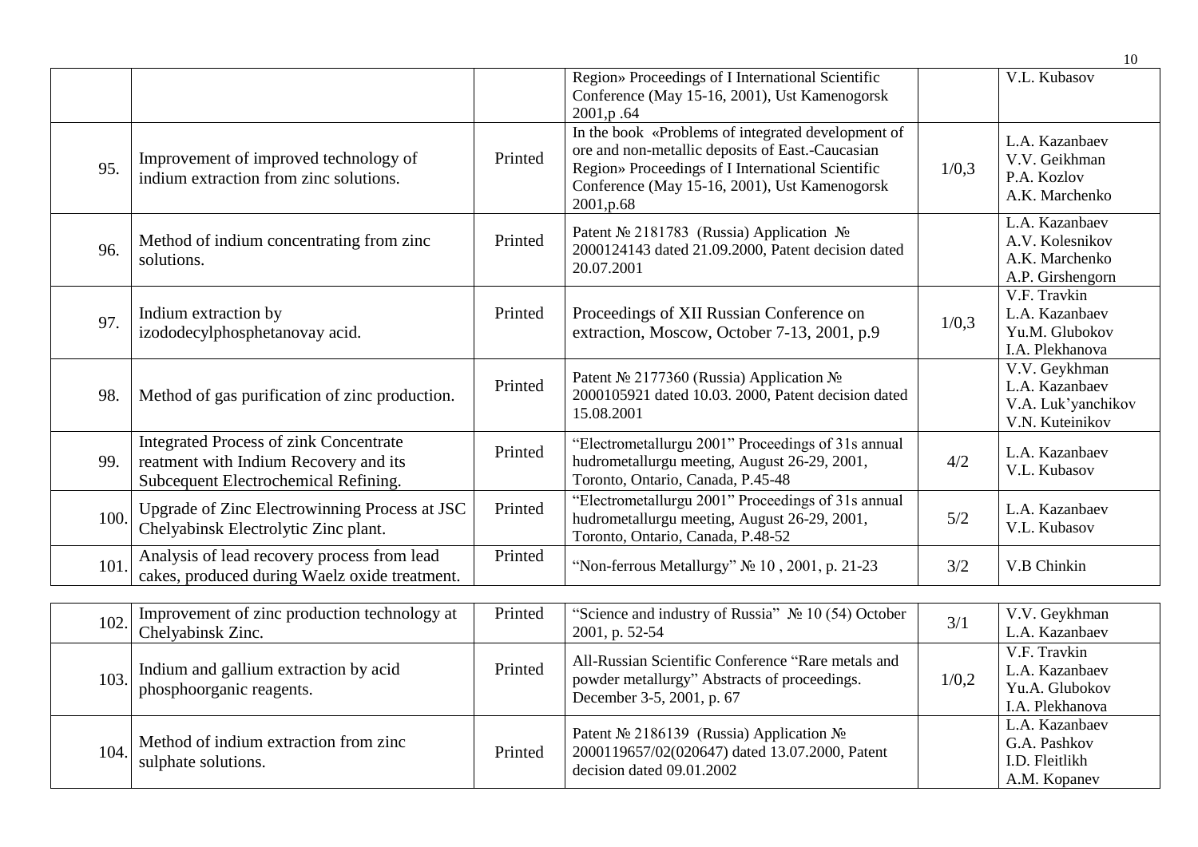| | | | | | |
|---|---|---|---|---|---|
| | | | Region» Proceedings of I International Scientific Conference (May 15-16, 2001), Ust Kamenogorsk 2001,p .64 | | V.L. Kubasov |
| 95. | Improvement of improved technology of indium extraction from zinc solutions. | Printed | In the book «Problems of integrated development of ore and non-metallic deposits of East.-Caucasian Region» Proceedings of I International Scientific Conference (May 15-16, 2001), Ust Kamenogorsk 2001,p.68 | 1/0,3 | L.A. Kazanbaev<br>V.V. Geikhman<br>P.A. Kozlov<br>A.K. Marchenko |
| 96. | Method of indium concentrating from zinc solutions. | Printed | Patent № 2181783 (Russia) Application № 2000124143 dated 21.09.2000, Patent decision dated 20.07.2001 | | L.A. Kazanbaev<br>A.V. Kolesnikov<br>A.K. Marchenko<br>A.P. Girshengorn |
| 97. | Indium extraction by izododecylphosphetanovay acid. | Printed | Proceedings of XII Russian Conference on extraction, Moscow, October 7-13, 2001, p.9 | 1/0,3 | V.F. Travkin<br>L.A. Kazanbaev<br>Yu.M. Glubokov<br>I.A. Plekhanova |
| 98. | Method of gas purification of zinc production. | Printed | Patent № 2177360 (Russia) Application № 2000105921 dated 10.03. 2000, Patent decision dated 15.08.2001 | | V.V. Geykhman<br>L.A. Kazanbaev<br>V.A. Luk'yanchikov<br>V.N. Kuteinikov |
| 99. | Integrated Process of zink Concentrate reatment with Indium Recovery and its Subcequent Electrochemical Refining. | Printed | "Electrometallurgu 2001" Proceedings of 31s annual hudrometallurgu meeting, August 26-29, 2001, Toronto, Ontario, Canada, P.45-48 | 4/2 | L.A. Kazanbaev<br>V.L. Kubasov |
| 100. | Upgrade of Zinc Electrowinning Process at JSC Chelyabinsk Electrolytic Zinc plant. | Printed | "Electrometallurgu 2001" Proceedings of 31s annual hudrometallurgu meeting, August 26-29, 2001, Toronto, Ontario, Canada, P.48-52 | 5/2 | L.A. Kazanbaev<br>V.L. Kubasov |
| 101. | Analysis of lead recovery process from lead cakes, produced during Waelz oxide treatment. | Printed | "Non-ferrous Metallurgy" № 10 , 2001, p. 21-23 | 3/2 | V.B Chinkin |
| 102. | Improvement of zinc production technology at Chelyabinsk Zinc. | Printed | "Science and industry of Russia" № 10 (54) October 2001, p. 52-54 | 3/1 | V.V. Geykhman<br>L.A. Kazanbaev |
| 103. | Indium and gallium extraction by acid phosphoorganic reagents. | Printed | All-Russian Scientific Conference "Rare metals and powder metallurgy" Abstracts of proceedings. December 3-5, 2001, p. 67 | 1/0,2 | V.F. Travkin<br>L.A. Kazanbaev<br>Yu.A. Glubokov<br>I.A. Plekhanova |
| 104. | Method of indium extraction from zinc sulphate solutions. | Printed | Patent № 2186139 (Russia) Application № 2000119657/02(020647) dated 13.07.2000, Patent decision dated 09.01.2002 | | L.A. Kazanbaev<br>G.A. Pashkov<br>I.D. Fleitlikh<br>A.M. Kopanev |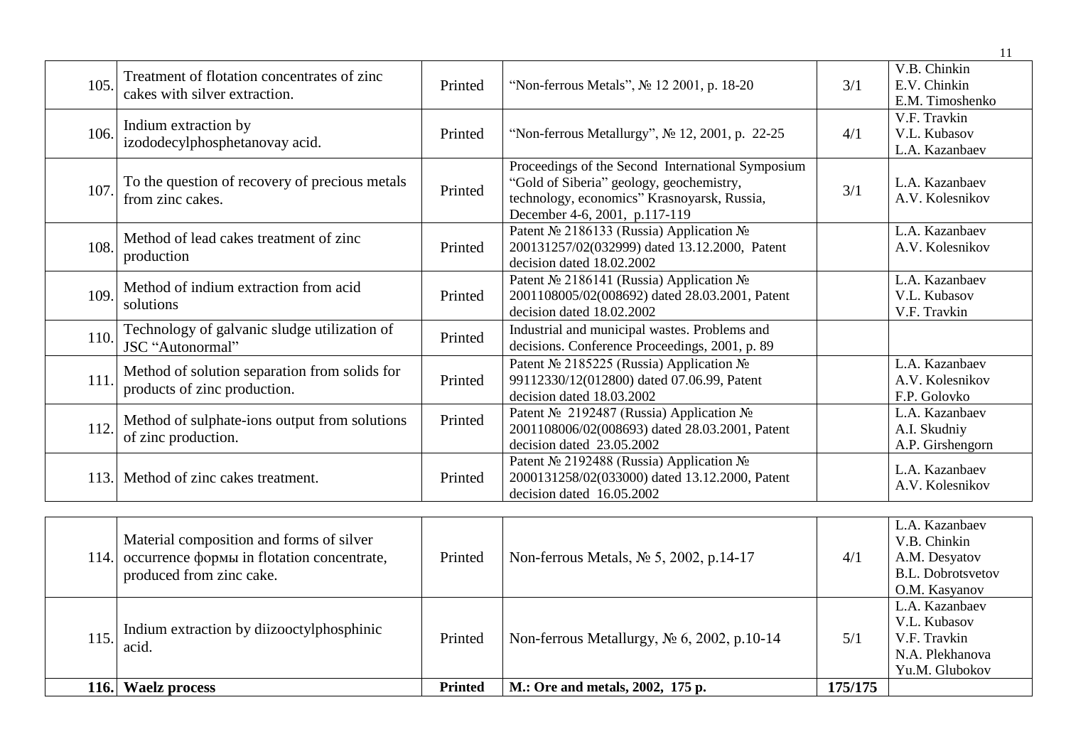| | | | | | |
|---|---|---|---|---|---|
| 105. | Treatment of flotation concentrates of zinc cakes with silver extraction. | Printed | "Non-ferrous Metals", № 12 2001, p. 18-20 | 3/1 | V.B. Chinkin<br>E.V. Chinkin<br>E.M. Timoshenko |
| 106. | Indium extraction by izododecylphosphetanovay acid. | Printed | "Non-ferrous Metallurgy", № 12, 2001, p. 22-25 | 4/1 | V.F. Travkin<br>V.L. Kubasov<br>L.A. Kazanbaev |
| 107. | To the question of recovery of precious metals from zinc cakes. | Printed | Proceedings of the Second International Symposium "Gold of Siberia" geology, geochemistry, technology, economics" Krasnoyarsk, Russia, December 4-6, 2001, p.117-119 | 3/1 | L.A. Kazanbaev<br>A.V. Kolesnikov |
| 108. | Method of lead cakes treatment of zinc production | Printed | Patent № 2186133 (Russia) Application № 200131257/02(032999) dated 13.12.2000, Patent decision dated 18.02.2002 | | L.A. Kazanbaev<br>A.V. Kolesnikov |
| 109. | Method of indium extraction from acid solutions | Printed | Patent № 2186141 (Russia) Application № 2001108005/02(008692) dated 28.03.2001, Patent decision dated 18.02.2002 | | L.A. Kazanbaev<br>V.L. Kubasov<br>V.F. Travkin |
| 110. | Technology of galvanic sludge utilization of JSC "Autonormal" | Printed | Industrial and municipal wastes. Problems and decisions. Conference Proceedings, 2001, p. 89 | | |
| 111. | Method of solution separation from solids for products of zinc production. | Printed | Patent № 2185225 (Russia) Application № 99112330/12(012800) dated 07.06.99, Patent decision dated 18.03.2002 | | L.A. Kazanbaev<br>A.V. Kolesnikov<br>F.P. Golovko |
| 112. | Method of sulphate-ions output from solutions of zinc production. | Printed | Patent № 2192487 (Russia) Application № 2001108006/02(008693) dated 28.03.2001, Patent decision dated 23.05.2002 | | L.A. Kazanbaev<br>A.I. Skudniy<br>A.P. Girshengorn |
| 113. | Method of zinc cakes treatment. | Printed | Patent № 2192488 (Russia) Application № 2000131258/02(033000) dated 13.12.2000, Patent decision dated 16.05.2002 | | L.A. Kazanbaev<br>A.V. Kolesnikov |
| 114. | Material composition and forms of silver occurrence формы in flotation concentrate, produced from zinc cake. | Printed | Non-ferrous Metals, № 5, 2002, p.14-17 | 4/1 | L.A. Kazanbaev<br>V.B. Chinkin<br>A.M. Desyatov<br>B.L. Dobrotsvetov<br>O.M. Kasyanov |
| 115. | Indium extraction by diizooctylphosphinic acid. | Printed | Non-ferrous Metallurgy, № 6, 2002, p.10-14 | 5/1 | L.A. Kazanbaev<br>V.L. Kubasov<br>V.F. Travkin<br>N.A. Plekhanova<br>Yu.M. Glubokov |
| **116.** | **Waelz process** | **Printed** | **M.: Ore and metals, 2002, 175 p.** | **175/175** | |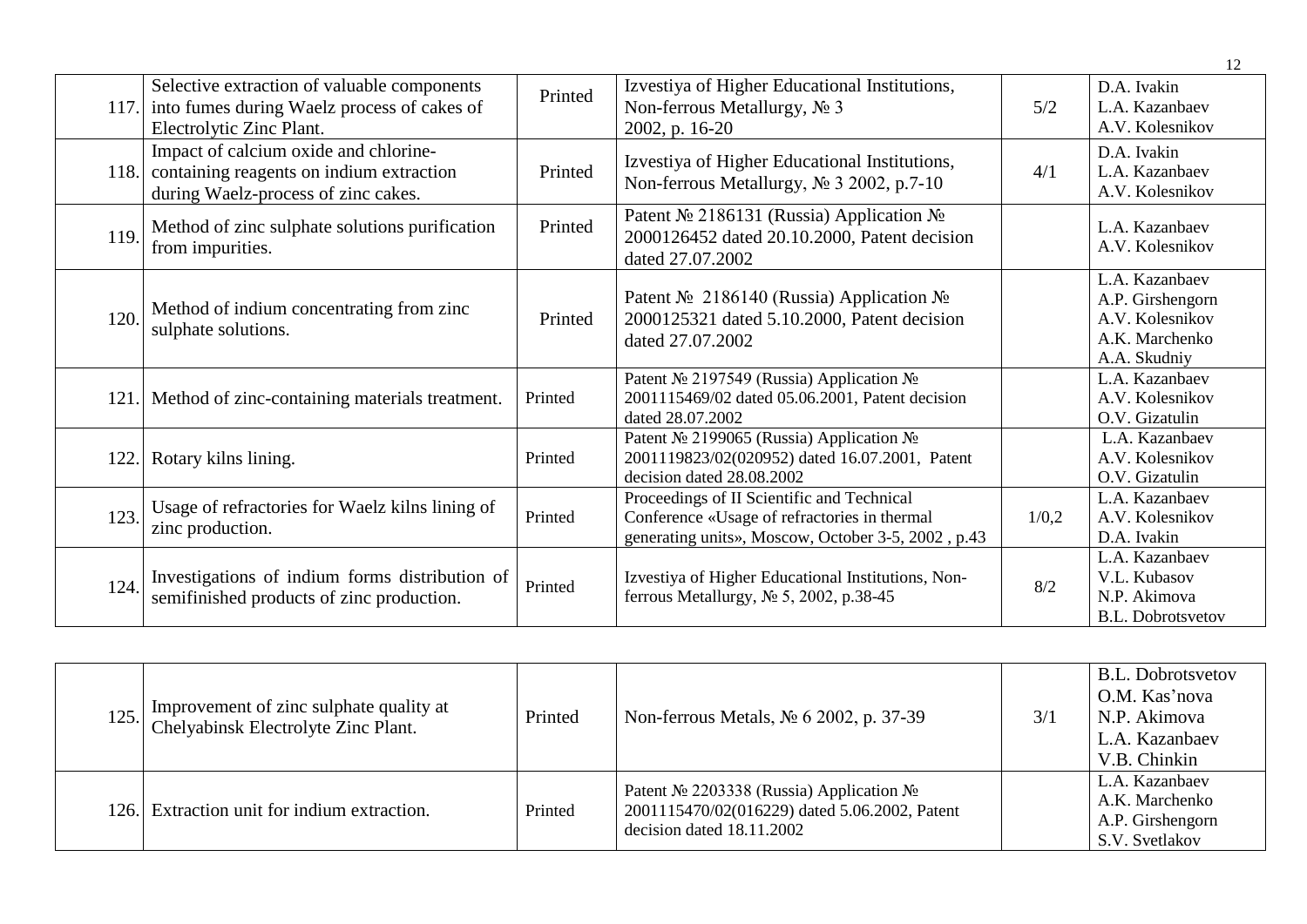| | | | | | |
|---|---|---|---|---|---|
| 117. | Selective extraction of valuable components into fumes during Waelz process of cakes of Electrolytic Zinc Plant. | Printed | Izvestiya of Higher Educational Institutions, Non-ferrous Metallurgy, № 3 2002, p. 16-20 | 5/2 | D.A. Ivakin<br>L.A. Kazanbaev<br>A.V. Kolesnikov |
| 118. | Impact of calcium oxide and chlorine-containing reagents on indium extraction during Waelz-process of zinc cakes. | Printed | Izvestiya of Higher Educational Institutions, Non-ferrous Metallurgy, № 3 2002, p.7-10 | 4/1 | D.A. Ivakin<br>L.A. Kazanbaev<br>A.V. Kolesnikov |
| 119. | Method of zinc sulphate solutions purification from impurities. | Printed | Patent № 2186131 (Russia) Application № 2000126452 dated 20.10.2000, Patent decision dated 27.07.2002 | | L.A. Kazanbaev<br>A.V. Kolesnikov |
| 120. | Method of indium concentrating from zinc sulphate solutions. | Printed | Patent № 2186140 (Russia) Application № 2000125321 dated 5.10.2000, Patent decision dated 27.07.2002 | | L.A. Kazanbaev<br>A.P. Girshengorn<br>A.V. Kolesnikov<br>A.K. Marchenko<br>A.A. Skudniy |
| 121. | Method of zinc-containing materials treatment. | Printed | Patent № 2197549 (Russia) Application № 2001115469/02 dated 05.06.2001, Patent decision dated 28.07.2002 | | L.A. Kazanbaev<br>A.V. Kolesnikov<br>O.V. Gizatulin |
| 122. | Rotary kilns lining. | Printed | Patent № 2199065 (Russia) Application № 2001119823/02(020952) dated 16.07.2001, Patent decision dated 28.08.2002 | | L.A. Kazanbaev<br>A.V. Kolesnikov<br>O.V. Gizatulin |
| 123. | Usage of refractories for Waelz kilns lining of zinc production. | Printed | Proceedings of II Scientific and Technical Conference «Usage of refractories in thermal generating units», Moscow, October 3-5, 2002 , p.43 | 1/0,2 | L.A. Kazanbaev<br>A.V. Kolesnikov<br>D.A. Ivakin |
| 124. | Investigations of indium forms distribution of semifinished products of zinc production. | Printed | Izvestiya of Higher Educational Institutions, Non-ferrous Metallurgy, № 5, 2002, p.38-45 | 8/2 | L.A. Kazanbaev<br>V.L. Kubasov<br>N.P. Akimova<br>B.L. Dobrotsvetov |
| 125. | Improvement of zinc sulphate quality at Chelyabinsk Electrolyte Zinc Plant. | Printed | Non-ferrous Metals, № 6 2002, p. 37-39 | 3/1 | B.L. Dobrotsvetov<br>O.M. Kas'nova<br>N.P. Akimova<br>L.A. Kazanbaev<br>V.B. Chinkin |
| 126. | Extraction unit for indium extraction. | Printed | Patent № 2203338 (Russia) Application № 2001115470/02(016229) dated 5.06.2002, Patent decision dated 18.11.2002 | | L.A. Kazanbaev<br>A.K. Marchenko<br>A.P. Girshengorn<br>S.V. Svetlakov |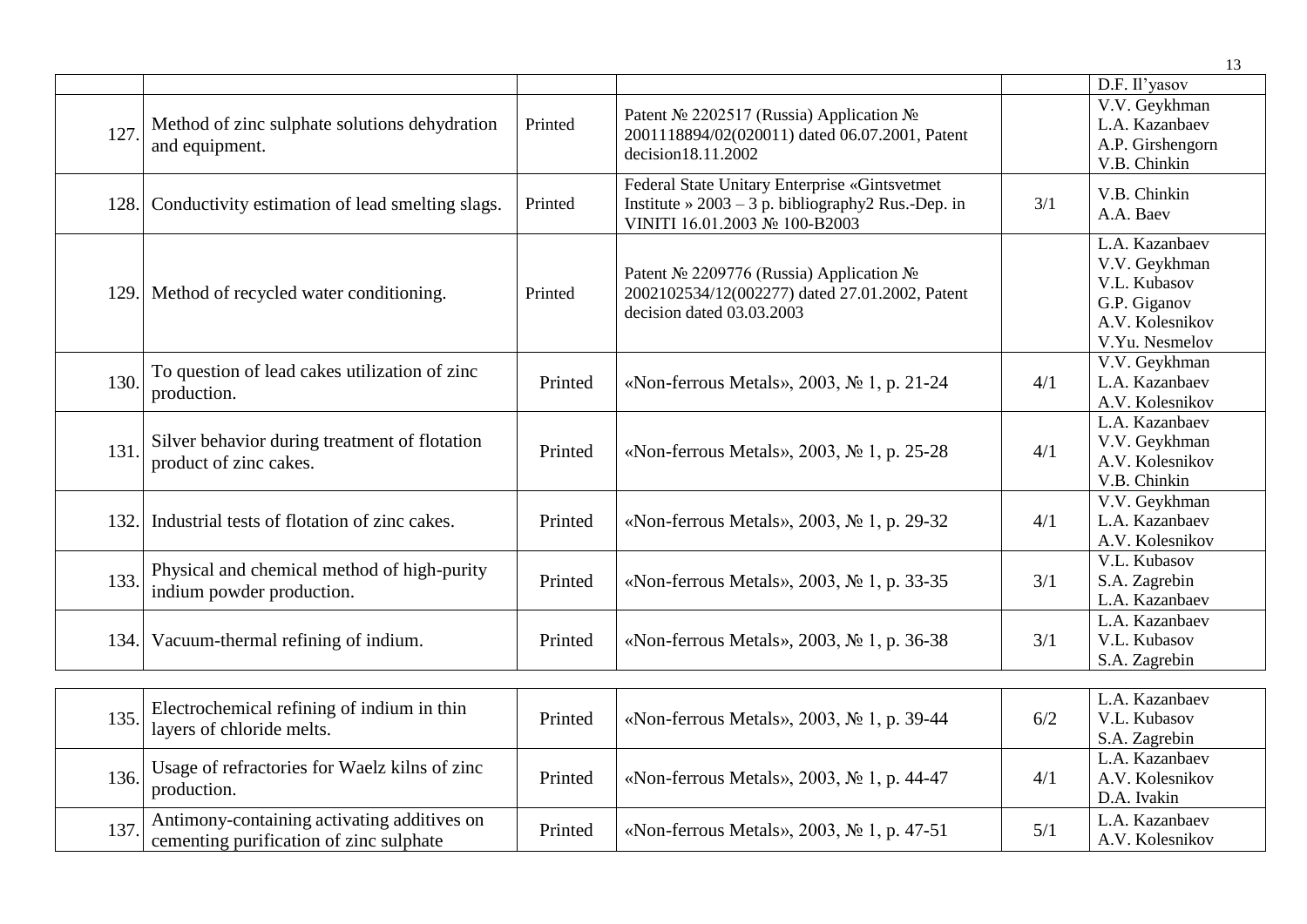| | | | | | |
|---|---|---|---|---|---|
| | | | | | D.F. Il'yasov |
| 127. | Method of zinc sulphate solutions dehydration and equipment. | Printed | Patent № 2202517 (Russia) Application № 2001118894/02(020011) dated 06.07.2001, Patent decision18.11.2002 | | V.V. Geykhman<br>L.A. Kazanbaev<br>A.P. Girshengorn<br>V.B. Chinkin |
| 128. | Conductivity estimation of lead smelting slags. | Printed | Federal State Unitary Enterprise «Gintsvetmet Institute » 2003 – 3 p. bibliography2 Rus.-Dep. in VINITI 16.01.2003 № 100-B2003 | 3/1 | V.B. Chinkin<br>A.A. Baev |
| 129. | Method of recycled water conditioning. | Printed | Patent № 2209776 (Russia) Application № 2002102534/12(002277) dated 27.01.2002, Patent decision dated 03.03.2003 | | L.A. Kazanbaev<br>V.V. Geykhman<br>V.L. Kubasov<br>G.P. Giganov<br>A.V. Kolesnikov<br>V.Yu. Nesmelov |
| 130. | To question of lead cakes utilization of zinc production. | Printed | «Non-ferrous Metals», 2003, № 1, p. 21-24 | 4/1 | V.V. Geykhman<br>L.A. Kazanbaev<br>A.V. Kolesnikov |
| 131. | Silver behavior during treatment of flotation product of zinc cakes. | Printed | «Non-ferrous Metals», 2003, № 1, p. 25-28 | 4/1 | L.A. Kazanbaev<br>V.V. Geykhman<br>A.V. Kolesnikov<br>V.B. Chinkin |
| 132. | Industrial tests of flotation of zinc cakes. | Printed | «Non-ferrous Metals», 2003, № 1, p. 29-32 | 4/1 | V.V. Geykhman<br>L.A. Kazanbaev<br>A.V. Kolesnikov |
| 133. | Physical and chemical method of high-purity indium powder production. | Printed | «Non-ferrous Metals», 2003, № 1, p. 33-35 | 3/1 | V.L. Kubasov<br>S.A. Zagrebin<br>L.A. Kazanbaev |
| 134. | Vacuum-thermal refining of indium. | Printed | «Non-ferrous Metals», 2003, № 1, p. 36-38 | 3/1 | L.A. Kazanbaev<br>V.L. Kubasov<br>S.A. Zagrebin |
| 135. | Electrochemical refining of indium in thin layers of chloride melts. | Printed | «Non-ferrous Metals», 2003, № 1, p. 39-44 | 6/2 | L.A. Kazanbaev<br>V.L. Kubasov<br>S.A. Zagrebin |
| 136. | Usage of refractories for Waelz kilns of zinc production. | Printed | «Non-ferrous Metals», 2003, № 1, p. 44-47 | 4/1 | L.A. Kazanbaev<br>A.V. Kolesnikov<br>D.A. Ivakin |
| 137. | Antimony-containing activating additives on cementing purification of zinc sulphate | Printed | «Non-ferrous Metals», 2003, № 1, p. 47-51 | 5/1 | L.A. Kazanbaev<br>A.V. Kolesnikov |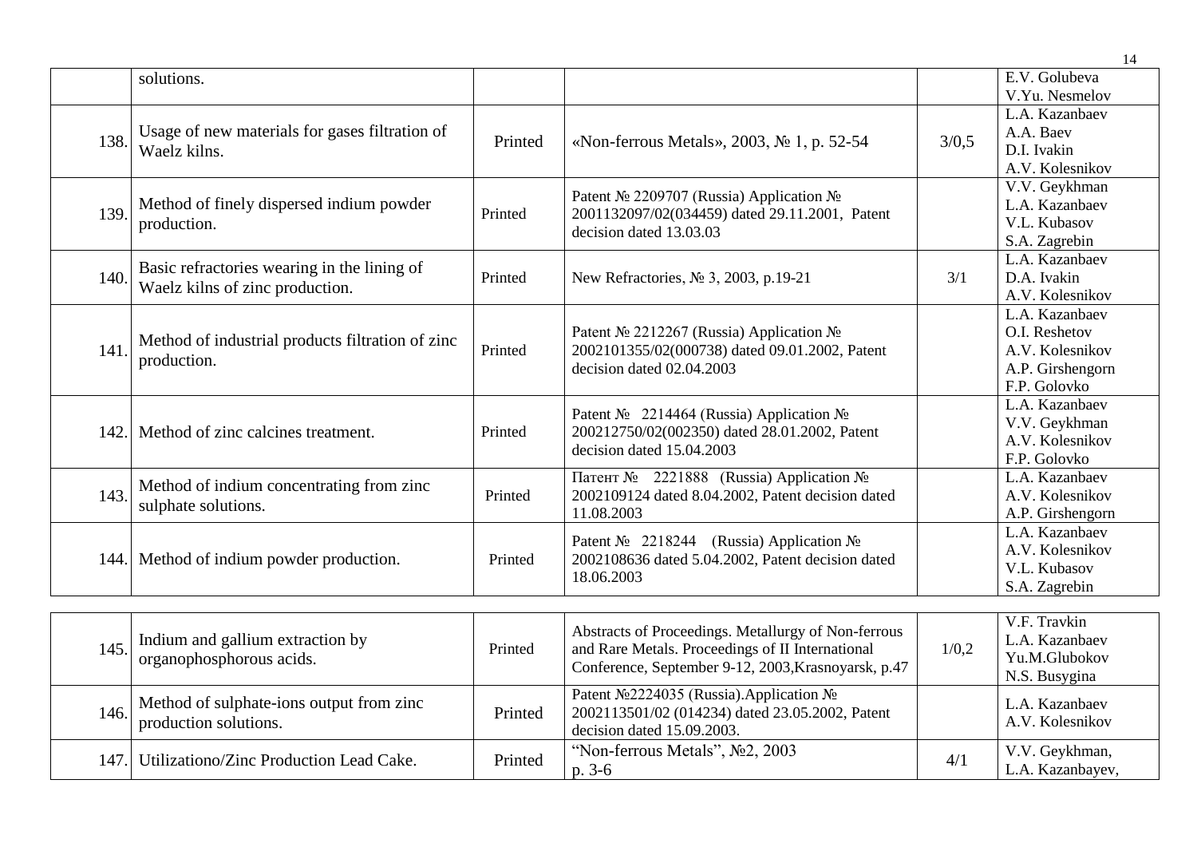| | | | | | |
|---|---|---|---|---|---|
| | solutions. | | | | E.V. Golubeva V.Yu. Nesmelov |
| 138. | Usage of new materials for gases filtration of Waelz kilns. | Printed | «Non-ferrous Metals», 2003, № 1, p. 52-54 | 3/0,5 | L.A. Kazanbaev A.A. Baev D.I. Ivakin A.V. Kolesnikov |
| 139. | Method of finely dispersed indium powder production. | Printed | Patent № 2209707 (Russia) Application № 2001132097/02(034459) dated 29.11.2001, Patent decision dated 13.03.03 | | V.V. Geykhman L.A. Kazanbaev V.L. Kubasov S.A. Zagrebin |
| 140. | Basic refractories wearing in the lining of Waelz kilns of zinc production. | Printed | New Refractories, № 3, 2003, p.19-21 | 3/1 | L.A. Kazanbaev D.A. Ivakin A.V. Kolesnikov |
| 141. | Method of industrial products filtration of zinc production. | Printed | Patent № 2212267 (Russia) Application № 2002101355/02(000738) dated 09.01.2002, Patent decision dated 02.04.2003 | | L.A. Kazanbaev O.I. Reshetov A.V. Kolesnikov A.P. Girshengorn F.P. Golovko |
| 142. | Method of zinc calcines treatment. | Printed | Patent № 2214464 (Russia) Application № 200212750/02(002350) dated 28.01.2002, Patent decision dated 15.04.2003 | | L.A. Kazanbaev V.V. Geykhman A.V. Kolesnikov F.P. Golovko |
| 143. | Method of indium concentrating from zinc sulphate solutions. | Printed | Патент № 2221888 (Russia) Application № 2002109124 dated 8.04.2002, Patent decision dated 11.08.2003 | | L.A. Kazanbaev A.V. Kolesnikov A.P. Girshengorn |
| 144. | Method of indium powder production. | Printed | Patent № 2218244 (Russia) Application № 2002108636 dated 5.04.2002, Patent decision dated 18.06.2003 | | L.A. Kazanbaev A.V. Kolesnikov V.L. Kubasov S.A. Zagrebin |
| 145. | Indium and gallium extraction by organophosphorous acids. | Printed | Abstracts of Proceedings. Metallurgy of Non-ferrous and Rare Metals. Proceedings of II International Conference, September 9-12, 2003,Krasnoyarsk, p.47 | 1/0,2 | V.F. Travkin L.A. Kazanbaev Yu.M.Glubokov N.S. Busygina |
| 146. | Method of sulphate-ions output from zinc production solutions. | Printed | Patent №2224035 (Russia).Application № 2002113501/02 (014234) dated 23.05.2002, Patent decision dated 15.09.2003. | | L.A. Kazanbaev A.V. Kolesnikov |
| 147. | Utilizationo/Zinc Production Lead Cake. | Printed | "Non-ferrous Metals", №2, 2003 p. 3-6 | 4/1 | V.V. Geykhman, L.A. Kazanbayev, |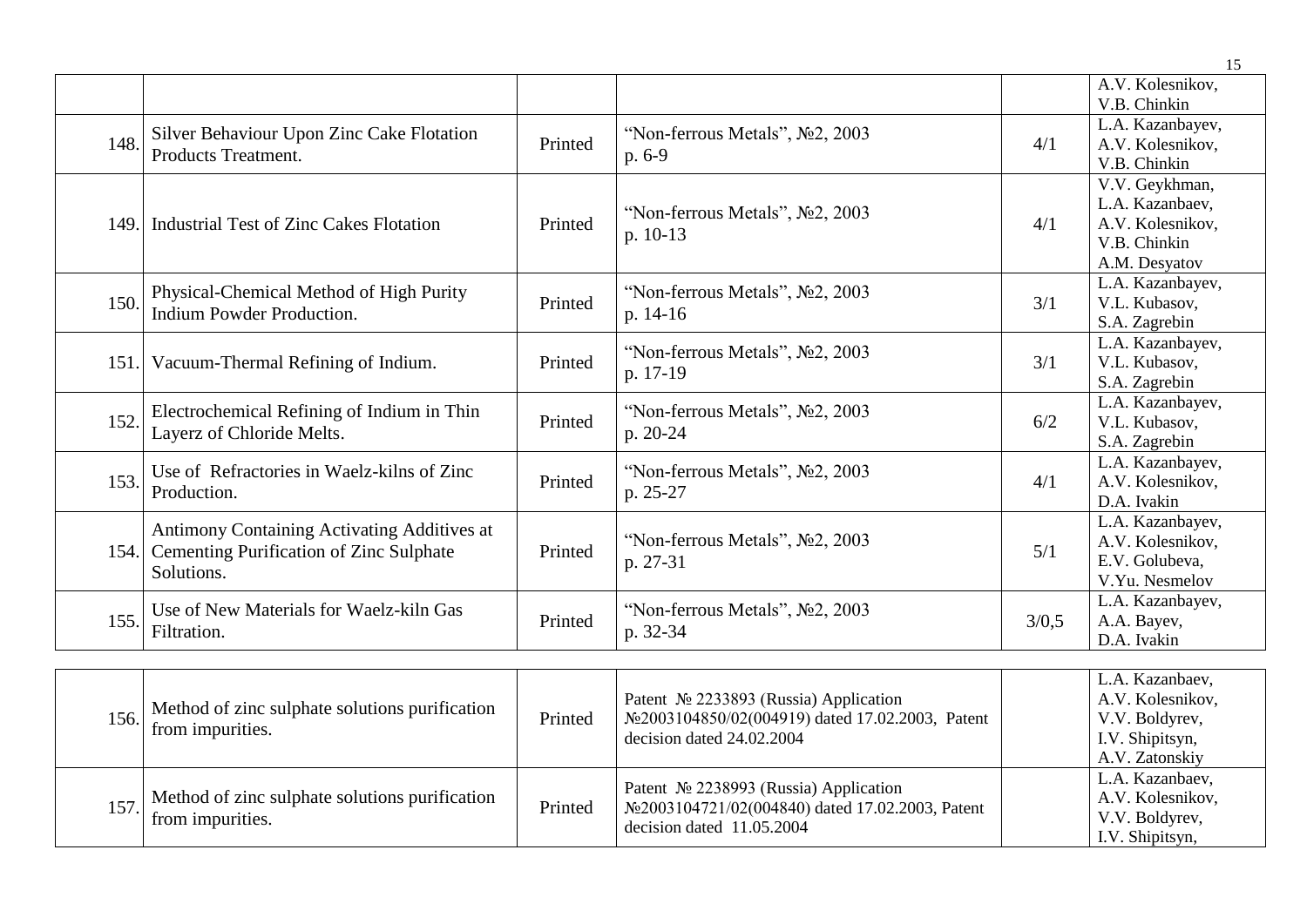| | | | | | |
|---|---|---|---|---|---|
| | | | | | A.V. Kolesnikov, V.B. Chinkin |
| 148. | Silver Behaviour Upon Zinc Cake Flotation Products Treatment. | Printed | "Non-ferrous Metals", №2, 2003 p. 6-9 | 4/1 | L.A. Kazanbayev, A.V. Kolesnikov, V.B. Chinkin |
| 149. | Industrial Test of Zinc Cakes Flotation | Printed | "Non-ferrous Metals", №2, 2003 p. 10-13 | 4/1 | V.V. Geykhman, L.A. Kazanbaev, A.V. Kolesnikov, V.B. Chinkin A.M. Desyatov |
| 150. | Physical-Chemical Method of High Purity Indium Powder Production. | Printed | "Non-ferrous Metals", №2, 2003 p. 14-16 | 3/1 | L.A. Kazanbayev, V.L. Kubasov, S.A. Zagrebin |
| 151. | Vacuum-Thermal Refining of Indium. | Printed | "Non-ferrous Metals", №2, 2003 p. 17-19 | 3/1 | L.A. Kazanbayev, V.L. Kubasov, S.A. Zagrebin |
| 152. | Electrochemical Refining of Indium in Thin Layerz of Chloride Melts. | Printed | "Non-ferrous Metals", №2, 2003 p. 20-24 | 6/2 | L.A. Kazanbayev, V.L. Kubasov, S.A. Zagrebin |
| 153. | Use of Refractories in Waelz-kilns of Zinc Production. | Printed | "Non-ferrous Metals", №2, 2003 p. 25-27 | 4/1 | L.A. Kazanbayev, A.V. Kolesnikov, D.A. Ivakin |
| 154. | Antimony Containing Activating Additives at Cementing Purification of Zinc Sulphate Solutions. | Printed | "Non-ferrous Metals", №2, 2003 p. 27-31 | 5/1 | L.A. Kazanbayev, A.V. Kolesnikov, E.V. Golubeva, V.Yu. Nesmelov |
| 155. | Use of New Materials for Waelz-kiln Gas Filtration. | Printed | "Non-ferrous Metals", №2, 2003 p. 32-34 | 3/0,5 | L.A. Kazanbayev, A.A. Bayev, D.A. Ivakin |
| 156. | Method of zinc sulphate solutions purification from impurities. | Printed | Patent № 2233893 (Russia) Application №2003104850/02(004919) dated 17.02.2003, Patent decision dated 24.02.2004 | | L.A. Kazanbaev, A.V. Kolesnikov, V.V. Boldyrev, I.V. Shipitsyn, A.V. Zatonskiy |
| 157. | Method of zinc sulphate solutions purification from impurities. | Printed | Patent № 2238993 (Russia) Application №2003104721/02(004840) dated 17.02.2003, Patent decision dated 11.05.2004 | | L.A. Kazanbaev, A.V. Kolesnikov, V.V. Boldyrev, I.V. Shipitsyn, |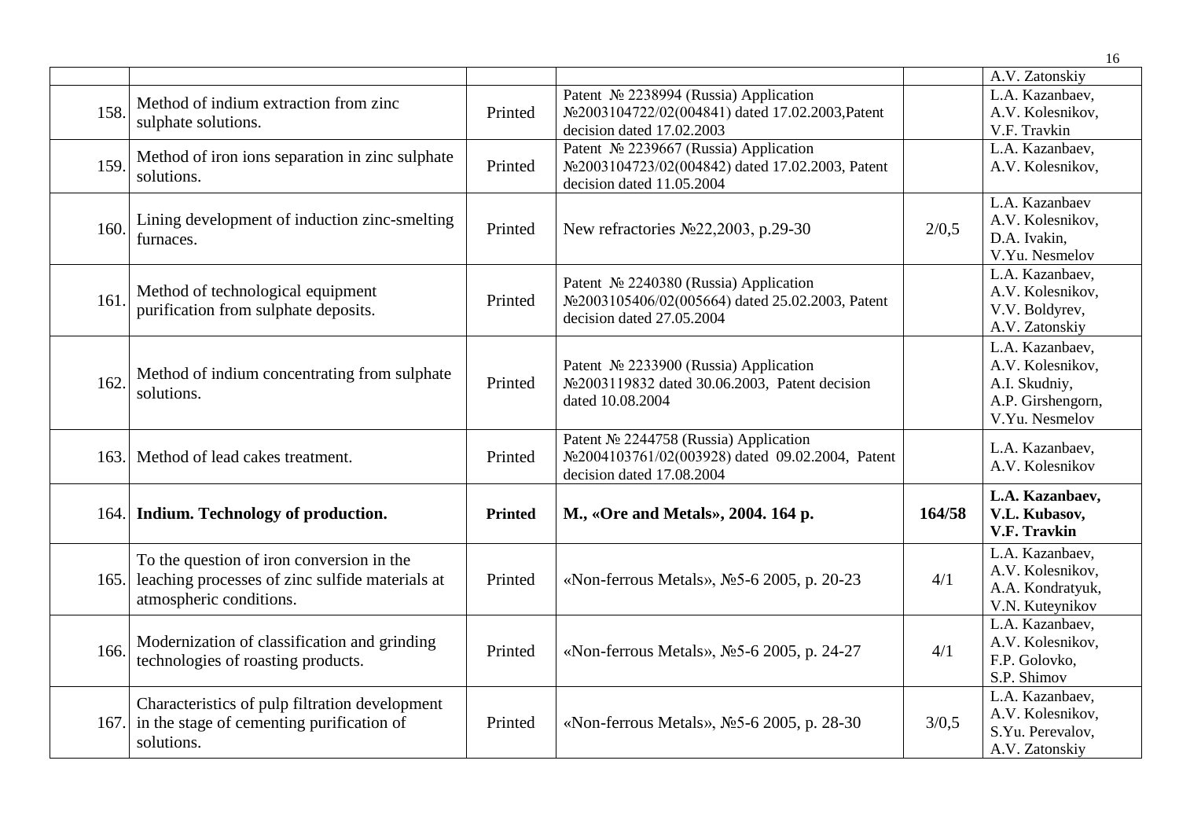| | | | | | |
|---|---|---|---|---|---|
| | | | | | A.V. Zatonskiy |
| 158. | Method of indium extraction from zinc sulphate solutions. | Printed | Patent № 2238994 (Russia) Application №2003104722/02(004841) dated 17.02.2003,Patent decision dated 17.02.2003 | | L.A. Kazanbaev, A.V. Kolesnikov, V.F. Travkin |
| 159. | Method of iron ions separation in zinc sulphate solutions. | Printed | Patent № 2239667 (Russia) Application №2003104723/02(004842) dated 17.02.2003, Patent decision dated 11.05.2004 | | L.A. Kazanbaev, A.V. Kolesnikov, |
| 160. | Lining development of induction zinc-smelting furnaces. | Printed | New refractories №22,2003, p.29-30 | 2/0,5 | L.A. Kazanbaev A.V. Kolesnikov, D.A. Ivakin, V.Yu. Nesmelov |
| 161. | Method of technological equipment purification from sulphate deposits. | Printed | Patent № 2240380 (Russia) Application №2003105406/02(005664) dated 25.02.2003, Patent decision dated 27.05.2004 | | L.A. Kazanbaev, A.V. Kolesnikov, V.V. Boldyrev, A.V. Zatonskiy |
| 162. | Method of indium concentrating from sulphate solutions. | Printed | Patent № 2233900 (Russia) Application №2003119832 dated 30.06.2003, Patent decision dated 10.08.2004 | | L.A. Kazanbaev, A.V. Kolesnikov, A.I. Skudniy, A.P. Girshengorn, V.Yu. Nesmelov |
| 163. | Method of lead cakes treatment. | Printed | Patent № 2244758 (Russia) Application №2004103761/02(003928) dated 09.02.2004, Patent decision dated 17.08.2004 | | L.A. Kazanbaev, A.V. Kolesnikov |
| 164. | **Indium. Technology of production.** | **Printed** | **M., «Ore and Metals», 2004. 164 p.** | **164/58** | **L.A. Kazanbaev, V.L. Kubasov, V.F. Travkin** |
| 165. | To the question of iron conversion in the leaching processes of zinc sulfide materials at atmospheric conditions. | Printed | «Non-ferrous Metals», №5-6 2005, p. 20-23 | 4/1 | L.A. Kazanbaev, A.V. Kolesnikov, A.A. Kondratyuk, V.N. Kuteynikov |
| 166. | Modernization of classification and grinding technologies of roasting products. | Printed | «Non-ferrous Metals», №5-6 2005, p. 24-27 | 4/1 | L.A. Kazanbaev, A.V. Kolesnikov, F.P. Golovko, S.P. Shimov |
| 167. | Characteristics of pulp filtration development in the stage of cementing purification of solutions. | Printed | «Non-ferrous Metals», №5-6 2005, p. 28-30 | 3/0,5 | L.A. Kazanbaev, A.V. Kolesnikov, S.Yu. Perevalov, A.V. Zatonskiy |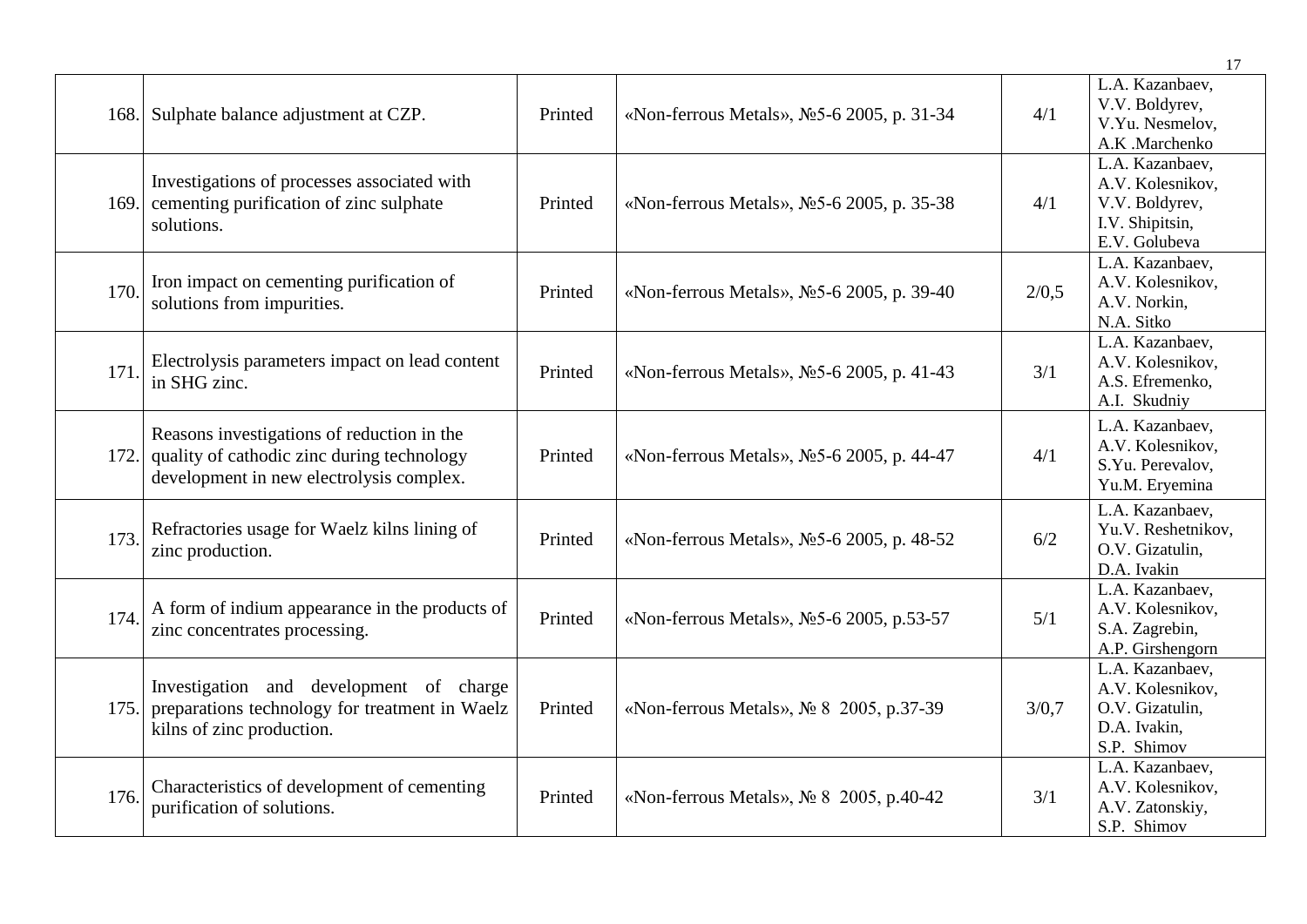| | | | | | |
|---|---|---|---|---|---|
| 168. | Sulphate balance adjustment at CZP. | Printed | «Non-ferrous Metals», №5-6 2005, p. 31-34 | 4/1 | L.A. Kazanbaev, V.V. Boldyrev, V.Yu. Nesmelov, A.K .Marchenko |
| 169. | Investigations of processes associated with cementing purification of zinc sulphate solutions. | Printed | «Non-ferrous Metals», №5-6 2005, p. 35-38 | 4/1 | L.A. Kazanbaev, A.V. Kolesnikov, V.V. Boldyrev, I.V. Shipitsin, E.V. Golubeva |
| 170. | Iron impact on cementing purification of solutions from impurities. | Printed | «Non-ferrous Metals», №5-6 2005, p. 39-40 | 2/0,5 | L.A. Kazanbaev, A.V. Kolesnikov, A.V. Norkin, N.A. Sitko |
| 171. | Electrolysis parameters impact on lead content in SHG zinc. | Printed | «Non-ferrous Metals», №5-6 2005, p. 41-43 | 3/1 | L.A. Kazanbaev, A.V. Kolesnikov, A.S. Efremenko, A.I. Skudniy |
| 172. | Reasons investigations of reduction in the quality of cathodic zinc during technology development in new electrolysis complex. | Printed | «Non-ferrous Metals», №5-6 2005, p. 44-47 | 4/1 | L.A. Kazanbaev, A.V. Kolesnikov, S.Yu. Perevalov, Yu.M. Eryemina |
| 173. | Refractories usage for Waelz kilns lining of zinc production. | Printed | «Non-ferrous Metals», №5-6 2005, p. 48-52 | 6/2 | L.A. Kazanbaev, Yu.V. Reshetnikov, O.V. Gizatulin, D.A. Ivakin |
| 174. | A form of indium appearance in the products of zinc concentrates processing. | Printed | «Non-ferrous Metals», №5-6 2005, p.53-57 | 5/1 | L.A. Kazanbaev, A.V. Kolesnikov, S.A. Zagrebin, A.P. Girshengorn |
| 175. | Investigation and development of charge preparations technology for treatment in Waelz kilns of zinc production. | Printed | «Non-ferrous Metals», № 8 2005, p.37-39 | 3/0,7 | L.A. Kazanbaev, A.V. Kolesnikov, O.V. Gizatulin, D.A. Ivakin, S.P. Shimov |
| 176. | Characteristics of development of cementing purification of solutions. | Printed | «Non-ferrous Metals», № 8 2005, p.40-42 | 3/1 | L.A. Kazanbaev, A.V. Kolesnikov, A.V. Zatonskiy, S.P. Shimov |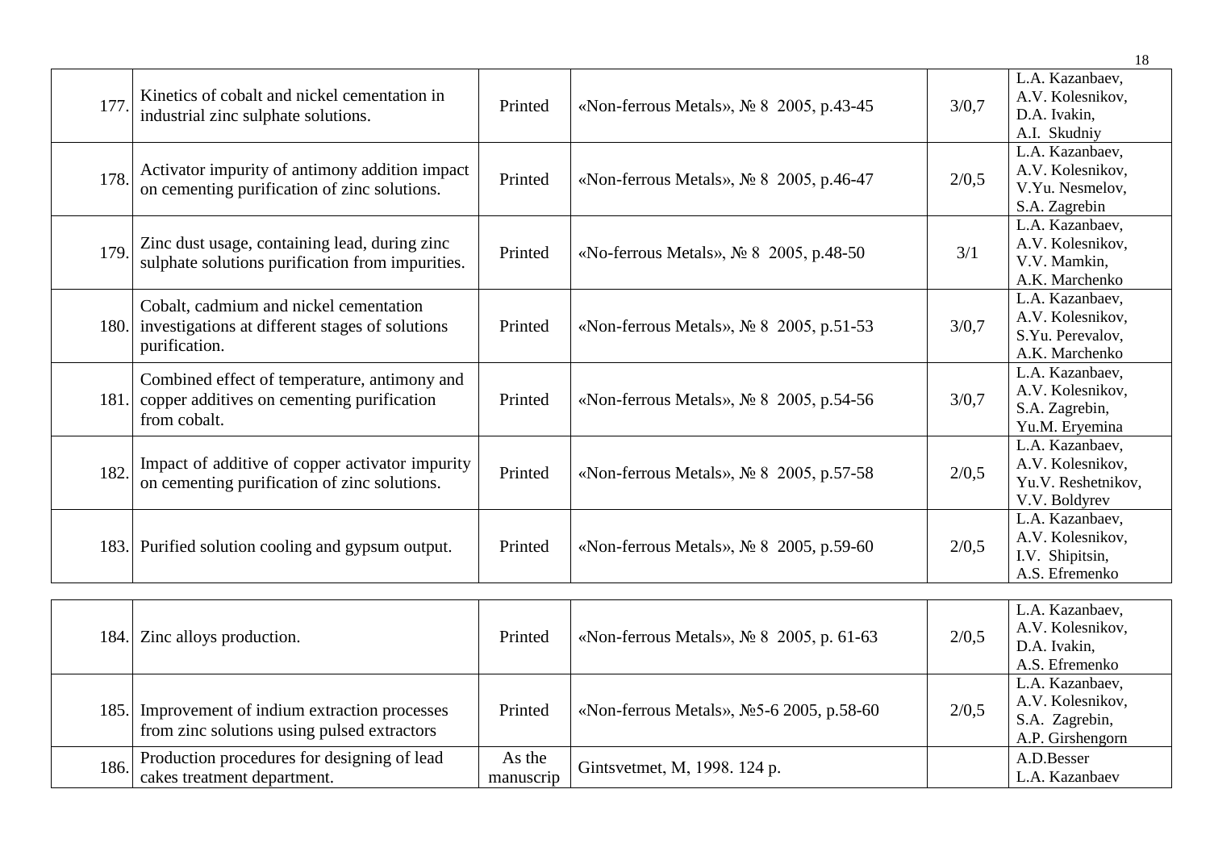| | | | | | |
|---|---|---|---|---|---|
| 177. | Kinetics of cobalt and nickel cementation in industrial zinc sulphate solutions. | Printed | «Non-ferrous Metals», № 8 2005, p.43-45 | 3/0,7 | L.A. Kazanbaev, A.V. Kolesnikov, D.A. Ivakin, A.I. Skudniy |
| 178. | Activator impurity of antimony addition impact on cementing purification of zinc solutions. | Printed | «Non-ferrous Metals», № 8 2005, p.46-47 | 2/0,5 | L.A. Kazanbaev, A.V. Kolesnikov, V.Yu. Nesmelov, S.A. Zagrebin |
| 179. | Zinc dust usage, containing lead, during zinc sulphate solutions purification from impurities. | Printed | «No-ferrous Metals», № 8 2005, p.48-50 | 3/1 | L.A. Kazanbaev, A.V. Kolesnikov, V.V. Mamkin, A.K. Marchenko |
| 180. | Cobalt, cadmium and nickel cementation investigations at different stages of solutions purification. | Printed | «Non-ferrous Metals», № 8 2005, p.51-53 | 3/0,7 | L.A. Kazanbaev, A.V. Kolesnikov, S.Yu. Perevalov, A.K. Marchenko |
| 181. | Combined effect of temperature, antimony and copper additives on cementing purification from cobalt. | Printed | «Non-ferrous Metals», № 8 2005, p.54-56 | 3/0,7 | L.A. Kazanbaev, A.V. Kolesnikov, S.A. Zagrebin, Yu.M. Eryemina |
| 182. | Impact of additive of copper activator impurity on cementing purification of zinc solutions. | Printed | «Non-ferrous Metals», № 8 2005, p.57-58 | 2/0,5 | L.A. Kazanbaev, A.V. Kolesnikov, Yu.V. Reshetnikov, V.V. Boldyrev |
| 183. | Purified solution cooling and gypsum output. | Printed | «Non-ferrous Metals», № 8 2005, p.59-60 | 2/0,5 | L.A. Kazanbaev, A.V. Kolesnikov, I.V. Shipitsin, A.S. Efremenko |
| 184. | Zinc alloys production. | Printed | «Non-ferrous Metals», № 8 2005, p. 61-63 | 2/0,5 | L.A. Kazanbaev, A.V. Kolesnikov, D.A. Ivakin, A.S. Efremenko |
| 185. | Improvement of indium extraction processes from zinc solutions using pulsed extractors | Printed | «Non-ferrous Metals», №5-6 2005, p.58-60 | 2/0,5 | L.A. Kazanbaev, A.V. Kolesnikov, S.A. Zagrebin, A.P. Girshengorn |
| 186. | Production procedures for designing of lead cakes treatment department. | As the manuscrip | Gintsvetmet, M, 1998. 124 p. | | A.D.Besser L.A. Kazanbaev |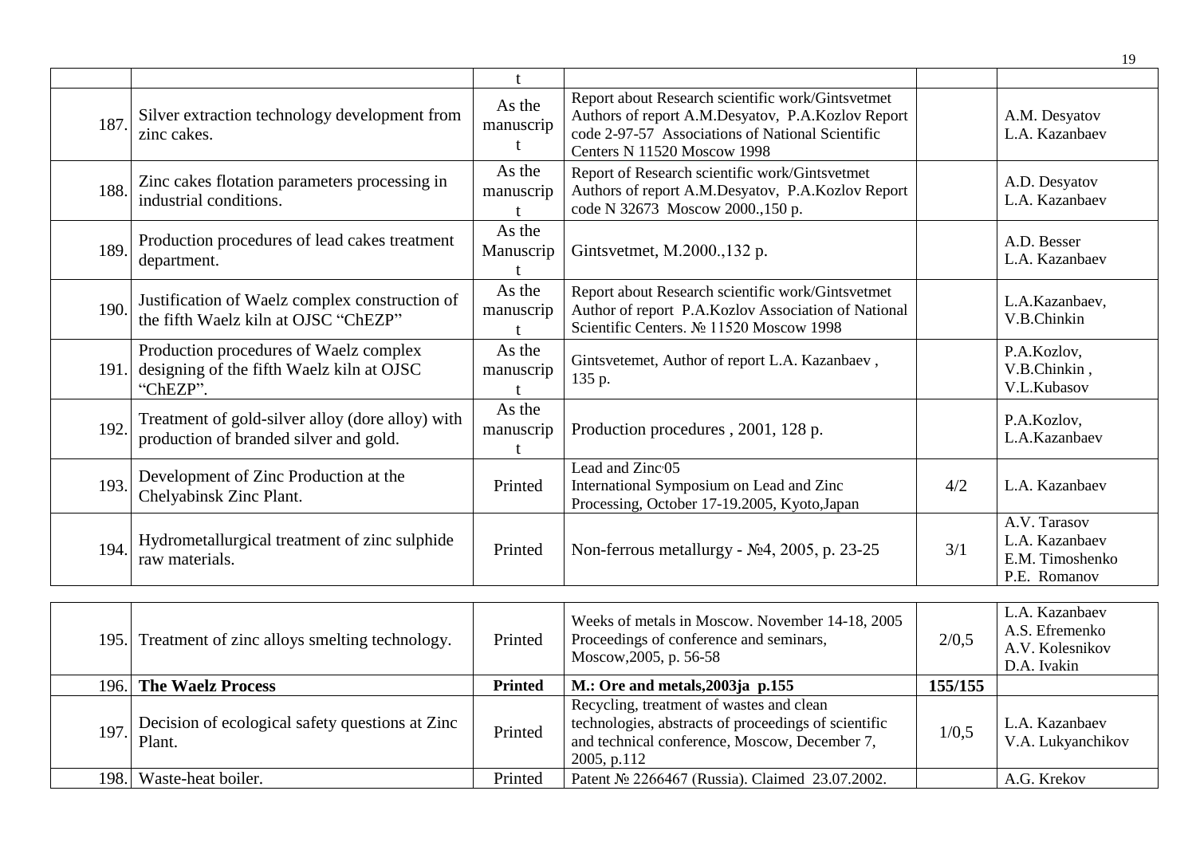| | | t | | | |
|---|---|---|---|---|---|
| 187. | Silver extraction technology development from zinc cakes. | As the manuscript | Report about Research scientific work/Gintsvetmet Authors of report A.M.Desyatov, P.A.Kozlov Report code 2-97-57 Associations of National Scientific Centers N 11520 Moscow 1998 | | A.M. Desyatov L.A. Kazanbaev |
| 188. | Zinc cakes flotation parameters processing in industrial conditions. | As the manuscript | Report of Research scientific work/Gintsvetmet Authors of report A.M.Desyatov, P.A.Kozlov Report code N 32673 Moscow 2000.,150 p. | | A.D. Desyatov L.A. Kazanbaev |
| 189. | Production procedures of lead cakes treatment department. | As the Manuscript | Gintsvetmet, M.2000.,132 p. | | A.D. Besser L.A. Kazanbaev |
| 190. | Justification of Waelz complex construction of the fifth Waelz kiln at OJSC "ChEZP" | As the manuscript | Report about Research scientific work/Gintsvetmet Author of report P.A.Kozlov Association of National Scientific Centers. № 11520 Moscow 1998 | | L.A.Kazanbaev, V.B.Chinkin |
| 191. | Production procedures of Waelz complex designing of the fifth Waelz kiln at OJSC "ChEZP". | As the manuscript | Gintsvetemet, Author of report L.A. Kazanbaev , 135 p. | | P.A.Kozlov, V.B.Chinkin , V.L.Kubasov |
| 192. | Treatment of gold-silver alloy (dore alloy) with production of branded silver and gold. | As the manuscript | Production procedures , 2001, 128 p. | | P.A.Kozlov, L.A.Kazanbaev |
| 193. | Development of Zinc Production at the Chelyabinsk Zinc Plant. | Printed | Lead and Zinc·05 International Symposium on Lead and Zinc Processing, October 17-19.2005, Kyoto,Japan | 4/2 | L.A. Kazanbaev |
| 194. | Hydrometallurgical treatment of zinc sulphide raw materials. | Printed | Non-ferrous metallurgy - №4, 2005, p. 23-25 | 3/1 | A.V. Tarasov L.A. Kazanbaev E.M. Timoshenko P.E. Romanov |
| 195. | Treatment of zinc alloys smelting technology. | Printed | Weeks of metals in Moscow. November 14-18, 2005 Proceedings of conference and seminars, Moscow,2005, p. 56-58 | 2/0,5 | L.A. Kazanbaev A.S. Efremenko A.V. Kolesnikov D.A. Ivakin |
| 196. | **The Waelz Process** | **Printed** | **M.: Ore and metals,2003ja p.155** | **155/155** | |
| 197. | Decision of ecological safety questions at Zinc Plant. | Printed | Recycling, treatment of wastes and clean technologies, abstracts of proceedings of scientific and technical conference, Moscow, December 7, 2005, p.112 | 1/0,5 | L.A. Kazanbaev V.A. Lukyanchikov |
| 198. | Waste-heat boiler. | Printed | Patent № 2266467 (Russia). Claimed 23.07.2002. | | A.G. Krekov |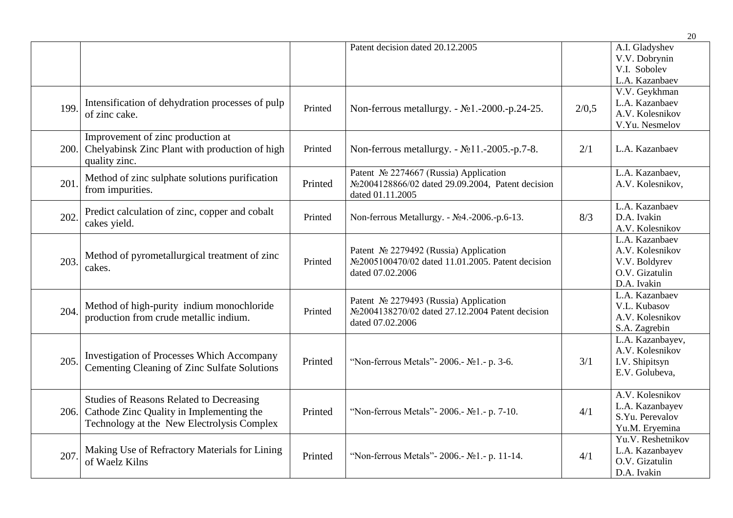| | | | | | |
|---|---|---|---|---|---|
| | | | Patent decision dated 20.12.2005 | | A.I. Gladyshev<br>V.V. Dobrynin<br>V.I. Sobolev<br>L.A. Kazanbaev |
| 199. | Intensification of dehydration processes of pulp of zinc cake. | Printed | Non-ferrous metallurgy. - №1.-2000.-p.24-25. | 2/0,5 | V.V. Geykhman<br>L.A. Kazanbaev<br>A.V. Kolesnikov<br>V.Yu. Nesmelov |
| 200. | Improvement of zinc production at Chelyabinsk Zinc Plant with production of high quality zinc. | Printed | Non-ferrous metallurgy. - №11.-2005.-p.7-8. | 2/1 | L.A. Kazanbaev |
| 201. | Method of zinc sulphate solutions purification from impurities. | Printed | Patent № 2274667 (Russia) Application №2004128866/02 dated 29.09.2004, Patent decision dated 01.11.2005 | | L.A. Kazanbaev,<br>A.V. Kolesnikov, |
| 202. | Predict calculation of zinc, copper and cobalt cakes yield. | Printed | Non-ferrous Metallurgy. - №4.-2006.-p.6-13. | 8/3 | L.A. Kazanbaev<br>D.A. Ivakin<br>A.V. Kolesnikov |
| 203. | Method of pyrometallurgical treatment of zinc cakes. | Printed | Patent № 2279492 (Russia) Application №2005100470/02 dated 11.01.2005. Patent decision dated 07.02.2006 | | L.A. Kazanbaev<br>A.V. Kolesnikov<br>V.V. Boldyrev<br>O.V. Gizatulin<br>D.A. Ivakin |
| 204. | Method of high-purity indium monochloride production from crude metallic indium. | Printed | Patent № 2279493 (Russia) Application №2004138270/02 dated 27.12.2004 Patent decision dated 07.02.2006 | | L.A. Kazanbaev<br>V.L. Kubasov<br>A.V. Kolesnikov<br>S.A. Zagrebin |
| 205. | Investigation of Processes Which Accompany Cementing Cleaning of Zinc Sulfate Solutions | Printed | "Non-ferrous Metals"- 2006.- №1.- p. 3-6. | 3/1 | L.A. Kazanbayev,<br>A.V. Kolesnikov<br>I.V. Shipitsyn<br>E.V. Golubeva, |
| 206. | Studies of Reasons Related to Decreasing Cathode Zinc Quality in Implementing the Technology at the New Electrolysis Complex | Printed | "Non-ferrous Metals"- 2006.- №1.- p. 7-10. | 4/1 | A.V. Kolesnikov<br>L.A. Kazanbayev<br>S.Yu. Perevalov<br>Yu.M. Eryemina |
| 207. | Making Use of Refractory Materials for Lining of Waelz Kilns | Printed | "Non-ferrous Metals"- 2006.- №1.- p. 11-14. | 4/1 | Yu.V. Reshetnikov<br>L.A. Kazanbayev<br>O.V. Gizatulin<br>D.A. Ivakin |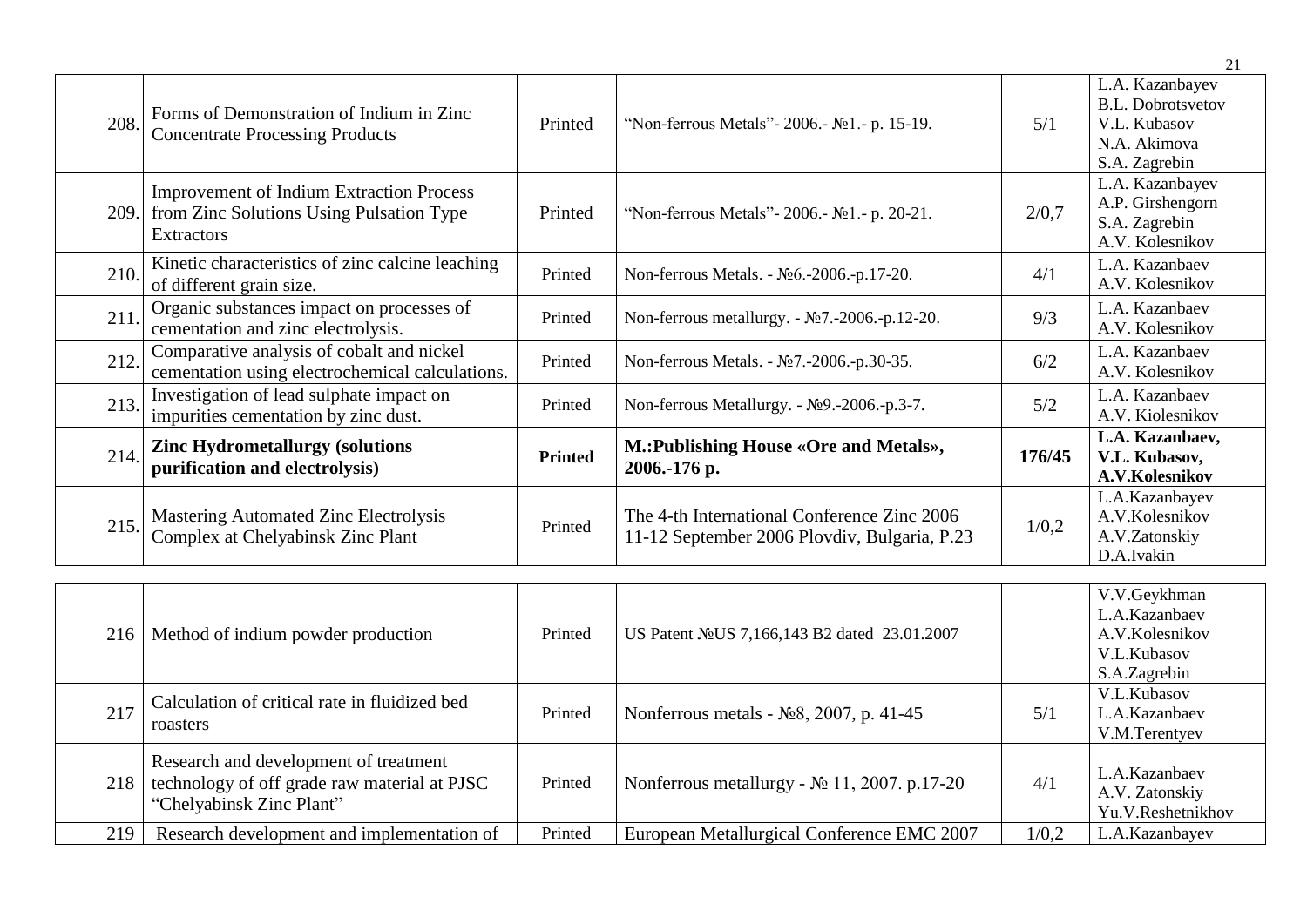| | | | | | |
|---|---|---|---|---|---|
| 208. | Forms of Demonstration of Indium in Zinc Concentrate Processing Products | Printed | "Non-ferrous Metals"- 2006.- №1.- p. 15-19. | 5/1 | L.A. Kazanbayev<br>B.L. Dobrotsvetov<br>V.L. Kubasov<br>N.A. Akimova<br>S.A. Zagrebin |
| 209. | Improvement of Indium Extraction Process from Zinc Solutions Using Pulsation Type Extractors | Printed | "Non-ferrous Metals"- 2006.- №1.- p. 20-21. | 2/0,7 | L.A. Kazanbayev<br>A.P. Girshengorn<br>S.A. Zagrebin<br>A.V. Kolesnikov |
| 210. | Kinetic characteristics of zinc calcine leaching of different grain size. | Printed | Non-ferrous Metals. - №6.-2006.-p.17-20. | 4/1 | L.A. Kazanbaev<br>A.V. Kolesnikov |
| 211. | Organic substances impact on processes of cementation and zinc electrolysis. | Printed | Non-ferrous metallurgy. - №7.-2006.-p.12-20. | 9/3 | L.A. Kazanbaev<br>A.V. Kolesnikov |
| 212. | Comparative analysis of cobalt and nickel cementation using electrochemical calculations. | Printed | Non-ferrous Metals. - №7.-2006.-p.30-35. | 6/2 | L.A. Kazanbaev<br>A.V. Kolesnikov |
| 213. | Investigation of lead sulphate impact on impurities cementation by zinc dust. | Printed | Non-ferrous Metallurgy. - №9.-2006.-p.3-7. | 5/2 | L.A. Kazanbaev<br>A.V. Kiolesnikov |
| 214. | **Zinc Hydrometallurgy (solutions purification and electrolysis)** | **Printed** | **M.:Publishing House «Ore and Metals», 2006.-176 p.** | **176/45** | **L.A. Kazanbaev,<br>V.L. Kubasov,<br>A.V.Kolesnikov** |
| 215. | Mastering Automated Zinc Electrolysis Complex at Chelyabinsk Zinc Plant | Printed | The 4-th International Conference Zinc 2006 11-12 September 2006 Plovdiv, Bulgaria, P.23 | 1/0,2 | L.A.Kazanbayev<br>A.V.Kolesnikov<br>A.V.Zatonskiy<br>D.A.Ivakin |
| 216 | Method of indium powder production | Printed | US Patent №US 7,166,143 B2 dated 23.01.2007 | | V.V.Geykhman<br>L.A.Kazanbaev<br>A.V.Kolesnikov<br>V.L.Kubasov<br>S.A.Zagrebin |
| 217 | Calculation of critical rate in fluidized bed roasters | Printed | Nonferrous metals - №8, 2007, p. 41-45 | 5/1 | V.L.Kubasov<br>L.A.Kazanbaev<br>V.M.Terentyev |
| 218 | Research and development of treatment technology of off grade raw material at PJSC "Chelyabinsk Zinc Plant" | Printed | Nonferrous metallurgy - № 11, 2007. p.17-20 | 4/1 | L.A.Kazanbaev<br>A.V. Zatonskiy<br>Yu.V.Reshetnikhov |
| 219 | Research development and implementation of | Printed | European Metallurgical Conference EMC 2007 | 1/0,2 | L.A.Kazanbayev |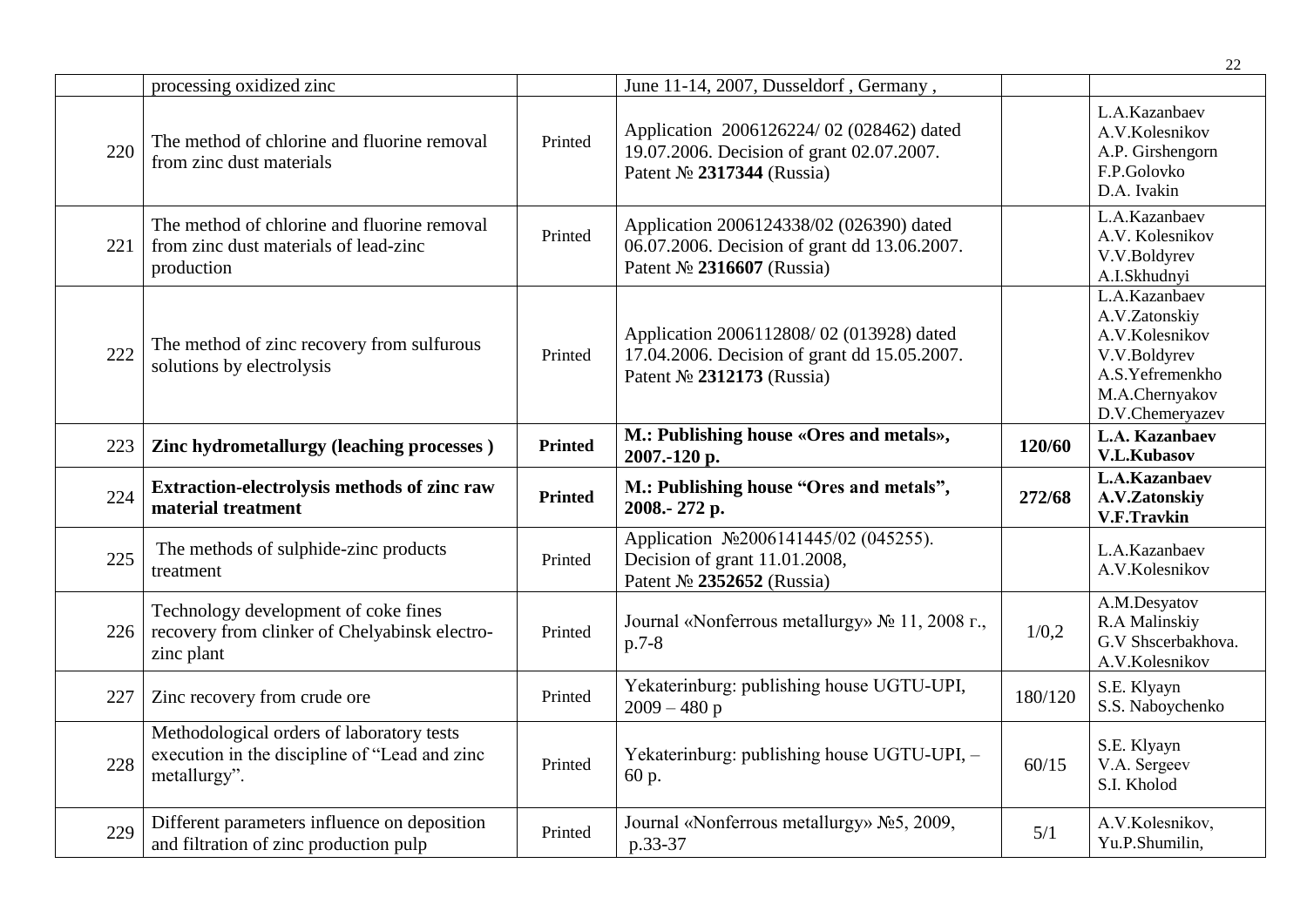|  |  |  |  |  |  |
|---|---|---|---|---|---|
|  | processing oxidized zinc |  | June 11-14, 2007, Dusseldorf , Germany , |  |  |
| 220 | The method of chlorine and fluorine removal from zinc dust materials | Printed | Application 2006126224/ 02 (028462) dated 19.07.2006. Decision of grant 02.07.2007. Patent № **2317344** (Russia) |  | L.A.Kazanbaev A.V.Kolesnikov A.P. Girshengorn F.P.Golovko D.A. Ivakin |
| 221 | The method of chlorine and fluorine removal from zinc dust materials of lead-zinc production | Printed | Application 2006124338/02 (026390) dated 06.07.2006. Decision of grant dd 13.06.2007. Patent № **2316607** (Russia) |  | L.A.Kazanbaev A.V. Kolesnikov V.V.Boldyrev A.I.Skhudnyi |
| 222 | The method of zinc recovery from sulfurous solutions by electrolysis | Printed | Application 2006112808/ 02 (013928) dated 17.04.2006. Decision of grant dd 15.05.2007. Patent № **2312173** (Russia) |  | L.A.Kazanbaev A.V.Zatonskiy A.V.Kolesnikov V.V.Boldyrev A.S.Yefremenkho M.A.Chernyakov D.V.Chemeryazev |
| 223 | **Zinc hydrometallurgy (leaching processes )** | **Printed** | **M.: Publishing house «Ores and metals», 2007.-120 p.** | **120/60** | **L.A. Kazanbaev V.L.Kubasov** |
| 224 | **Extraction-electrolysis methods of zinc raw material treatment** | **Printed** | **M.: Publishing house "Ores and metals", 2008.- 272 p.** | **272/68** | **L.A.Kazanbaev A.V.Zatonskiy V.F.Travkin** |
| 225 | The methods of sulphide-zinc products treatment | Printed | Application №2006141445/02 (045255). Decision of grant 11.01.2008, Patent № **2352652** (Russia) |  | L.A.Kazanbaev A.V.Kolesnikov |
| 226 | Technology development of coke fines recovery from clinker of Chelyabinsk electro-zinc plant | Printed | Journal «Nonferrous metallurgy» № 11, 2008 г., p.7-8 | 1/0,2 | A.M.Desyatov R.A Malinskiy G.V Shscerbakhova. A.V.Kolesnikov |
| 227 | Zinc recovery from crude ore | Printed | Yekaterinburg: publishing house UGTU-UPI, 2009 – 480 p | 180/120 | S.E. Klyayn S.S. Naboychenko |
| 228 | Methodological orders of laboratory tests execution in the discipline of "Lead and zinc metallurgy". | Printed | Yekaterinburg: publishing house UGTU-UPI, – 60 p. | 60/15 | S.E. Klyayn V.A. Sergeev S.I. Kholod |
| 229 | Different parameters influence on deposition and filtration of zinc production pulp | Printed | Journal «Nonferrous metallurgy» №5, 2009, p.33-37 | 5/1 | A.V.Kolesnikov, Yu.P.Shumilin, |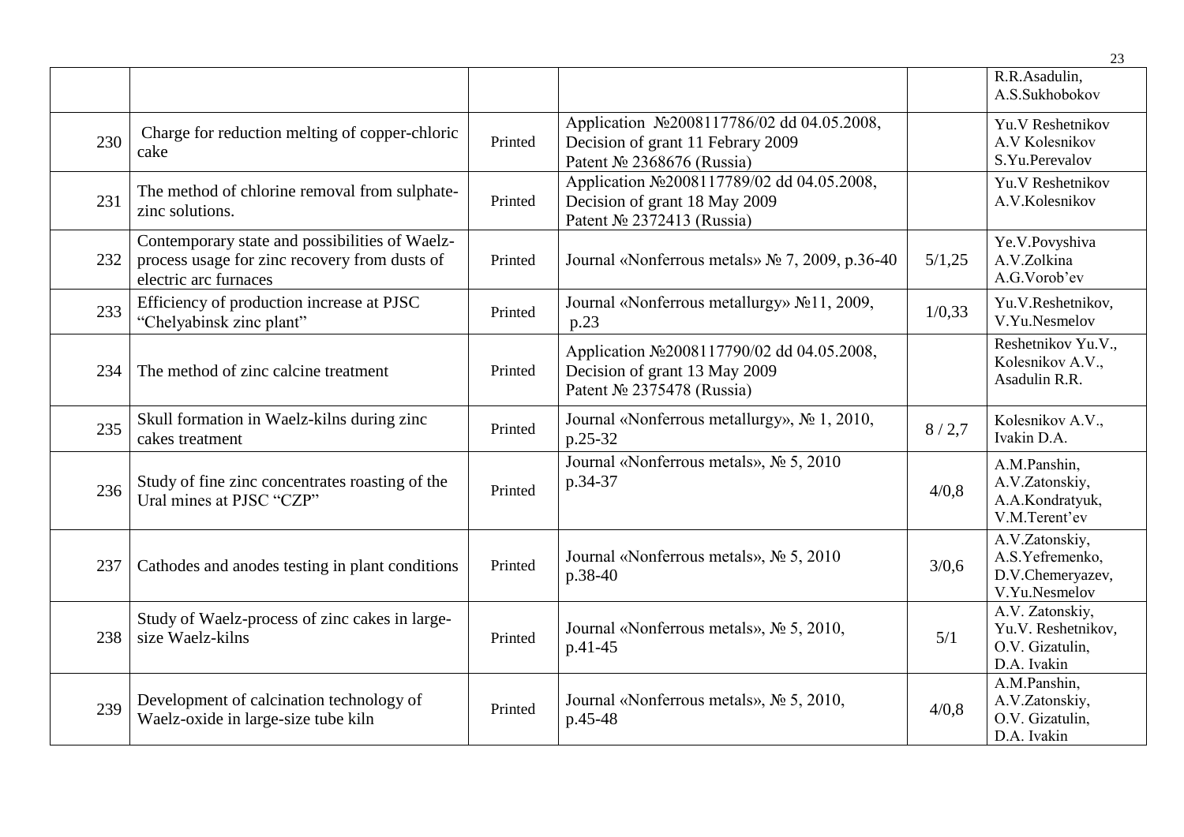| | | | | | |
|---|---|---|---|---|---|
| | | | | | R.R.Asadulin, A.S.Sukhobokov |
| 230 | Charge for reduction melting of copper-chloric cake | Printed | Application №2008117786/02 dd 04.05.2008, Decision of grant 11 Febrary 2009 Patent № 2368676 (Russia) | | Yu.V Reshetnikov A.V Kolesnikov S.Yu.Perevalov |
| 231 | The method of chlorine removal from sulphate-zinc solutions. | Printed | Application №2008117789/02 dd 04.05.2008, Decision of grant 18 May 2009 Patent № 2372413 (Russia) | | Yu.V Reshetnikov A.V.Kolesnikov |
| 232 | Contemporary state and possibilities of Waelz-process usage for zinc recovery from dusts of electric arc furnaces | Printed | Journal «Nonferrous metals» № 7, 2009, p.36-40 | 5/1,25 | Ye.V.Povyshiva A.V.Zolkina A.G.Vorob'ev |
| 233 | Efficiency of production increase at PJSC "Chelyabinsk zinc plant" | Printed | Journal «Nonferrous metallurgy» №11, 2009, p.23 | 1/0,33 | Yu.V.Reshetnikov, V.Yu.Nesmelov |
| 234 | The method of zinc calcine treatment | Printed | Application №2008117790/02 dd 04.05.2008, Decision of grant 13 May 2009 Patent № 2375478 (Russia) | | Reshetnikov Yu.V., Kolesnikov A.V., Asadulin R.R. |
| 235 | Skull formation in Waelz-kilns during zinc cakes treatment | Printed | Journal «Nonferrous metallurgy», № 1, 2010, p.25-32 | 8 / 2,7 | Kolesnikov A.V., Ivakin D.A. |
| 236 | Study of fine zinc concentrates roasting of the Ural mines at PJSC "CZP" | Printed | Journal «Nonferrous metals», № 5, 2010 p.34-37 | 4/0,8 | A.M.Panshin, A.V.Zatonskiy, A.A.Kondratyuk, V.M.Terent'ev |
| 237 | Cathodes and anodes testing in plant conditions | Printed | Journal «Nonferrous metals», № 5, 2010 p.38-40 | 3/0,6 | A.V.Zatonskiy, A.S.Yefremenko, D.V.Chemeryazev, V.Yu.Nesmelov |
| 238 | Study of Waelz-process of zinc cakes in large-size Waelz-kilns | Printed | Journal «Nonferrous metals», № 5, 2010, p.41-45 | 5/1 | A.V. Zatonskiy, Yu.V. Reshetnikov, O.V. Gizatulin, D.A. Ivakin |
| 239 | Development of calcination technology of Waelz-oxide in large-size tube kiln | Printed | Journal «Nonferrous metals», № 5, 2010, p.45-48 | 4/0,8 | A.M.Panshin, A.V.Zatonskiy, O.V. Gizatulin, D.A. Ivakin |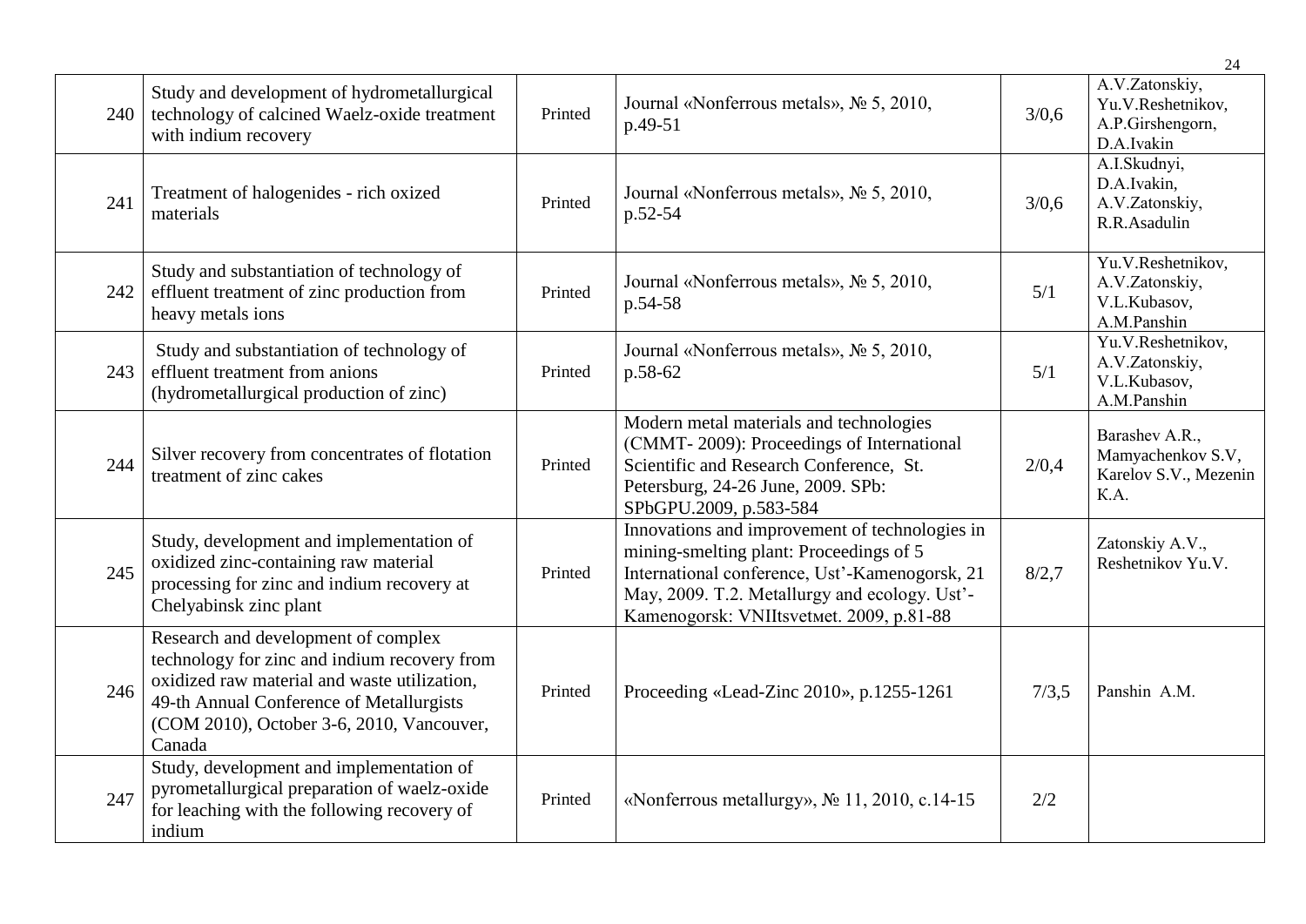| 240 | Study and development of hydrometallurgical technology of calcined Waelz-oxide treatment with indium recovery | Printed | Journal «Nonferrous metals», № 5, 2010, p.49-51 | 3/0,6 | A.V.Zatonskiy, Yu.V.Reshetnikov, A.P.Girshengorn, D.A.Ivakin |
|---|---|---|---|---|---|
| 241 | Treatment of halogenides - rich oxized materials | Printed | Journal «Nonferrous metals», № 5, 2010, p.52-54 | 3/0,6 | A.I.Skudnyi, D.A.Ivakin, A.V.Zatonskiy, R.R.Asadulin |
| 242 | Study and substantiation of technology of effluent treatment of zinc production from heavy metals ions | Printed | Journal «Nonferrous metals», № 5, 2010, p.54-58 | 5/1 | Yu.V.Reshetnikov, A.V.Zatonskiy, V.L.Kubasov, A.M.Panshin |
| 243 | Study and substantiation of technology of effluent treatment from anions (hydrometallurgical production of zinc) | Printed | Journal «Nonferrous metals», № 5, 2010, p.58-62 | 5/1 | Yu.V.Reshetnikov, A.V.Zatonskiy, V.L.Kubasov, A.M.Panshin |
| 244 | Silver recovery from concentrates of flotation treatment of zinc cakes | Printed | Modern metal materials and technologies (CMMT- 2009): Proceedings of International Scientific and Research Conference, St. Petersburg, 24-26 June, 2009. SPb: SPbGPU.2009, p.583-584 | 2/0,4 | Barashev A.R., Mamyachenkov S.V, Karelov S.V., Mezenin K.A. |
| 245 | Study, development and implementation of oxidized zinc-containing raw material processing for zinc and indium recovery at Chelyabinsk zinc plant | Printed | Innovations and improvement of technologies in mining-smelting plant: Proceedings of 5 International conference, Ust'-Kamenogorsk, 21 May, 2009. T.2. Metallurgy and ecology. Ust'-Kamenogorsk: VNIItsvetмet. 2009, p.81-88 | 8/2,7 | Zatonskiy A.V., Reshetnikov Yu.V. |
| 246 | Research and development of complex technology for zinc and indium recovery from oxidized raw material and waste utilization, 49-th Annual Conference of Metallurgists (COM 2010), October 3-6, 2010, Vancouver, Canada | Printed | Proceeding «Lead-Zinc 2010», p.1255-1261 | 7/3,5 | Panshin A.M. |
| 247 | Study, development and implementation of pyrometallurgical preparation of waelz-oxide for leaching with the following recovery of indium | Printed | «Nonferrous metallurgy», № 11, 2010, c.14-15 | 2/2 | |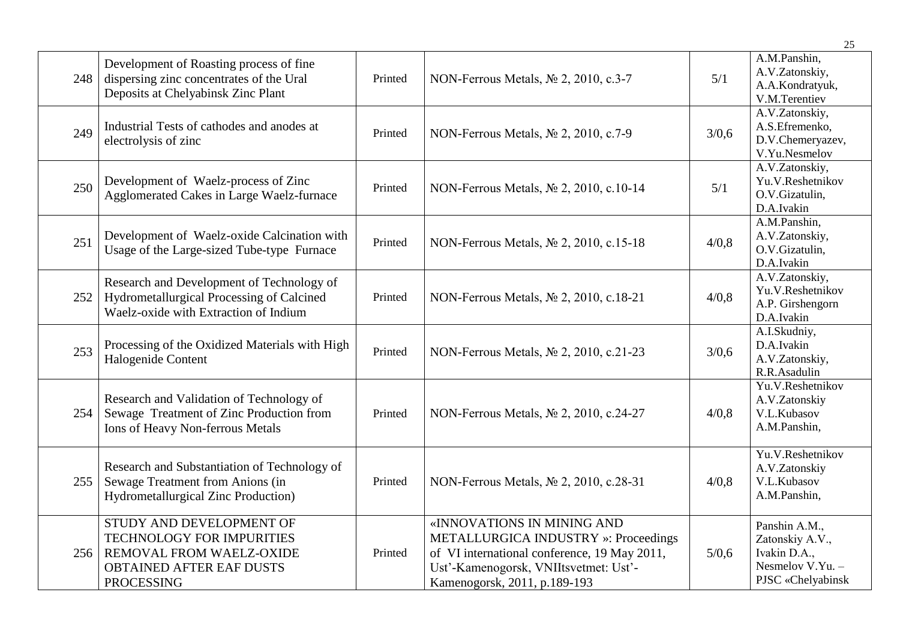| 248 | Development of Roasting process of fine dispersing zinc concentrates of the Ural Deposits at Chelyabinsk Zinc Plant | Printed | NON-Ferrous Metals, № 2, 2010, c.3-7 | 5/1 | A.M.Panshin, A.V.Zatonskiy, A.A.Kondratyuk, V.M.Terentiev |
|---|---|---|---|---|---|
| 249 | Industrial Tests of cathodes and anodes at electrolysis of zinc | Printed | NON-Ferrous Metals, № 2, 2010, c.7-9 | 3/0,6 | A.V.Zatonskiy, A.S.Efremenko, D.V.Chemeryazev, V.Yu.Nesmelov |
| 250 | Development of Waelz-process of Zinc Agglomerated Cakes in Large Waelz-furnace | Printed | NON-Ferrous Metals, № 2, 2010, c.10-14 | 5/1 | A.V.Zatonskiy, Yu.V.Reshetnikov O.V.Gizatulin, D.A.Ivakin |
| 251 | Development of Waelz-oxide Calcination with Usage of the Large-sized Tube-type Furnace | Printed | NON-Ferrous Metals, № 2, 2010, c.15-18 | 4/0,8 | A.M.Panshin, A.V.Zatonskiy, O.V.Gizatulin, D.A.Ivakin |
| 252 | Research and Development of Technology of Hydrometallurgical Processing of Calcined Waelz-oxide with Extraction of Indium | Printed | NON-Ferrous Metals, № 2, 2010, c.18-21 | 4/0,8 | A.V.Zatonskiy, Yu.V.Reshetnikov A.P. Girshengorn D.A.Ivakin |
| 253 | Processing of the Oxidized Materials with High Halogenide Content | Printed | NON-Ferrous Metals, № 2, 2010, c.21-23 | 3/0,6 | A.I.Skudniy, D.A.Ivakin A.V.Zatonskiy, R.R.Asadulin |
| 254 | Research and Validation of Technology of Sewage Treatment of Zinc Production from Ions of Heavy Non-ferrous Metals | Printed | NON-Ferrous Metals, № 2, 2010, c.24-27 | 4/0,8 | Yu.V.Reshetnikov A.V.Zatonskiy V.L.Kubasov A.M.Panshin, |
| 255 | Research and Substantiation of Technology of Sewage Treatment from Anions (in Hydrometallurgical Zinc Production) | Printed | NON-Ferrous Metals, № 2, 2010, c.28-31 | 4/0,8 | Yu.V.Reshetnikov A.V.Zatonskiy V.L.Kubasov A.M.Panshin, |
| 256 | STUDY AND DEVELOPMENT OF TECHNOLOGY FOR IMPURITIES REMOVAL FROM WAELZ-OXIDE OBTAINED AFTER EAF DUSTS PROCESSING | Printed | «INNOVATIONS IN MINING AND METALLURGICA INDUSTRY »: Proceedings of VI international conference, 19 May 2011, Ust'-Kamenogorsk, VNIItsvetmet: Ust'-Kamenogorsk, 2011, p.189-193 | 5/0,6 | Panshin A.M., Zatonskiy A.V., Ivakin D.A., Nesmelov V.Yu. – PJSC «Chelyabinsk |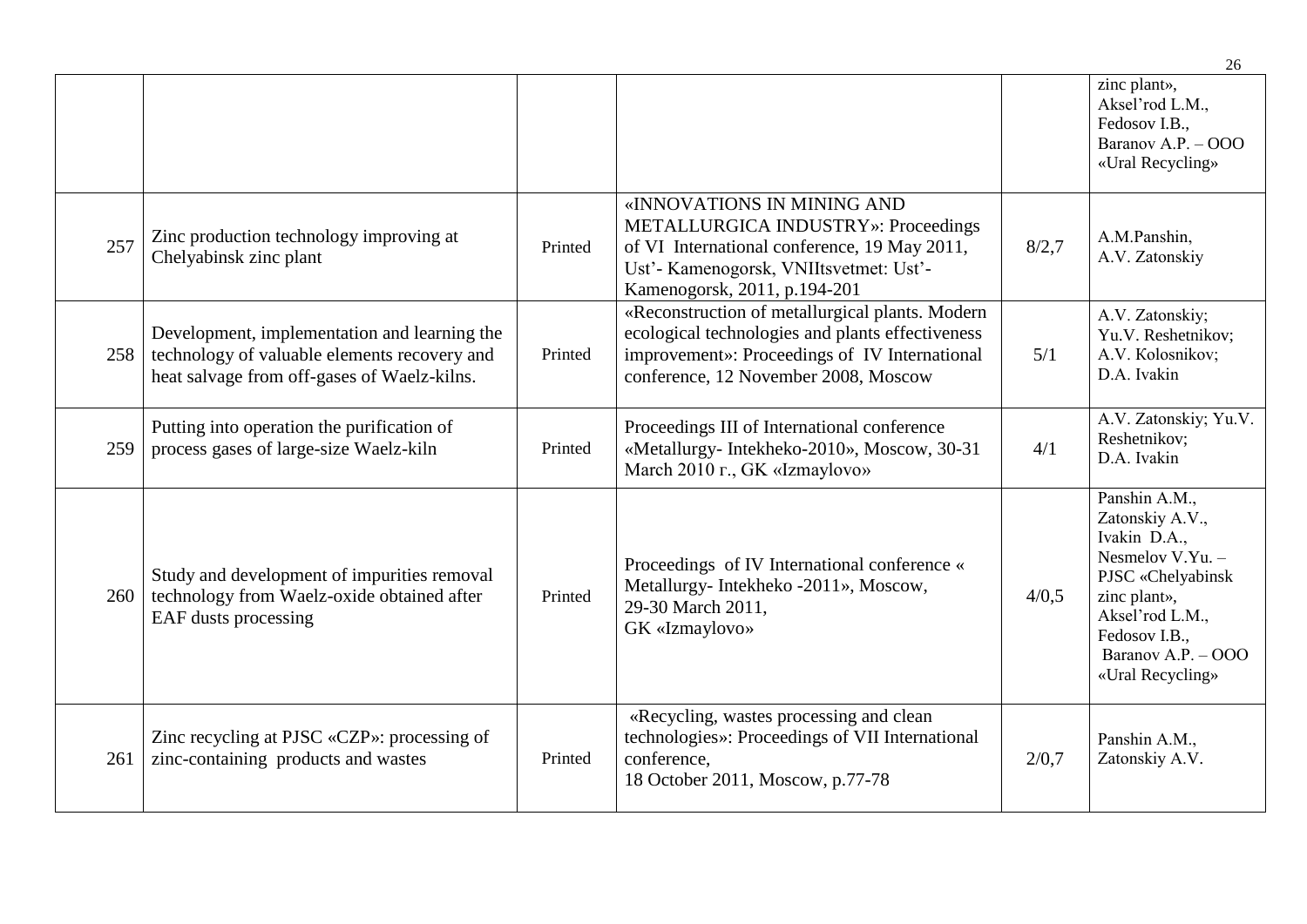| | | | | | |
|---|---|---|---|---|---|
| | | | | | zinc plant», Aksel'rod L.M., Fedosov I.B., Baranov A.P. – OOO «Ural Recycling» |
| 257 | Zinc production technology improving at Chelyabinsk zinc plant | Printed | «INNOVATIONS IN MINING AND METALLURGICA INDUSTRY»: Proceedings of VI International conference, 19 May 2011, Ust'- Kamenogorsk, VNIItsvetmet: Ust'- Kamenogorsk, 2011, p.194-201 | 8/2,7 | A.M.Panshin, A.V. Zatonskiy |
| 258 | Development, implementation and learning the technology of valuable elements recovery and heat salvage from off-gases of Waelz-kilns. | Printed | «Reconstruction of metallurgical plants. Modern ecological technologies and plants effectiveness improvement»: Proceedings of IV International conference, 12 November 2008, Moscow | 5/1 | A.V. Zatonskiy; Yu.V. Reshetnikov; A.V. Kolosnikov; D.A. Ivakin |
| 259 | Putting into operation the purification of process gases of large-size Waelz-kiln | Printed | Proceedings III of International conference «Metallurgy- Intekheko-2010», Moscow, 30-31 March 2010 г., GK «Izmaylovo» | 4/1 | A.V. Zatonskiy; Yu.V. Reshetnikov; D.A. Ivakin |
| 260 | Study and development of impurities removal technology from Waelz-oxide obtained after EAF dusts processing | Printed | Proceedings of IV International conference « Metallurgy- Intekheko -2011», Moscow, 29-30 March 2011, GK «Izmaylovo» | 4/0,5 | Panshin A.M., Zatonskiy A.V., Ivakin D.A., Nesmelov V.Yu. – PJSC «Chelyabinsk zinc plant», Aksel'rod L.M., Fedosov I.B., Baranov A.P. – OOO «Ural Recycling» |
| 261 | Zinc recycling at PJSC «CZP»: processing of zinc-containing products and wastes | Printed | «Recycling, wastes processing and clean technologies»: Proceedings of VII International conference, 18 October 2011, Moscow, p.77-78 | 2/0,7 | Panshin A.M., Zatonskiy A.V. |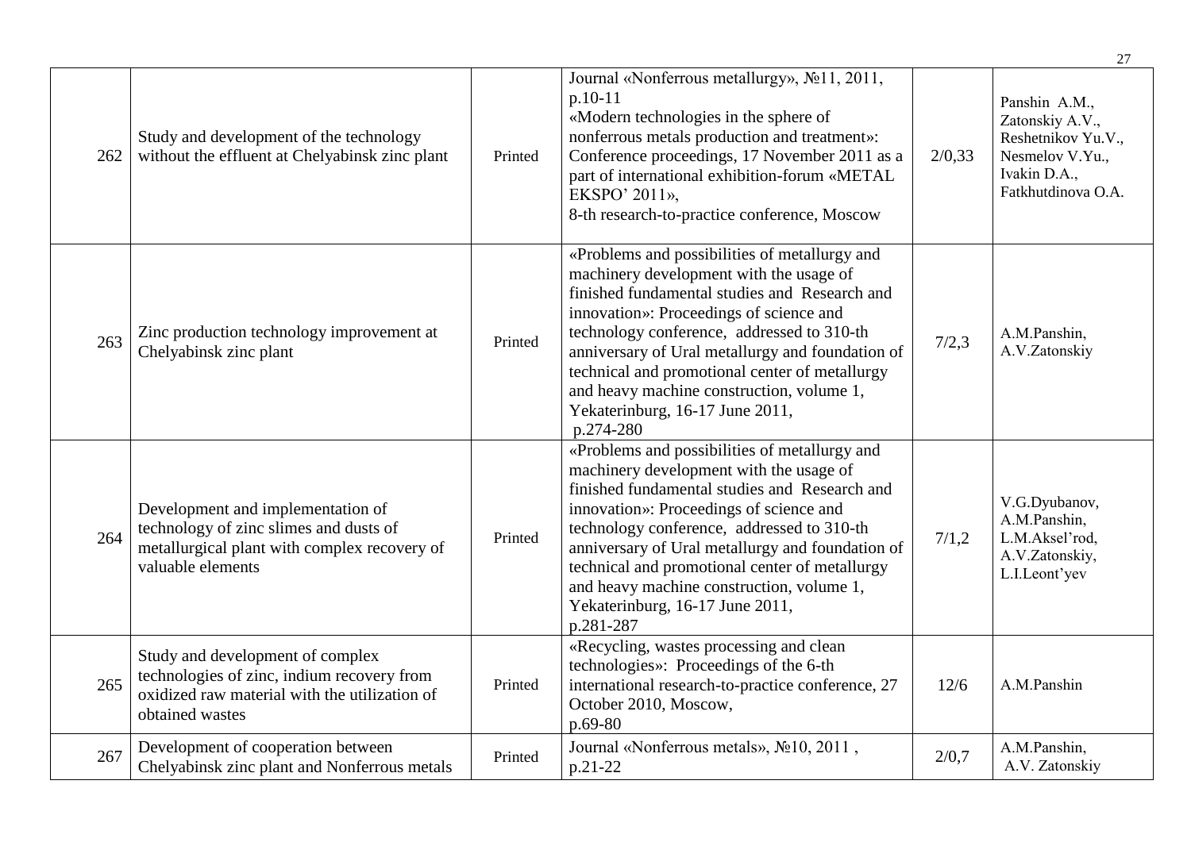| 262 | Study and development of the technology without the effluent at Chelyabinsk zinc plant | Printed | Journal «Nonferrous metallurgy», №11, 2011, p.10-11 «Modern technologies in the sphere of nonferrous metals production and treatment»: Conference proceedings, 17 November 2011 as a part of international exhibition-forum «METAL EKSPO' 2011», 8-th research-to-practice conference, Moscow | 2/0,33 | Panshin A.M., Zatonskiy A.V., Reshetnikov Yu.V., Nesmelov V.Yu., Ivakin D.A., Fatkhutdinova O.A. |
|---|---|---|---|---|---|
| 263 | Zinc production technology improvement at Chelyabinsk zinc plant | Printed | «Problems and possibilities of metallurgy and machinery development with the usage of finished fundamental studies and Research and innovation»: Proceedings of science and technology conference, addressed to 310-th anniversary of Ural metallurgy and foundation of technical and promotional center of metallurgy and heavy machine construction, volume 1, Yekaterinburg, 16-17 June 2011, p.274-280 | 7/2,3 | A.M.Panshin, A.V.Zatonskiy |
| 264 | Development and implementation of technology of zinc slimes and dusts of metallurgical plant with complex recovery of valuable elements | Printed | «Problems and possibilities of metallurgy and machinery development with the usage of finished fundamental studies and Research and innovation»: Proceedings of science and technology conference, addressed to 310-th anniversary of Ural metallurgy and foundation of technical and promotional center of metallurgy and heavy machine construction, volume 1, Yekaterinburg, 16-17 June 2011, p.281-287 | 7/1,2 | V.G.Dyubanov, A.M.Panshin, L.M.Aksel'rod, A.V.Zatonskiy, L.I.Leont'yev |
| 265 | Study and development of complex technologies of zinc, indium recovery from oxidized raw material with the utilization of obtained wastes | Printed | «Recycling, wastes processing and clean technologies»: Proceedings of the 6-th international research-to-practice conference, 27 October 2010, Moscow, p.69-80 | 12/6 | A.M.Panshin |
| 267 | Development of cooperation between Chelyabinsk zinc plant and Nonferrous metals | Printed | Journal «Nonferrous metals», №10, 2011, p.21-22 | 2/0,7 | A.M.Panshin, A.V. Zatonskiy |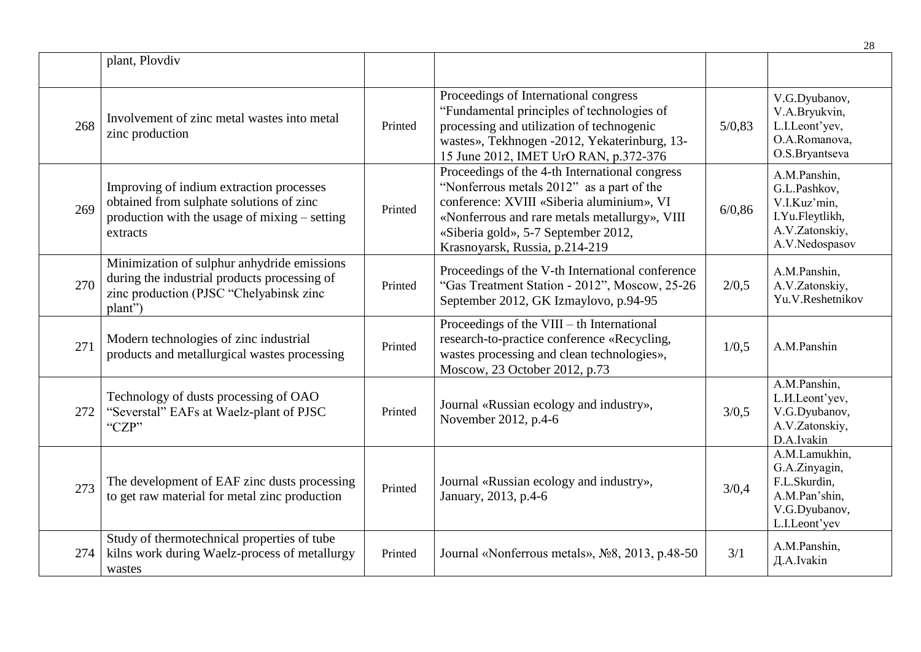|  |  |  |  |  |  |
|---|---|---|---|---|---|
|  | plant, Plovdiv |  |  |  |  |
| 268 | Involvement of zinc metal wastes into metal zinc production | Printed | Proceedings of International congress “Fundamental principles of technologies of processing and utilization of technogenic wastes», Tekhnogen -2012, Yekaterinburg, 13-15 June 2012, IMET UrO RAN, p.372-376 | 5/0,83 | V.G.Dyubanov, V.A.Bryukvin, L.I.Leont’yev, O.A.Romanova, O.S.Bryantseva |
| 269 | Improving of indium extraction processes obtained from sulphate solutions of zinc production with the usage of mixing – setting extracts | Printed | Proceedings of the 4-th International congress “Nonferrous metals 2012” as a part of the conference: XVIII «Siberia aluminium», VI «Nonferrous and rare metals metallurgy», VIII «Siberia gold», 5-7 September 2012, Krasnoyarsk, Russia, p.214-219 | 6/0,86 | A.M.Panshin, G.L.Pashkov, V.I.Kuz’min, I.Yu.Fleytlikh, A.V.Zatonskiy, A.V.Nedospasov |
| 270 | Minimization of sulphur anhydride emissions during the industrial products processing of zinc production (PJSC “Chelyabinsk zinc plant”) | Printed | Proceedings of the V-th International conference “Gas Treatment Station - 2012”, Moscow, 25-26 September 2012, GK Izmaylovo, p.94-95 | 2/0,5 | A.M.Panshin, A.V.Zatonskiy, Yu.V.Reshetnikov |
| 271 | Modern technologies of zinc industrial products and metallurgical wastes processing | Printed | Proceedings of the VIII – th International research-to-practice conference «Recycling, wastes processing and clean technologies», Moscow, 23 October 2012, p.73 | 1/0,5 | A.M.Panshin |
| 272 | Technology of dusts processing of OAO “Severstal” EAFs at Waelz-plant of PJSC “CZP” | Printed | Journal «Russian ecology and industry», November 2012, p.4-6 | 3/0,5 | A.M.Panshin, L.И.Leont’yev, V.G.Dyubanov, A.V.Zatonskiy, D.A.Ivakin |
| 273 | The development of EAF zinc dusts processing to get raw material for metal zinc production | Printed | Journal «Russian ecology and industry», January, 2013, p.4-6 | 3/0,4 | A.M.Lamukhin, G.A.Zinyagin, F.L.Skurdin, A.M.Pan’shin, V.G.Dyubanov, L.I.Leont’yev |
| 274 | Study of thermotechnical properties of tube kilns work during Waelz-process of metallurgy wastes | Printed | Journal «Nonferrous metals», №8, 2013, p.48-50 | 3/1 | A.M.Panshin, Д.A.Ivakin |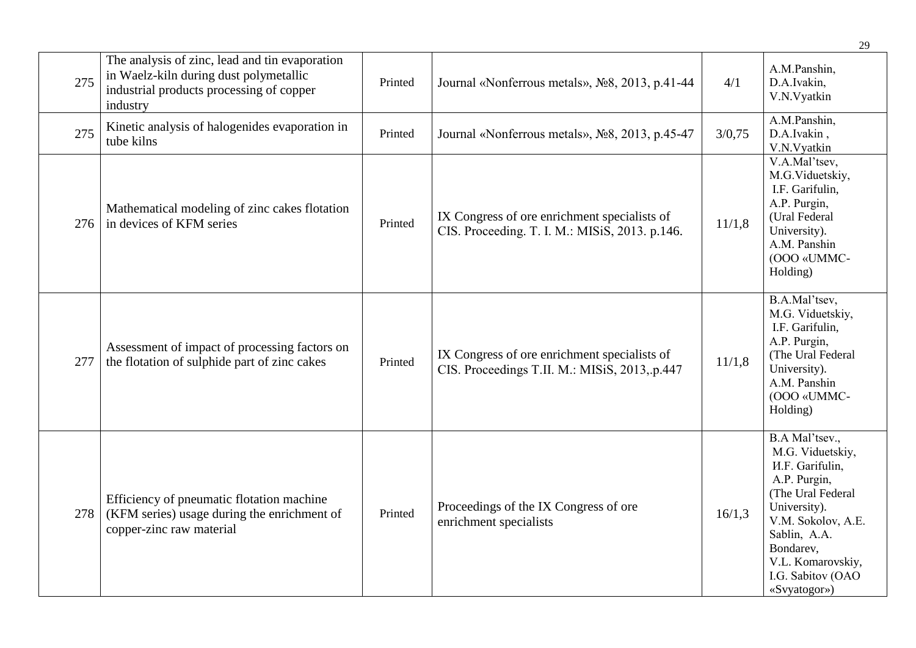| | | | | | |
|---|---|---|---|---|---|
| 275 | The analysis of zinc, lead and tin evaporation in Waelz-kiln during dust polymetallic industrial products processing of copper industry | Printed | Journal «Nonferrous metals», №8, 2013, p.41-44 | 4/1 | A.M.Panshin, D.A.Ivakin, V.N.Vyatkin |
| 275 | Kinetic analysis of halogenides evaporation in tube kilns | Printed | Journal «Nonferrous metals», №8, 2013, p.45-47 | 3/0,75 | A.M.Panshin, D.A.Ivakin , V.N.Vyatkin |
| 276 | Mathematical modeling of zinc cakes flotation in devices of KFM series | Printed | IX Congress of ore enrichment specialists of CIS. Proceeding. T. I. M.: MISiS, 2013. p.146. | 11/1,8 | V.A.Mal'tsev, M.G.Viduetskiy, I.F. Garifulin, A.P. Purgin, (Ural Federal University). A.M. Panshin (OOO «UMMC-Holding) |
| 277 | Assessment of impact of processing factors on the flotation of sulphide part of zinc cakes | Printed | IX Congress of ore enrichment specialists of CIS. Proceedings T.II. M.: MISiS, 2013,.p.447 | 11/1,8 | B.A.Mal'tsev, M.G. Viduetskiy, I.F. Garifulin, A.P. Purgin, (The Ural Federal University). A.M. Panshin (OOO «UMMC-Holding) |
| 278 | Efficiency of pneumatic flotation machine (KFM series) usage during the enrichment of copper-zinc raw material | Printed | Proceedings of the IX Congress of ore enrichment specialists | 16/1,3 | B.A Mal'tsev., M.G. Viduetskiy, И.F. Garifulin, A.P. Purgin, (The Ural Federal University). V.M. Sokolov, A.E. Sablin, A.A. Bondarev, V.L. Komarovskiy, I.G. Sabitov (OAO «Svyatogor») |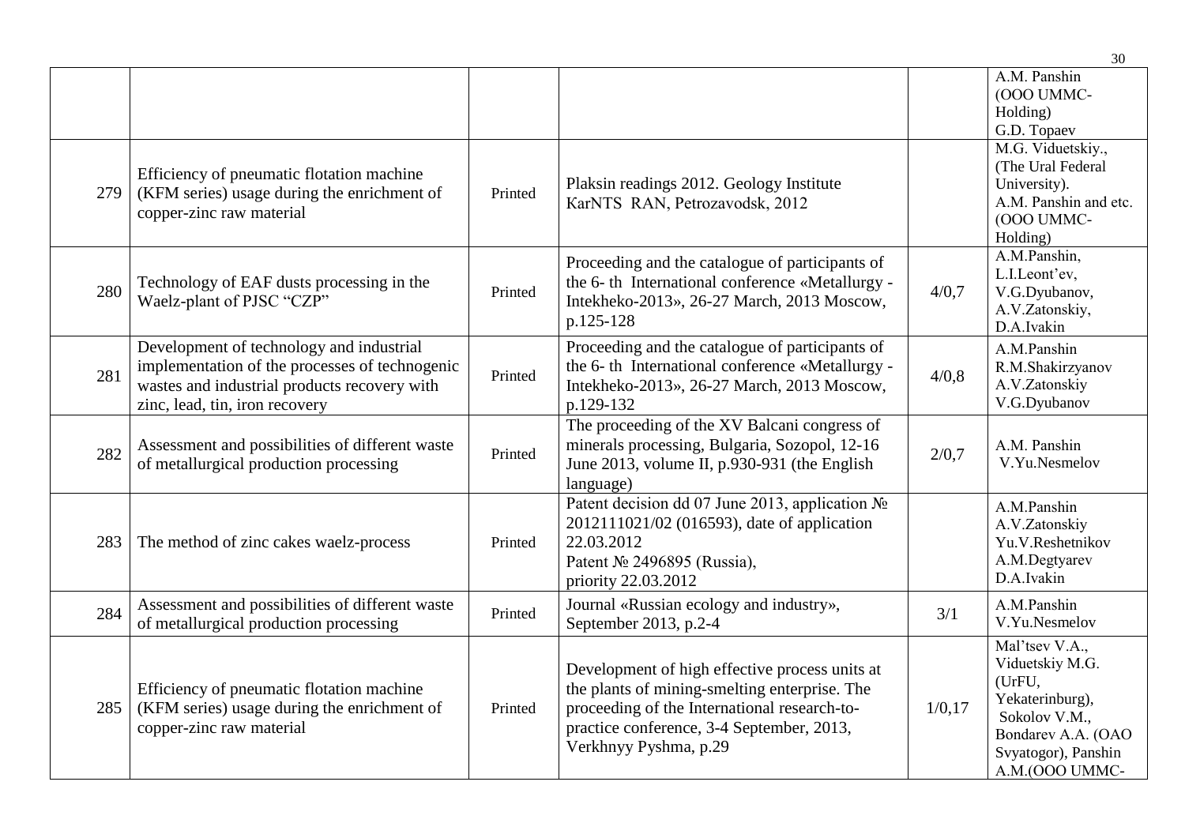|  |  |  |  |  |  |
|---|---|---|---|---|---|
|  |  |  |  |  | A.M. Panshin (OOO UMMC-Holding) G.D. Topaev |
| 279 | Efficiency of pneumatic flotation machine (KFM series) usage during the enrichment of copper-zinc raw material | Printed | Plaksin readings 2012. Geology Institute KarNTS RAN, Petrozavodsk, 2012 |  | M.G. Viduetskiy., (The Ural Federal University). A.M. Panshin and etc. (OOO UMMC-Holding) |
| 280 | Technology of EAF dusts processing in the Waelz-plant of PJSC "CZP" | Printed | Proceeding and the catalogue of participants of the 6- th International conference «Metallurgy - Intekheko-2013», 26-27 March, 2013 Moscow, p.125-128 | 4/0,7 | A.M.Panshin, L.I.Leont'ev, V.G.Dyubanov, A.V.Zatonskiy, D.A.Ivakin |
| 281 | Development of technology and industrial implementation of the processes of technogenic wastes and industrial products recovery with zinc, lead, tin, iron recovery | Printed | Proceeding and the catalogue of participants of the 6- th International conference «Metallurgy - Intekheko-2013», 26-27 March, 2013 Moscow, p.129-132 | 4/0,8 | A.M.Panshin R.M.Shakirzyanov A.V.Zatonskiy V.G.Dyubanov |
| 282 | Assessment and possibilities of different waste of metallurgical production processing | Printed | The proceeding of the XV Balcani congress of minerals processing, Bulgaria, Sozopol, 12-16 June 2013, volume II, p.930-931 (the English language) | 2/0,7 | A.M. Panshin V.Yu.Nesmelov |
| 283 | The method of zinc cakes waelz-process | Printed | Patent decision dd 07 June 2013, application № 2012111021/02 (016593), date of application 22.03.2012 Patent № 2496895 (Russia), priority 22.03.2012 |  | A.M.Panshin A.V.Zatonskiy Yu.V.Reshetnikov A.M.Degtyarev D.A.Ivakin |
| 284 | Assessment and possibilities of different waste of metallurgical production processing | Printed | Journal «Russian ecology and industry», September 2013, p.2-4 | 3/1 | A.M.Panshin V.Yu.Nesmelov |
| 285 | Efficiency of pneumatic flotation machine (KFM series) usage during the enrichment of copper-zinc raw material | Printed | Development of high effective process units at the plants of mining-smelting enterprise. The proceeding of the International research-to-practice conference, 3-4 September, 2013, Verkhnyy Pyshma, p.29 | 1/0,17 | Mal'tsev V.A., Viduetskiy M.G. (UrFU, Yekaterinburg), Sokolov V.M., Bondarev A.A. (OAO Svyatogor), Panshin A.M.(OOO UMMC- |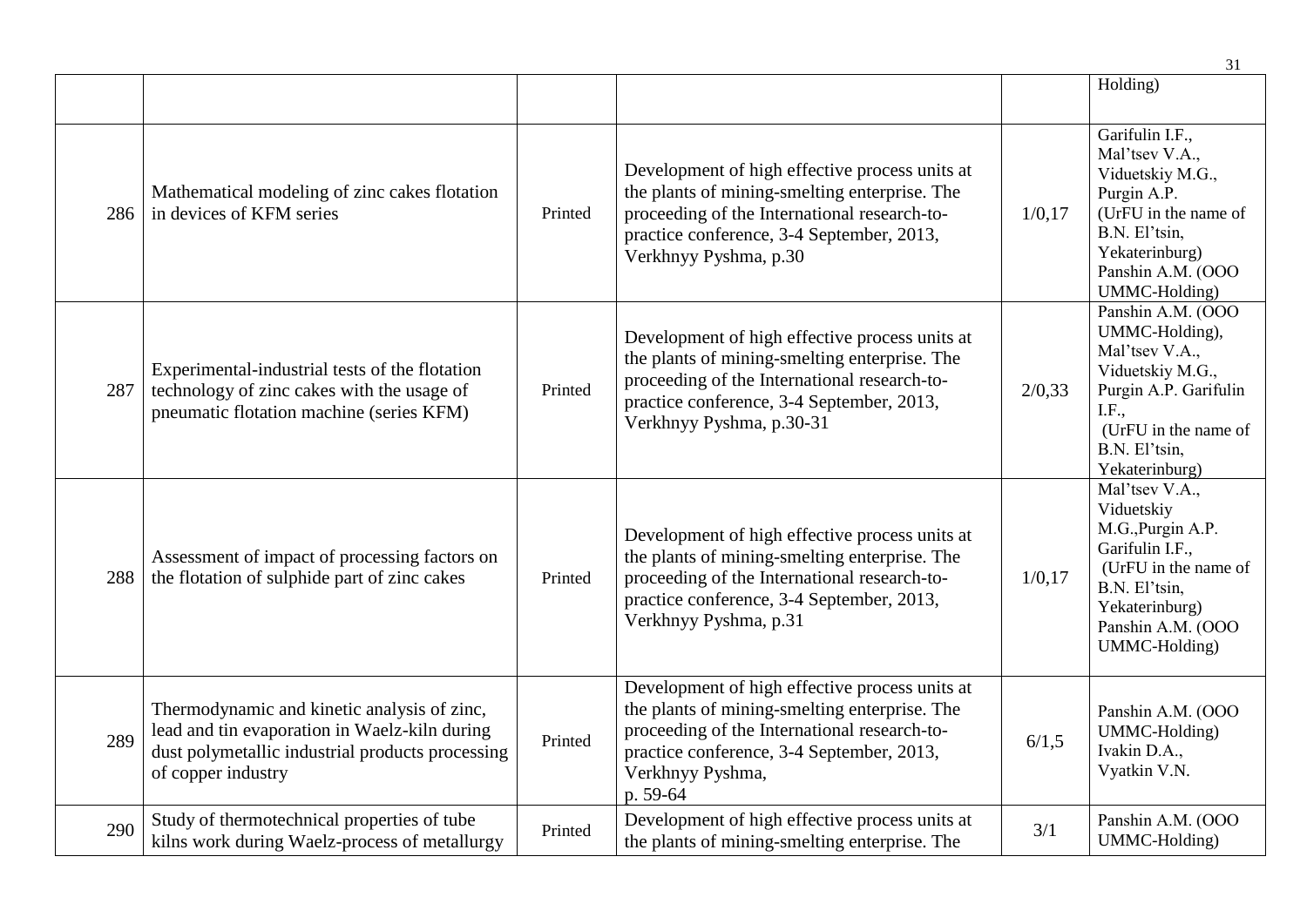| | | | | | |
|---|---|---|---|---|---|
| | | | | | Holding) |
| 286 | Mathematical modeling of zinc cakes flotation in devices of KFM series | Printed | Development of high effective process units at the plants of mining-smelting enterprise. The proceeding of the International research-to-practice conference, 3-4 September, 2013, Verkhnyy Pyshma, p.30 | 1/0,17 | Garifulin I.F., Mal'tsev V.A., Viduetskiy M.G., Purgin A.P. (UrFU in the name of B.N. El'tsin, Yekaterinburg) Panshin A.M. (OOO UMMC-Holding) |
| 287 | Experimental-industrial tests of the flotation technology of zinc cakes with the usage of pneumatic flotation machine (series KFM) | Printed | Development of high effective process units at the plants of mining-smelting enterprise. The proceeding of the International research-to-practice conference, 3-4 September, 2013, Verkhnyy Pyshma, p.30-31 | 2/0,33 | Panshin A.M. (OOO UMMC-Holding), Mal'tsev V.A., Viduetskiy M.G., Purgin A.P. Garifulin I.F., (UrFU in the name of B.N. El'tsin, Yekaterinburg) |
| 288 | Assessment of impact of processing factors on the flotation of sulphide part of zinc cakes | Printed | Development of high effective process units at the plants of mining-smelting enterprise. The proceeding of the International research-to-practice conference, 3-4 September, 2013, Verkhnyy Pyshma, p.31 | 1/0,17 | Mal'tsev V.A., Viduetskiy M.G.,Purgin A.P. Garifulin I.F., (UrFU in the name of B.N. El'tsin, Yekaterinburg) Panshin A.M. (OOO UMMC-Holding) |
| 289 | Thermodynamic and kinetic analysis of zinc, lead and tin evaporation in Waelz-kiln during dust polymetallic industrial products processing of copper industry | Printed | Development of high effective process units at the plants of mining-smelting enterprise. The proceeding of the International research-to-practice conference, 3-4 September, 2013, Verkhnyy Pyshma, p. 59-64 | 6/1,5 | Panshin A.M. (OOO UMMC-Holding) Ivakin D.A., Vyatkin V.N. |
| 290 | Study of thermotechnical properties of tube kilns work during Waelz-process of metallurgy | Printed | Development of high effective process units at the plants of mining-smelting enterprise. The | 3/1 | Panshin A.M. (OOO UMMC-Holding) |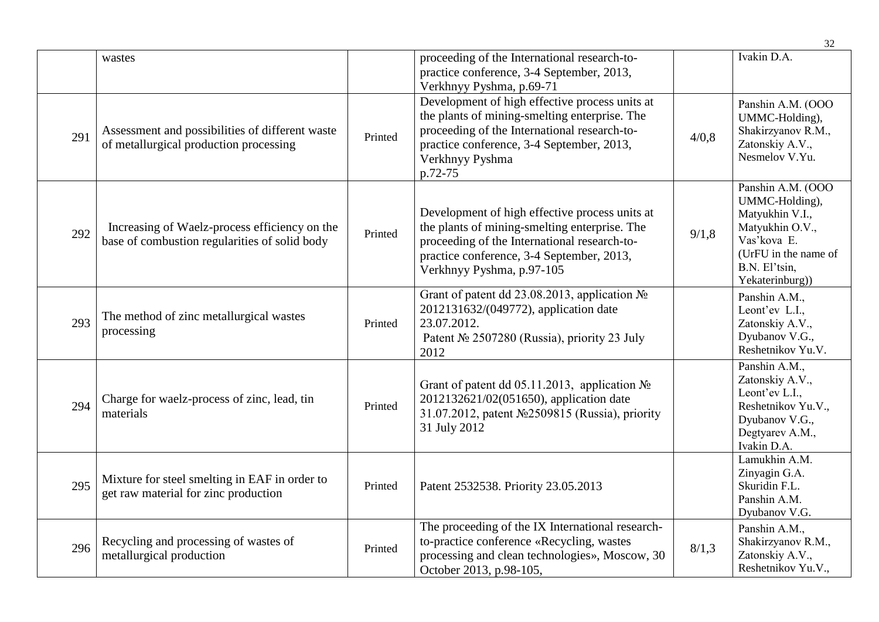| | | | | | |
|---|---|---|---|---|---|
| | wastes | | proceeding of the International research-to-practice conference, 3-4 September, 2013, Verkhnyy Pyshma, p.69-71 | | Ivakin D.A. |
| 291 | Assessment and possibilities of different waste of metallurgical production processing | Printed | Development of high effective process units at the plants of mining-smelting enterprise. The proceeding of the International research-to-practice conference, 3-4 September, 2013, Verkhnyy Pyshma p.72-75 | 4/0,8 | Panshin A.M. (OOO UMMC-Holding), Shakirzyanov R.M., Zatonskiy A.V., Nesmelov V.Yu. |
| 292 | Increasing of Waelz-process efficiency on the base of combustion regularities of solid body | Printed | Development of high effective process units at the plants of mining-smelting enterprise. The proceeding of the International research-to-practice conference, 3-4 September, 2013, Verkhnyy Pyshma, p.97-105 | 9/1,8 | Panshin A.M. (OOO UMMC-Holding), Matyukhin V.I., Matyukhin O.V., Vas'kova E. (UrFU in the name of B.N. El'tsin, Yekaterinburg)) |
| 293 | The method of zinc metallurgical wastes processing | Printed | Grant of patent dd 23.08.2013, application № 2012131632/(049772), application date 23.07.2012. Patent № 2507280 (Russia), priority 23 July 2012 | | Panshin A.M., Leont'ev L.I., Zatonskiy A.V., Dyubanov V.G., Reshetnikov Yu.V. |
| 294 | Charge for waelz-process of zinc, lead, tin materials | Printed | Grant of patent dd 05.11.2013, application № 2012132621/02(051650), application date 31.07.2012, patent №2509815 (Russia), priority 31 July 2012 | | Panshin A.M., Zatonskiy A.V., Leont'ev L.I., Reshetnikov Yu.V., Dyubanov V.G., Degtyarev A.M., Ivakin D.A. |
| 295 | Mixture for steel smelting in EAF in order to get raw material for zinc production | Printed | Patent 2532538. Priority 23.05.2013 | | Lamukhin A.M. Zinyagin G.A. Skuridin F.L. Panshin A.M. Dyubanov V.G. |
| 296 | Recycling and processing of wastes of metallurgical production | Printed | The proceeding of the IX International research-to-practice conference «Recycling, wastes processing and clean technologies», Moscow, 30 October 2013, p.98-105, | 8/1,3 | Panshin A.M., Shakirzyanov R.M., Zatonskiy A.V., Reshetnikov Yu.V., |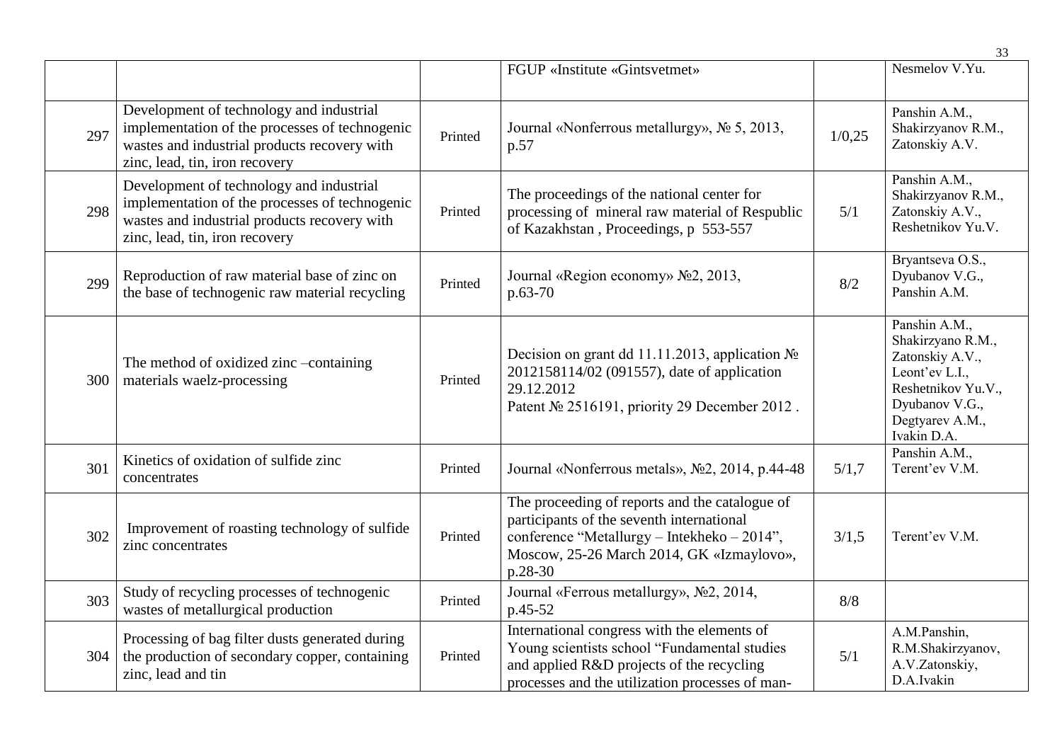|  |  |  | FGUP «Institute «Gintsvetmet» |  | Nesmelov V.Yu. |
|---|---|---|---|---|---|
| 297 | Development of technology and industrial implementation of the processes of technogenic wastes and industrial products recovery with zinc, lead, tin, iron recovery | Printed | Journal «Nonferrous metallurgy», № 5, 2013, p.57 | 1/0,25 | Panshin A.M., Shakirzyanov R.M., Zatonskiy A.V. |
| 298 | Development of technology and industrial implementation of the processes of technogenic wastes and industrial products recovery with zinc, lead, tin, iron recovery | Printed | The proceedings of the national center for processing of mineral raw material of Respublic of Kazakhstan , Proceedings, p 553-557 | 5/1 | Panshin A.M., Shakirzyanov R.M., Zatonskiy A.V., Reshetnikov Yu.V. |
| 299 | Reproduction of raw material base of zinc on the base of technogenic raw material recycling | Printed | Journal «Region economy» №2, 2013, p.63-70 | 8/2 | Bryantseva O.S., Dyubanov V.G., Panshin A.M. |
| 300 | The method of oxidized zinc –containing materials waelz-processing | Printed | Decision on grant dd 11.11.2013, application № 2012158114/02 (091557), date of application 29.12.2012<br>Patent № 2516191, priority 29 December 2012 . |  | Panshin A.M., Shakirzyano R.M., Zatonskiy A.V., Leont'ev L.I., Reshetnikov Yu.V., Dyubanov V.G., Degtyarev A.M., Ivakin D.A. |
| 301 | Kinetics of oxidation of sulfide zinc concentrates | Printed | Journal «Nonferrous metals», №2, 2014, p.44-48 | 5/1,7 | Panshin A.M., Terent'ev V.M. |
| 302 | Improvement of roasting technology of sulfide zinc concentrates | Printed | The proceeding of reports and the catalogue of participants of the seventh international conference "Metallurgy – Intekheko – 2014", Moscow, 25-26 March 2014, GK «Izmaylovo», p.28-30 | 3/1,5 | Terent'ev V.M. |
| 303 | Study of recycling processes of technogenic wastes of metallurgical production | Printed | Journal «Ferrous metallurgy», №2, 2014, p.45-52 | 8/8 |  |
| 304 | Processing of bag filter dusts generated during the production of secondary copper, containing zinc, lead and tin | Printed | International congress with the elements of Young scientists school "Fundamental studies and applied R&D projects of the recycling processes and the utilization processes of man- | 5/1 | A.M.Panshin, R.M.Shakirzyanov, A.V.Zatonskiy, D.A.Ivakin |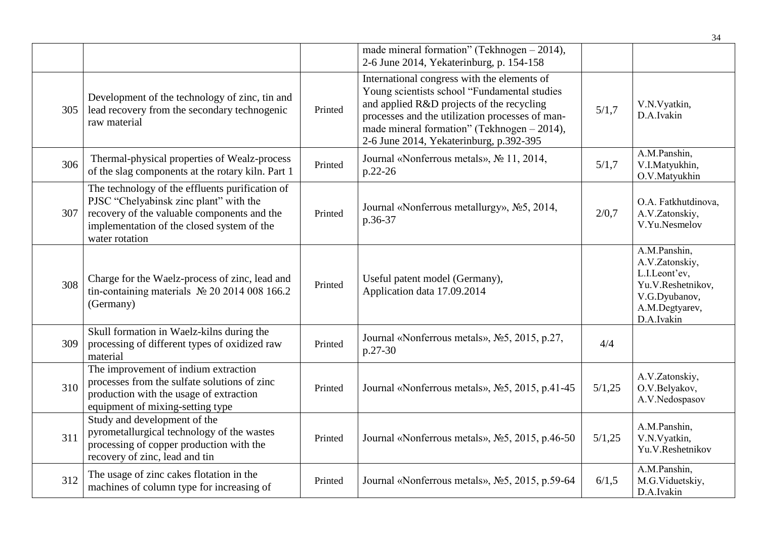| | | | | | |
|---|---|---|---|---|---|
| | | | made mineral formation" (Tekhnogen – 2014), 2-6 June 2014, Yekaterinburg, p. 154-158 | | |
| 305 | Development of the technology of zinc, tin and lead recovery from the secondary technogenic raw material | Printed | International congress with the elements of Young scientists school "Fundamental studies and applied R&D projects of the recycling processes and the utilization processes of man-made mineral formation" (Tekhnogen – 2014), 2-6 June 2014, Yekaterinburg, p.392-395 | 5/1,7 | V.N.Vyatkin, D.A.Ivakin |
| 306 | Thermal-physical properties of Wealz-process of the slag components at the rotary kiln. Part 1 | Printed | Journal «Nonferrous metals», № 11, 2014, p.22-26 | 5/1,7 | A.M.Panshin, V.I.Matyukhin, O.V.Matyukhin |
| 307 | The technology of the effluents purification of PJSC "Chelyabinsk zinc plant" with the recovery of the valuable components and the implementation of the closed system of the water rotation | Printed | Journal «Nonferrous metallurgy», №5, 2014, p.36-37 | 2/0,7 | O.A. Fatkhutdinova, A.V.Zatonskiy, V.Yu.Nesmelov |
| 308 | Charge for the Waelz-process of zinc, lead and tin-containing materials № 20 2014 008 166.2 (Germany) | Printed | Useful patent model (Germany), Application data 17.09.2014 | | A.M.Panshin, A.V.Zatonskiy, L.I.Leont'ev, Yu.V.Reshetnikov, V.G.Dyubanov, A.M.Degtyarev, D.A.Ivakin |
| 309 | Skull formation in Waelz-kilns during the processing of different types of oxidized raw material | Printed | Journal «Nonferrous metals», №5, 2015, p.27, p.27-30 | 4/4 | |
| 310 | The improvement of indium extraction processes from the sulfate solutions of zinc production with the usage of extraction equipment of mixing-setting type | Printed | Journal «Nonferrous metals», №5, 2015, p.41-45 | 5/1,25 | A.V.Zatonskiy, O.V.Belyakov, A.V.Nedospasov |
| 311 | Study and development of the pyrometallurgical technology of the wastes processing of copper production with the recovery of zinc, lead and tin | Printed | Journal «Nonferrous metals», №5, 2015, p.46-50 | 5/1,25 | A.M.Panshin, V.N.Vyatkin, Yu.V.Reshetnikov |
| 312 | The usage of zinc cakes flotation in the machines of column type for increasing of | Printed | Journal «Nonferrous metals», №5, 2015, p.59-64 | 6/1,5 | A.M.Panshin, M.G.Viduetskiy, D.A.Ivakin |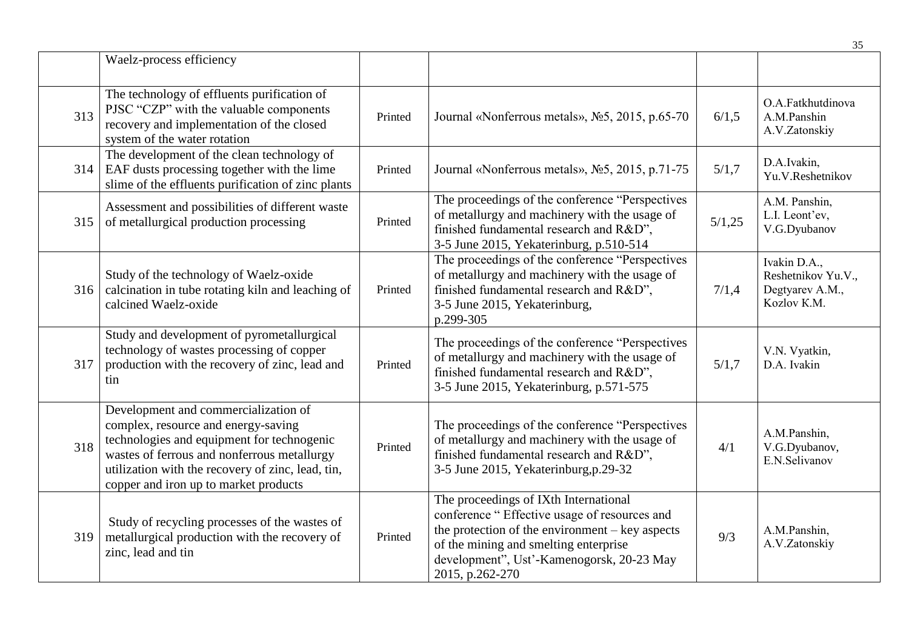|  |  |  |  |  |  |
|---|---|---|---|---|---|
|  | Waelz-process efficiency |  |  |  |  |
| 313 | The technology of effluents purification of PJSC "CZP" with the valuable components recovery and implementation of the closed system of the water rotation | Printed | Journal «Nonferrous metals», №5, 2015, p.65-70 | 6/1,5 | O.A.Fatkhutdinova A.M.Panshin A.V.Zatonskiy |
| 314 | The development of the clean technology of EAF dusts processing together with the lime slime of the effluents purification of zinc plants | Printed | Journal «Nonferrous metals», №5, 2015, p.71-75 | 5/1,7 | D.A.Ivakin, Yu.V.Reshetnikov |
| 315 | Assessment and possibilities of different waste of metallurgical production processing | Printed | The proceedings of the conference "Perspectives of metallurgy and machinery with the usage of finished fundamental research and R&D", 3-5 June 2015, Yekaterinburg, p.510-514 | 5/1,25 | A.M. Panshin, L.I. Leont'ev, V.G.Dyubanov |
| 316 | Study of the technology of Waelz-oxide calcination in tube rotating kiln and leaching of calcined Waelz-oxide | Printed | The proceedings of the conference "Perspectives of metallurgy and machinery with the usage of finished fundamental research and R&D", 3-5 June 2015, Yekaterinburg, p.299-305 | 7/1,4 | Ivakin D.A., Reshetnikov Yu.V., Degtyarev A.M., Kozlov K.M. |
| 317 | Study and development of pyrometallurgical technology of wastes processing of copper production with the recovery of zinc, lead and tin | Printed | The proceedings of the conference "Perspectives of metallurgy and machinery with the usage of finished fundamental research and R&D", 3-5 June 2015, Yekaterinburg, p.571-575 | 5/1,7 | V.N. Vyatkin, D.A. Ivakin |
| 318 | Development and commercialization of complex, resource and energy-saving technologies and equipment for technogenic wastes of ferrous and nonferrous metallurgy utilization with the recovery of zinc, lead, tin, copper and iron up to market products | Printed | The proceedings of the conference "Perspectives of metallurgy and machinery with the usage of finished fundamental research and R&D", 3-5 June 2015, Yekaterinburg,p.29-32 | 4/1 | A.M.Panshin, V.G.Dyubanov, E.N.Selivanov |
| 319 | Study of recycling processes of the wastes of metallurgical production with the recovery of zinc, lead and tin | Printed | The proceedings of IXth International conference " Effective usage of resources and the protection of the environment – key aspects of the mining and smelting enterprise development", Ust'-Kamenogorsk, 20-23 May 2015, p.262-270 | 9/3 | A.M.Panshin, A.V.Zatonskiy |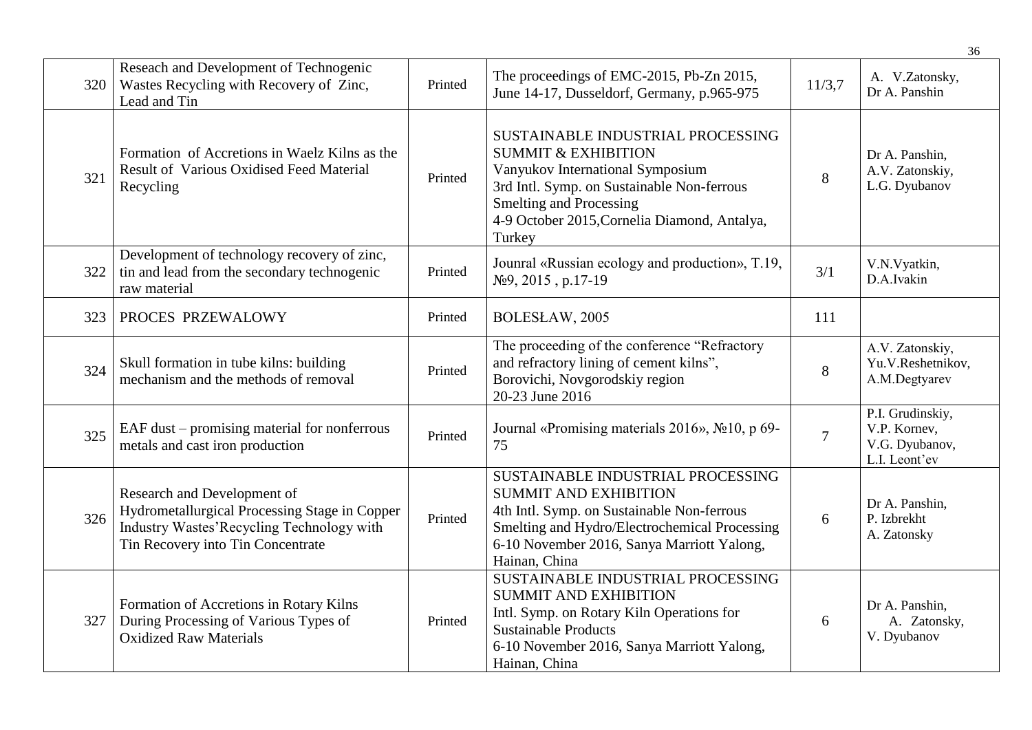| 320 | Reseach and Development of Technogenic Wastes Recycling with Recovery of Zinc, Lead and Tin | Printed | The proceedings of EMC-2015, Pb-Zn 2015, June 14-17, Dusseldorf, Germany, p.965-975 | 11/3,7 | A. V.Zatonsky, Dr A. Panshin |
|---|---|---|---|---|---|
| 321 | Formation of Accretions in Waelz Kilns as the Result of Various Oxidised Feed Material Recycling | Printed | SUSTAINABLE INDUSTRIAL PROCESSING SUMMIT & EXHIBITION Vanyukov International Symposium 3rd Intl. Symp. on Sustainable Non-ferrous Smelting and Processing 4-9 October 2015,Cornelia Diamond, Antalya, Turkey | 8 | Dr A. Panshin, A.V. Zatonskiy, L.G. Dyubanov |
| 322 | Development of technology recovery of zinc, tin and lead from the secondary technogenic raw material | Printed | Jounral «Russian ecology and production», T.19, №9, 2015 , p.17-19 | 3/1 | V.N.Vyatkin, D.A.Ivakin |
| 323 | PROCES PRZEWALOWY | Printed | BOLESŁAW, 2005 | 111 | |
| 324 | Skull formation in tube kilns: building mechanism and the methods of removal | Printed | The proceeding of the conference "Refractory and refractory lining of cement kilns", Borovichi, Novgorodskiy region 20-23 June 2016 | 8 | A.V. Zatonskiy, Yu.V.Reshetnikov, A.M.Degtyarev |
| 325 | EAF dust – promising material for nonferrous metals and cast iron production | Printed | Journal «Promising materials 2016», №10, p 69-75 | 7 | P.I. Grudinskiy, V.P. Kornev, V.G. Dyubanov, L.I. Leont'ev |
| 326 | Research and Development of Hydrometallurgical Processing Stage in Copper Industry Wastes'Recycling Technology with Tin Recovery into Tin Concentrate | Printed | SUSTAINABLE INDUSTRIAL PROCESSING SUMMIT AND EXHIBITION 4th Intl. Symp. on Sustainable Non-ferrous Smelting and Hydro/Electrochemical Processing 6-10 November 2016, Sanya Marriott Yalong, Hainan, China | 6 | Dr A. Panshin, P. Izbrekht A. Zatonsky |
| 327 | Formation of Accretions in Rotary Kilns During Processing of Various Types of Oxidized Raw Materials | Printed | SUSTAINABLE INDUSTRIAL PROCESSING SUMMIT AND EXHIBITION Intl. Symp. on Rotary Kiln Operations for Sustainable Products 6-10 November 2016, Sanya Marriott Yalong, Hainan, China | 6 | Dr A. Panshin, A. Zatonsky, V. Dyubanov |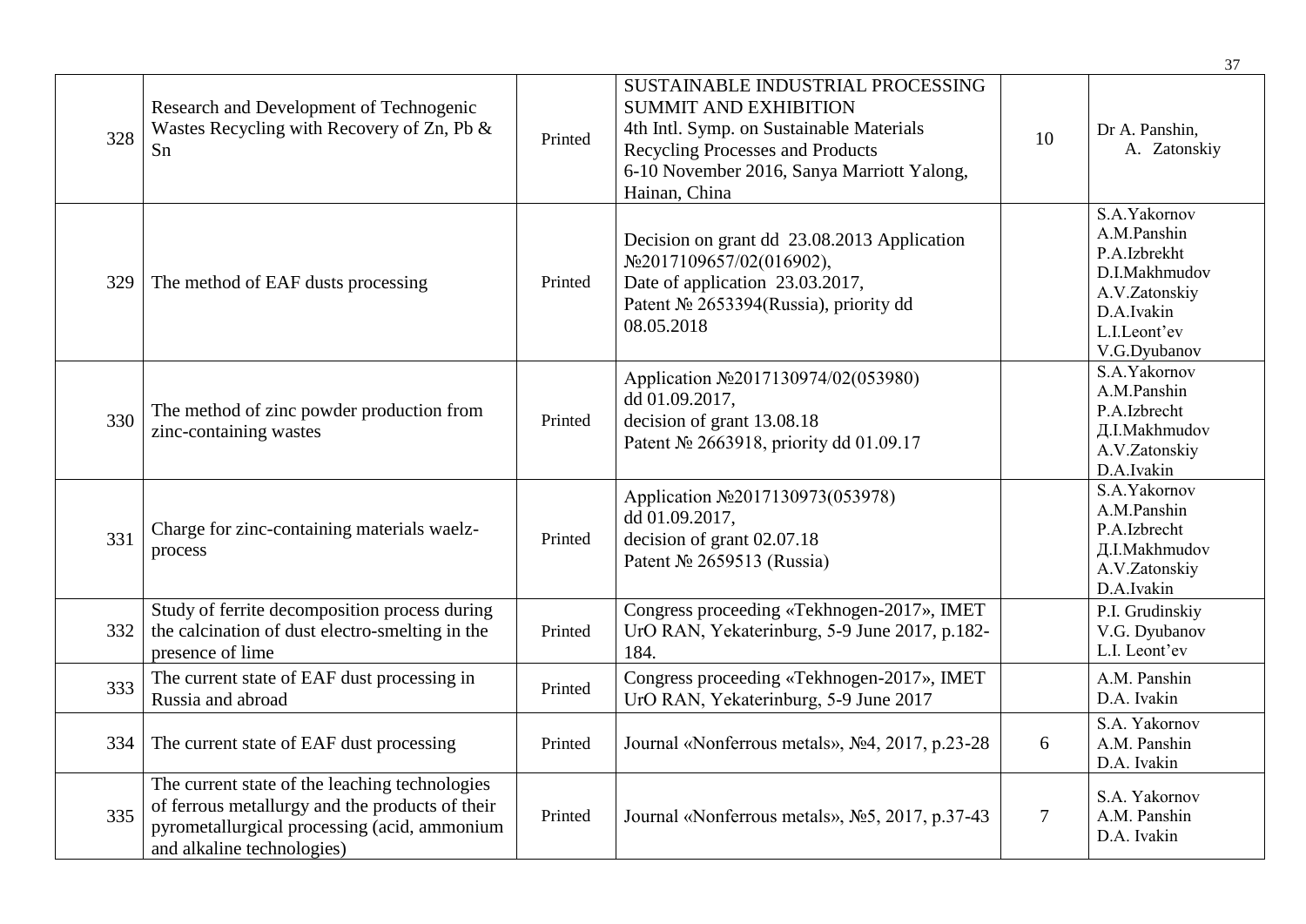| 328 | Research and Development of Technogenic Wastes Recycling with Recovery of Zn, Pb & Sn | Printed | SUSTAINABLE INDUSTRIAL PROCESSING SUMMIT AND EXHIBITION<br>4th Intl. Symp. on Sustainable Materials Recycling Processes and Products<br>6-10 November 2016, Sanya Marriott Yalong, Hainan, China | 10 | Dr A. Panshin,<br>A. Zatonskiy |
|---|---|---|---|---|---|
| 329 | The method of EAF dusts processing | Printed | Decision on grant dd 23.08.2013 Application №2017109657/02(016902),<br>Date of application 23.03.2017,<br>Patent № 2653394(Russia), priority dd 08.05.2018 | | S.A.Yakornov<br>A.M.Panshin<br>P.A.Izbrekht<br>D.I.Makhmudov<br>A.V.Zatonskiy<br>D.A.Ivakin<br>L.I.Leont'ev<br>V.G.Dyubanov |
| 330 | The method of zinc powder production from zinc-containing wastes | Printed | Application №2017130974/02(053980) dd 01.09.2017,<br>decision of grant 13.08.18<br>Patent № 2663918, priority dd 01.09.17 | | S.A.Yakornov<br>A.M.Panshin<br>P.A.Izbrecht<br>Д.I.Makhmudov<br>A.V.Zatonskiy<br>D.A.Ivakin |
| 331 | Charge for zinc-containing materials waelz-process | Printed | Application №2017130973(053978) dd 01.09.2017,<br>decision of grant 02.07.18<br>Patent № 2659513 (Russia) | | S.A.Yakornov<br>A.M.Panshin<br>P.A.Izbrecht<br>Д.I.Makhmudov<br>A.V.Zatonskiy<br>D.A.Ivakin |
| 332 | Study of ferrite decomposition process during the calcination of dust electro-smelting in the presence of lime | Printed | Congress proceeding «Tekhnogen-2017», IMET UrO RAN, Yekaterinburg, 5-9 June 2017, p.182-184. | | P.I. Grudinskiy<br>V.G. Dyubanov<br>L.I. Leont'ev |
| 333 | The current state of EAF dust processing in Russia and abroad | Printed | Congress proceeding «Tekhnogen-2017», IMET UrO RAN, Yekaterinburg, 5-9 June 2017 | | A.M. Panshin<br>D.A. Ivakin |
| 334 | The current state of EAF dust processing | Printed | Journal «Nonferrous metals», №4, 2017, p.23-28 | 6 | S.A. Yakornov<br>A.M. Panshin<br>D.A. Ivakin |
| 335 | The current state of the leaching technologies of ferrous metallurgy and the products of their pyrometallurgical processing (acid, ammonium and alkaline technologies) | Printed | Journal «Nonferrous metals», №5, 2017, p.37-43 | 7 | S.A. Yakornov<br>A.M. Panshin<br>D.A. Ivakin |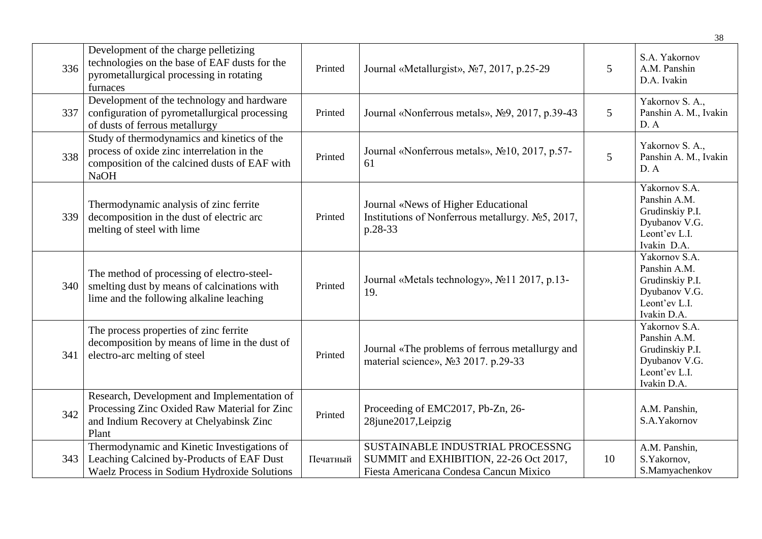| 336 | Development of the charge pelletizing technologies on the base of EAF dusts for the pyrometallurgical processing in rotating furnaces | Printed | Journal «Metallurgist», №7, 2017, p.25-29 | 5 | S.A. Yakornov A.M. Panshin D.A. Ivakin |
|---|---|---|---|---|---|
| 337 | Development of the technology and hardware configuration of pyrometallurgical processing of dusts of ferrous metallurgy | Printed | Journal «Nonferrous metals», №9, 2017, p.39-43 | 5 | Yakornov S. A., Panshin A. M., Ivakin D. A |
| 338 | Study of thermodynamics and kinetics of the process of oxide zinc interrelation in the composition of the calcined dusts of EAF with NaOH | Printed | Journal «Nonferrous metals», №10, 2017, p.57-61 | 5 | Yakornov S. A., Panshin A. M., Ivakin D. A |
| 339 | Thermodynamic analysis of zinc ferrite decomposition in the dust of electric arc melting of steel with lime | Printed | Journal «News of Higher Educational Institutions of Nonferrous metallurgy. №5, 2017, p.28-33 | | Yakornov S.A. Panshin A.M. Grudinskiy P.I. Dyubanov V.G. Leont'ev L.I. Ivakin D.A. |
| 340 | The method of processing of electro-steel-smelting dust by means of calcinations with lime and the following alkaline leaching | Printed | Journal «Metals technology», №11 2017, p.13-19. | | Yakornov S.A. Panshin A.M. Grudinskiy P.I. Dyubanov V.G. Leont'ev L.I. Ivakin D.A. |
| 341 | The process properties of zinc ferrite decomposition by means of lime in the dust of electro-arc melting of steel | Printed | Journal «The problems of ferrous metallurgy and material science», №3 2017. p.29-33 | | Yakornov S.A. Panshin A.M. Grudinskiy P.I. Dyubanov V.G. Leont'ev L.I. Ivakin D.A. |
| 342 | Research, Development and Implementation of Processing Zinc Oxided Raw Material for Zinc and Indium Recovery at Chelyabinsk Zinc Plant | Printed | Proceeding of EMC2017, Pb-Zn, 26-28june2017,Leipzig | | A.M. Panshin, S.A.Yakornov |
| 343 | Thermodynamic and Kinetic Investigations of Leaching Calcined by-Products of EAF Dust Waelz Process in Sodium Hydroxide Solutions | Печатный | SUSTAINABLE INDUSTRIAL PROCESSNG SUMMIT and EXHIBITION, 22-26 Oct 2017, Fiesta Americana Condesa Cancun Mixico | 10 | A.M. Panshin, S.Yakornov, S.Mamyachenkov |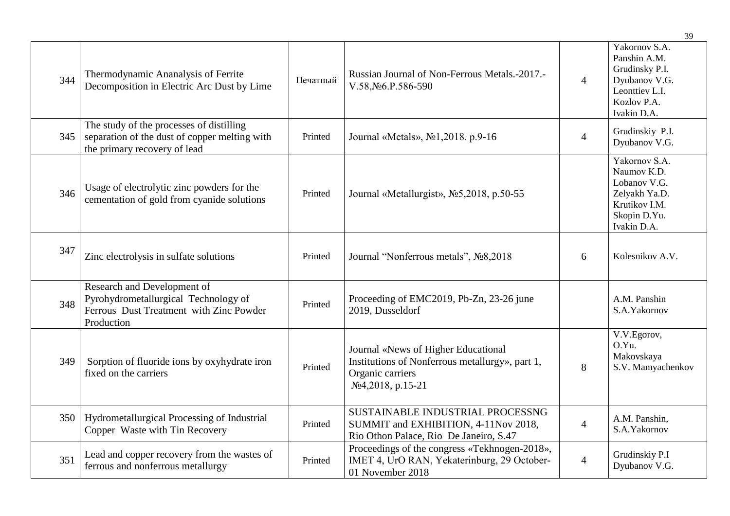| 344 | Thermodynamic Ananalysis of Ferrite Decomposition in Electric Arc Dust by Lime | Печатный | Russian Journal of Non-Ferrous Metals.-2017.-V.58,№6.P.586-590 | 4 | Yakornov S.A. Panshin A.M. Grudinsky P.I. Dyubanov V.G. Leonttiev L.I. Kozlov P.A. Ivakin D.A. |
|---|---|---|---|---|---|
| 345 | The study of the processes of distilling separation of the dust of copper melting with the primary recovery of lead | Printed | Journal «Metals», №1,2018. p.9-16 | 4 | Grudinskiy P.I. Dyubanov V.G. |
| 346 | Usage of electrolytic zinc powders for the cementation of gold from cyanide solutions | Printed | Journal «Metallurgist», №5,2018, p.50-55 | | Yakornov S.A. Naumov K.D. Lobanov V.G. Zelyakh Ya.D. Krutikov I.M. Skopin D.Yu. Ivakin D.A. |
| 347 | Zinc electrolysis in sulfate solutions | Printed | Journal "Nonferrous metals", №8,2018 | 6 | Kolesnikov A.V. |
| 348 | Research and Development of Pyrohydrometallurgical Technology of Ferrous Dust Treatment with Zinc Powder Production | Printed | Proceeding of EMC2019, Pb-Zn, 23-26 june 2019, Dusseldorf | | A.M. Panshin S.A.Yakornov |
| 349 | Sorption of fluoride ions by oxyhydrate iron fixed on the carriers | Printed | Journal «News of Higher Educational Institutions of Nonferrous metallurgy», part 1, Organic carriers №4,2018, p.15-21 | 8 | V.V.Egorov, O.Yu. Makovskaya S.V. Mamyachenkov |
| 350 | Hydrometallurgical Processing of Industrial Copper Waste with Tin Recovery | Printed | SUSTAINABLE INDUSTRIAL PROCESSNG SUMMIT and EXHIBITION, 4-11Nov 2018, Rio Othon Palace, Rio De Janeiro, S.47 | 4 | A.M. Panshin, S.A.Yakornov |
| 351 | Lead and copper recovery from the wastes of ferrous and nonferrous metallurgy | Printed | Proceedings of the congress «Tekhnogen-2018», IMET 4, UrO RAN, Yekaterinburg, 29 October-01 November 2018 | 4 | Grudinskiy P.I Dyubanov V.G. |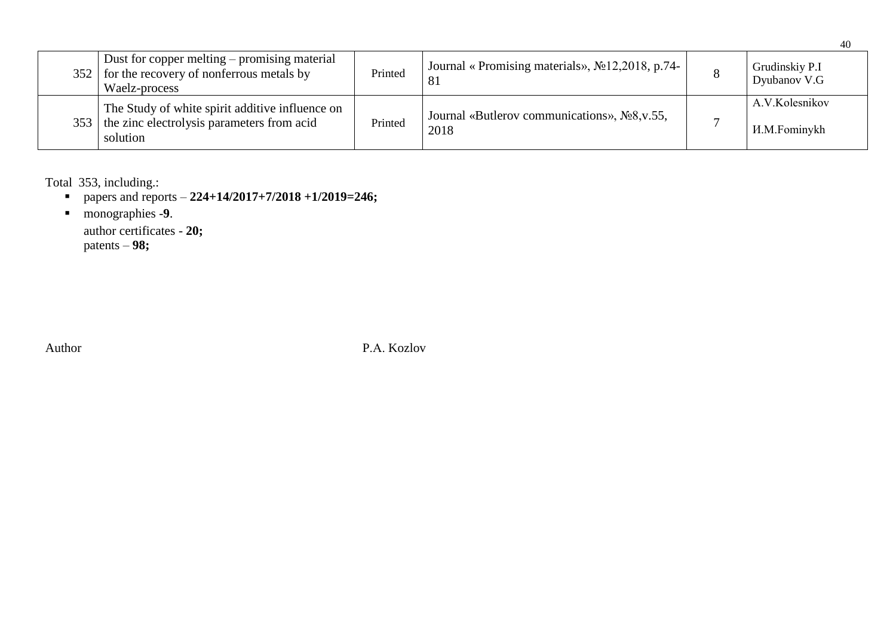| | | | | | |
|---|---|---|---|---|---|
| 352 | Dust for copper melting – promising material for the recovery of nonferrous metals by Waelz-process | Printed | Journal « Promising materials», №12,2018, p.74-81 | 8 | Grudinskiy P.I Dyubanov V.G |
| 353 | The Study of white spirit additive influence on the zinc electrolysis parameters from acid solution | Printed | Journal «Butlerov communications», №8,v.55, 2018 | 7 | A.V.Kolesnikov И.M.Fominykh |

Total 353, including.:

- papers and reports – **224+14/2017+7/2018 +1/2019=246;**
- monographies -**9**.

  author certificates - **20;**
  patents – **98;**

Author P.A. Kozlov